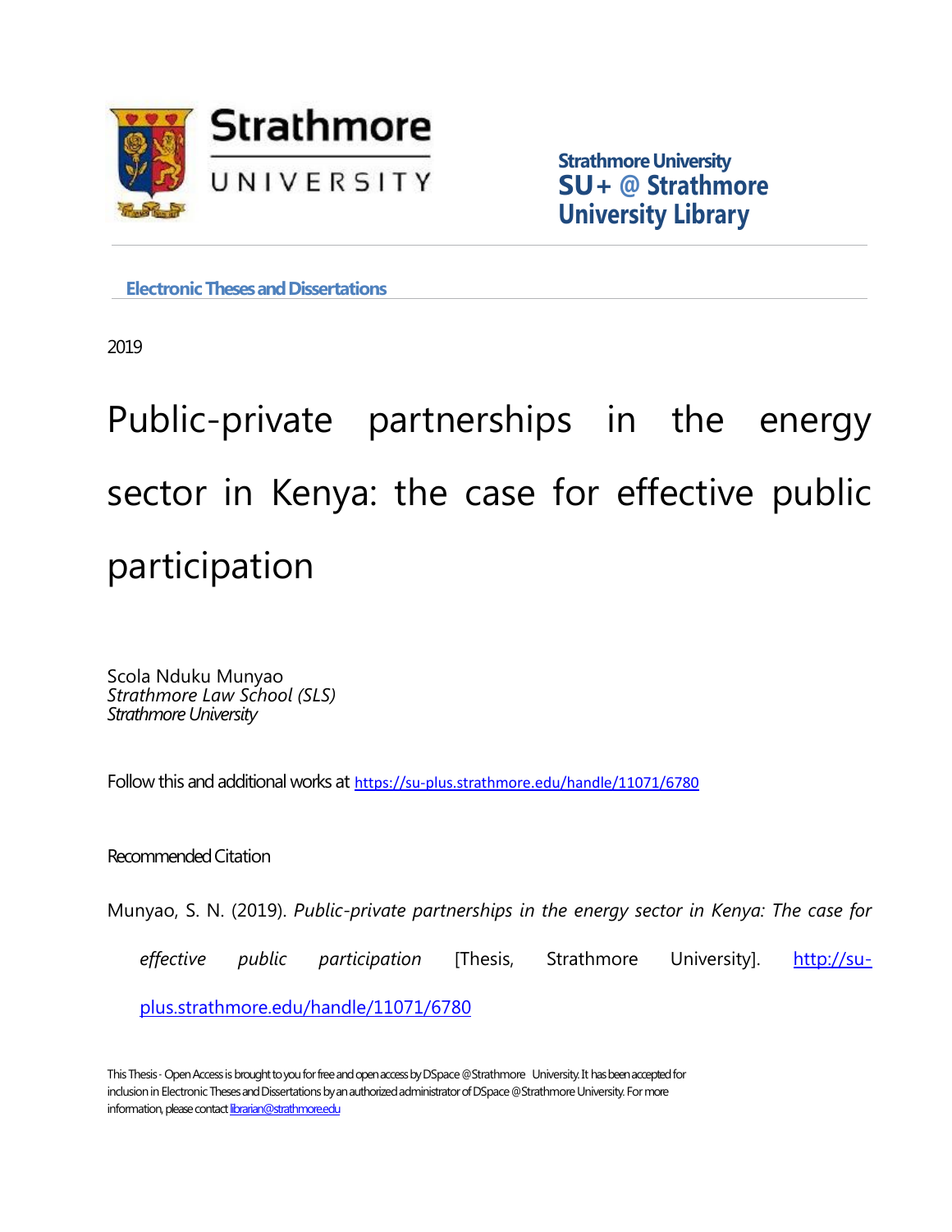Strathmore UNIVERSITY

**Strathmore University**
**SU+ @ Strathmore University Library**

**Electronic Theses and Dissertations**

2019

# Public-private partnerships in the energy sector in Kenya: the case for effective public participation

Scola Nduku Munyao
*Strathmore Law School (SLS)*
*Strathmore University*

Follow this and additional works at https://su-plus.strathmore.edu/handle/11071/6780

Recommended Citation

Munyao, S. N. (2019). *Public-private partnerships in the energy sector in Kenya: The case for effective public participation* [Thesis, Strathmore University]. http://su-plus.strathmore.edu/handle/11071/6780

This Thesis - Open Access is brought to you for free and open access by DSpace @Strathmore University. It has been accepted for inclusion in Electronic Theses and Dissertations by an authorized administrator of DSpace @Strathmore University. For more information, please contact librarian@strathmore.edu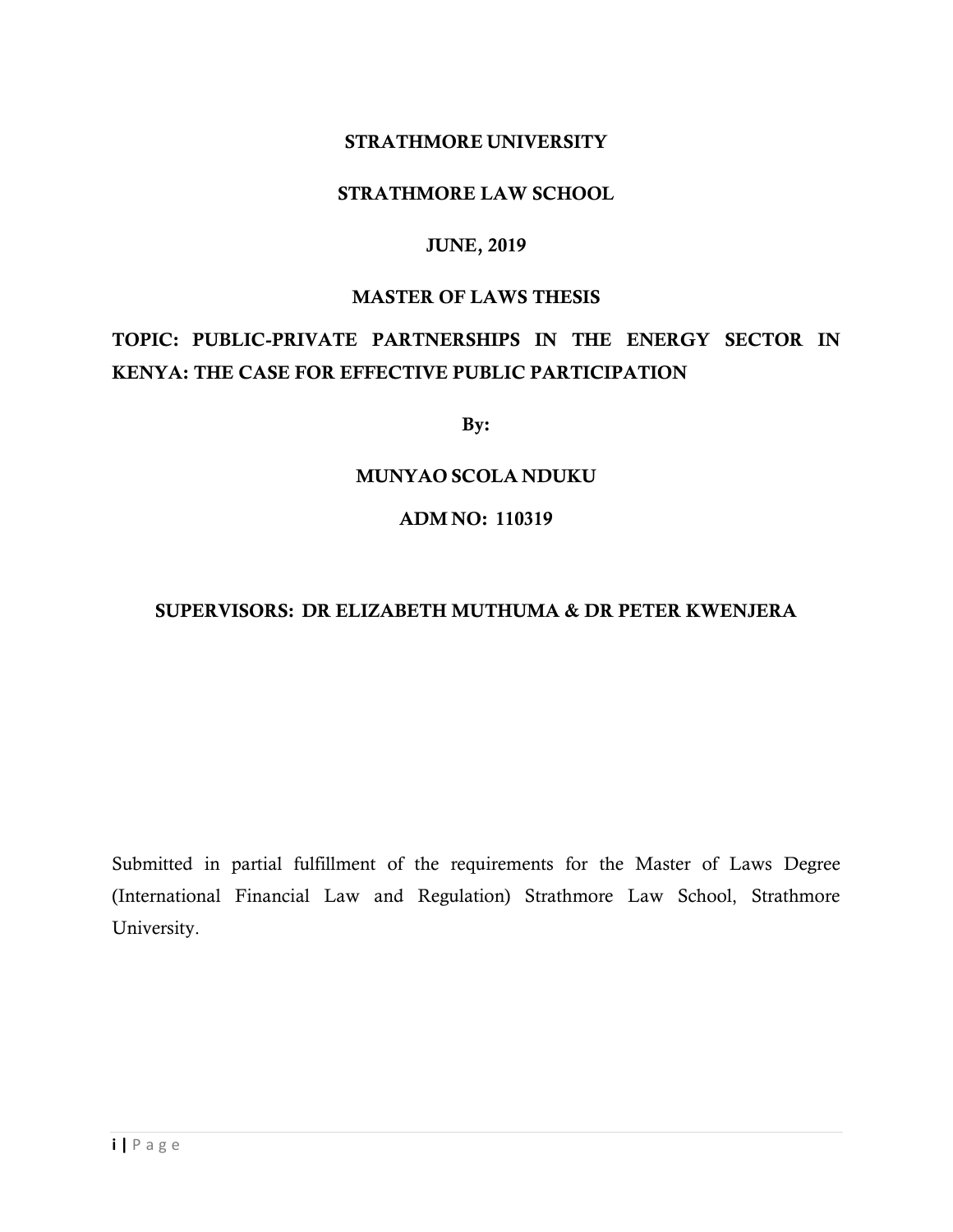**STRATHMORE UNIVERSITY**

**STRATHMORE LAW SCHOOL**

**JUNE, 2019**

**MASTER OF LAWS THESIS**

**TOPIC: PUBLIC-PRIVATE PARTNERSHIPS IN THE ENERGY SECTOR IN KENYA: THE CASE FOR EFFECTIVE PUBLIC PARTICIPATION**

**By:**

**MUNYAO SCOLA NDUKU**

**ADM NO: 110319**

**SUPERVISORS: DR ELIZABETH MUTHUMA & DR PETER KWENJERA**

Submitted in partial fulfillment of the requirements for the Master of Laws Degree (International Financial Law and Regulation) Strathmore Law School, Strathmore University.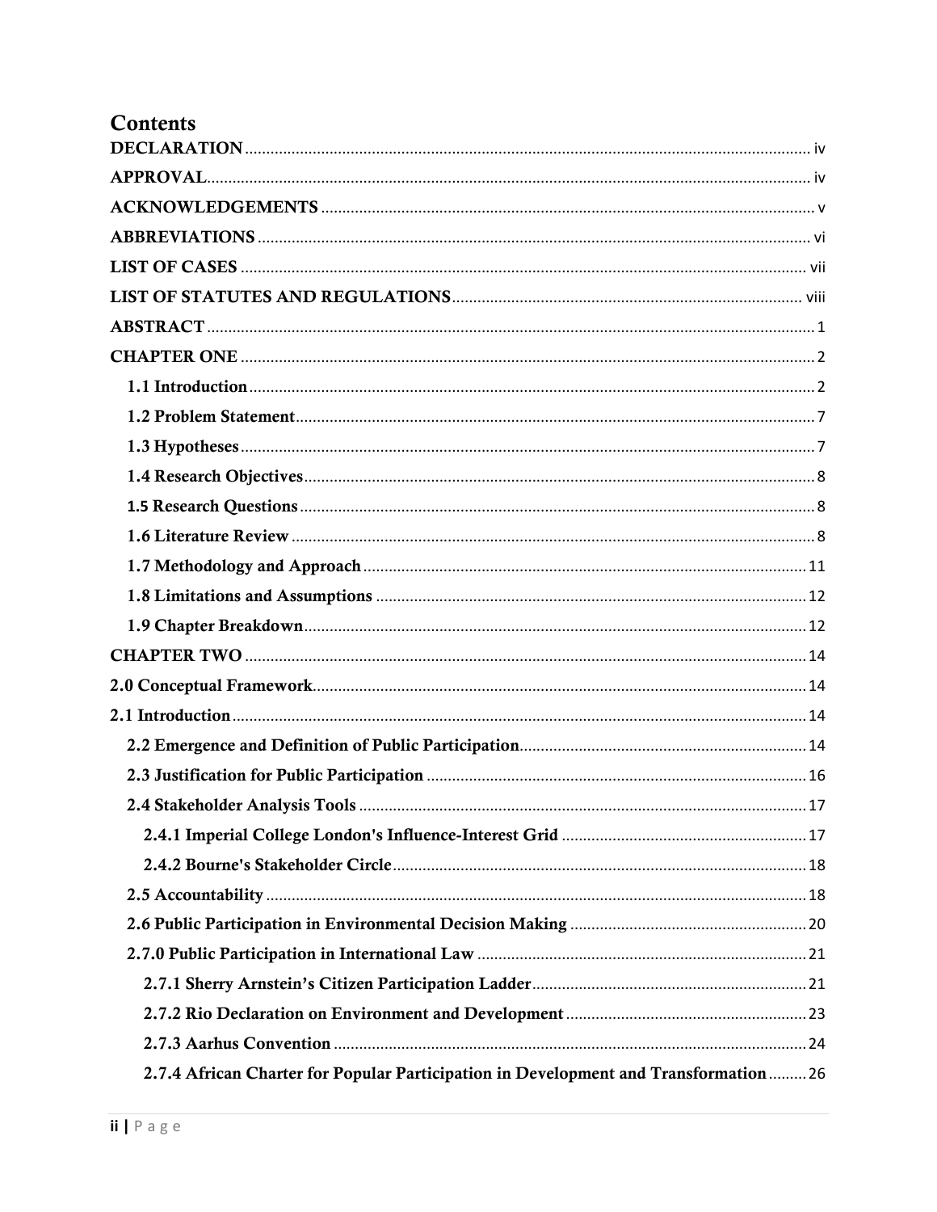# Contents

- **DECLARATION** ..... iv
- **APPROVAL** ..... iv
- **ACKNOWLEDGEMENTS** ..... v
- **ABBREVIATIONS** ..... vi
- **LIST OF CASES** ..... vii
- **LIST OF STATUTES AND REGULATIONS** ..... viii
- **ABSTRACT** ..... 1
- **CHAPTER ONE** ..... 2
  - **1.1 Introduction** ..... 2
  - **1.2 Problem Statement** ..... 7
  - **1.3 Hypotheses** ..... 7
  - **1.4 Research Objectives** ..... 8
  - **1.5 Research Questions** ..... 8
  - **1.6 Literature Review** ..... 8
  - **1.7 Methodology and Approach** ..... 11
  - **1.8 Limitations and Assumptions** ..... 12
  - **1.9 Chapter Breakdown** ..... 12
- **CHAPTER TWO** ..... 14
- **2.0 Conceptual Framework** ..... 14
- **2.1 Introduction** ..... 14
  - **2.2 Emergence and Definition of Public Participation** ..... 14
  - **2.3 Justification for Public Participation** ..... 16
  - **2.4 Stakeholder Analysis Tools** ..... 17
    - **2.4.1 Imperial College London's Influence-Interest Grid** ..... 17
    - **2.4.2 Bourne's Stakeholder Circle** ..... 18
  - **2.5 Accountability** ..... 18
  - **2.6 Public Participation in Environmental Decision Making** ..... 20
  - **2.7.0 Public Participation in International Law** ..... 21
    - **2.7.1 Sherry Arnstein's Citizen Participation Ladder** ..... 21
    - **2.7.2 Rio Declaration on Environment and Development** ..... 23
    - **2.7.3 Aarhus Convention** ..... 24
    - **2.7.4 African Charter for Popular Participation in Development and Transformation** ..... 26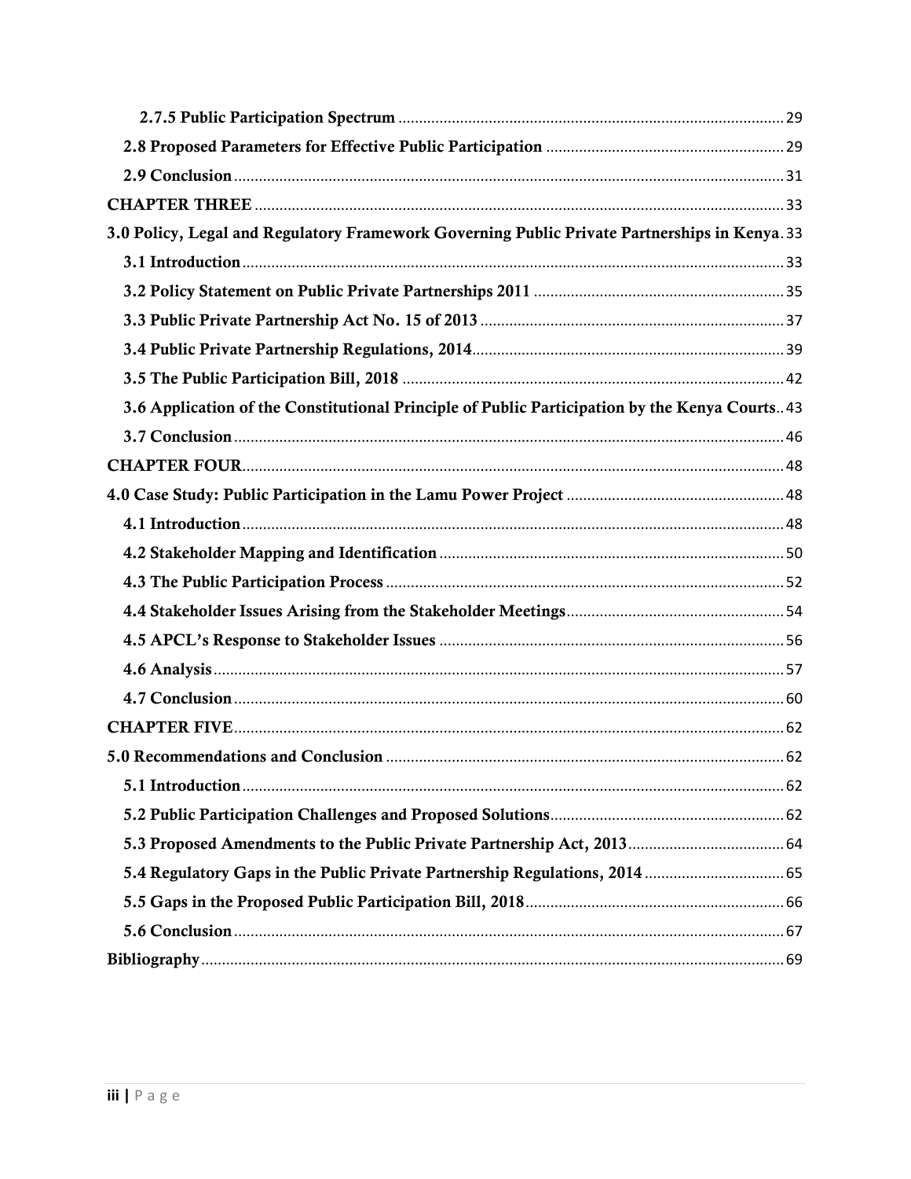2.7.5 Public Participation Spectrum ........ 29

2.8 Proposed Parameters for Effective Public Participation ........ 29

2.9 Conclusion ........ 31

CHAPTER THREE ........ 33

3.0 Policy, Legal and Regulatory Framework Governing Public Private Partnerships in Kenya ........ 33

3.1 Introduction ........ 33

3.2 Policy Statement on Public Private Partnerships 2011 ........ 35

3.3 Public Private Partnership Act No. 15 of 2013 ........ 37

3.4 Public Private Partnership Regulations, 2014 ........ 39

3.5 The Public Participation Bill, 2018 ........ 42

3.6 Application of the Constitutional Principle of Public Participation by the Kenya Courts ........ 43

3.7 Conclusion ........ 46

CHAPTER FOUR ........ 48

4.0 Case Study: Public Participation in the Lamu Power Project ........ 48

4.1 Introduction ........ 48

4.2 Stakeholder Mapping and Identification ........ 50

4.3 The Public Participation Process ........ 52

4.4 Stakeholder Issues Arising from the Stakeholder Meetings ........ 54

4.5 APCL's Response to Stakeholder Issues ........ 56

4.6 Analysis ........ 57

4.7 Conclusion ........ 60

CHAPTER FIVE ........ 62

5.0 Recommendations and Conclusion ........ 62

5.1 Introduction ........ 62

5.2 Public Participation Challenges and Proposed Solutions ........ 62

5.3 Proposed Amendments to the Public Private Partnership Act, 2013 ........ 64

5.4 Regulatory Gaps in the Public Private Partnership Regulations, 2014 ........ 65

5.5 Gaps in the Proposed Public Participation Bill, 2018 ........ 66

5.6 Conclusion ........ 67

Bibliography ........ 69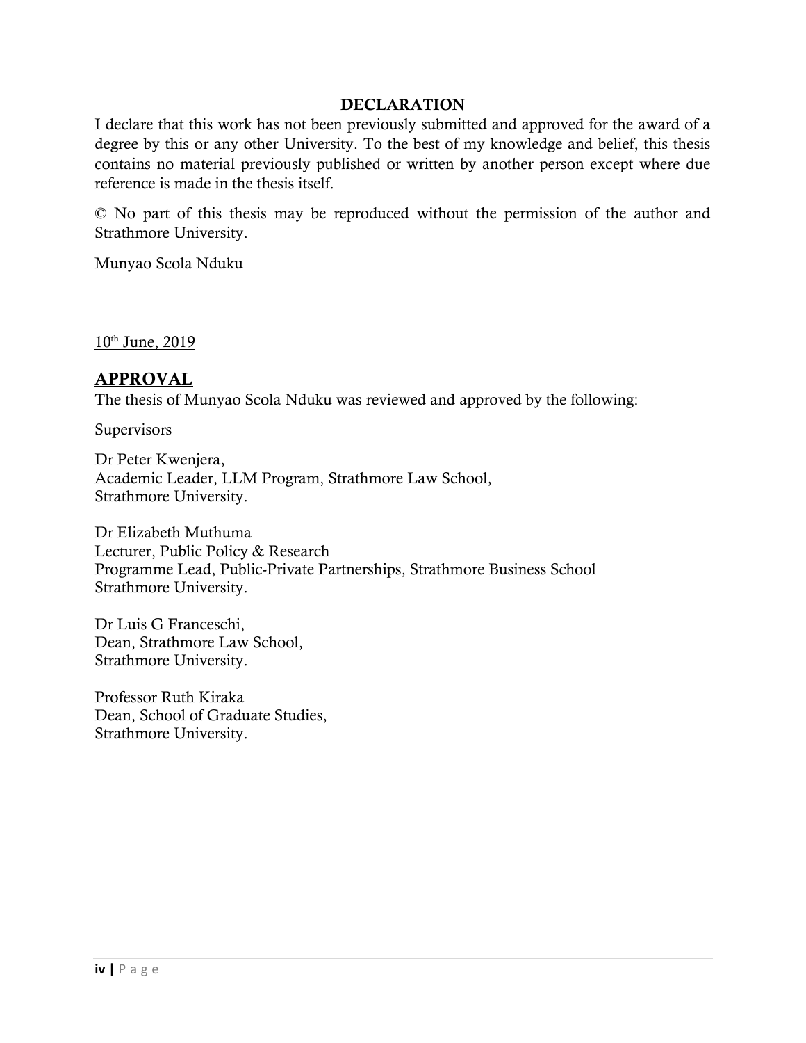## DECLARATION

I declare that this work has not been previously submitted and approved for the award of a degree by this or any other University. To the best of my knowledge and belief, this thesis contains no material previously published or written by another person except where due reference is made in the thesis itself.

© No part of this thesis may be reproduced without the permission of the author and Strathmore University.

Munyao Scola Nduku

10th June, 2019

## APPROVAL

The thesis of Munyao Scola Nduku was reviewed and approved by the following:

Supervisors

Dr Peter Kwenjera,
Academic Leader, LLM Program, Strathmore Law School,
Strathmore University.

Dr Elizabeth Muthuma
Lecturer, Public Policy & Research
Programme Lead, Public-Private Partnerships, Strathmore Business School
Strathmore University.

Dr Luis G Franceschi,
Dean, Strathmore Law School,
Strathmore University.

Professor Ruth Kiraka
Dean, School of Graduate Studies,
Strathmore University.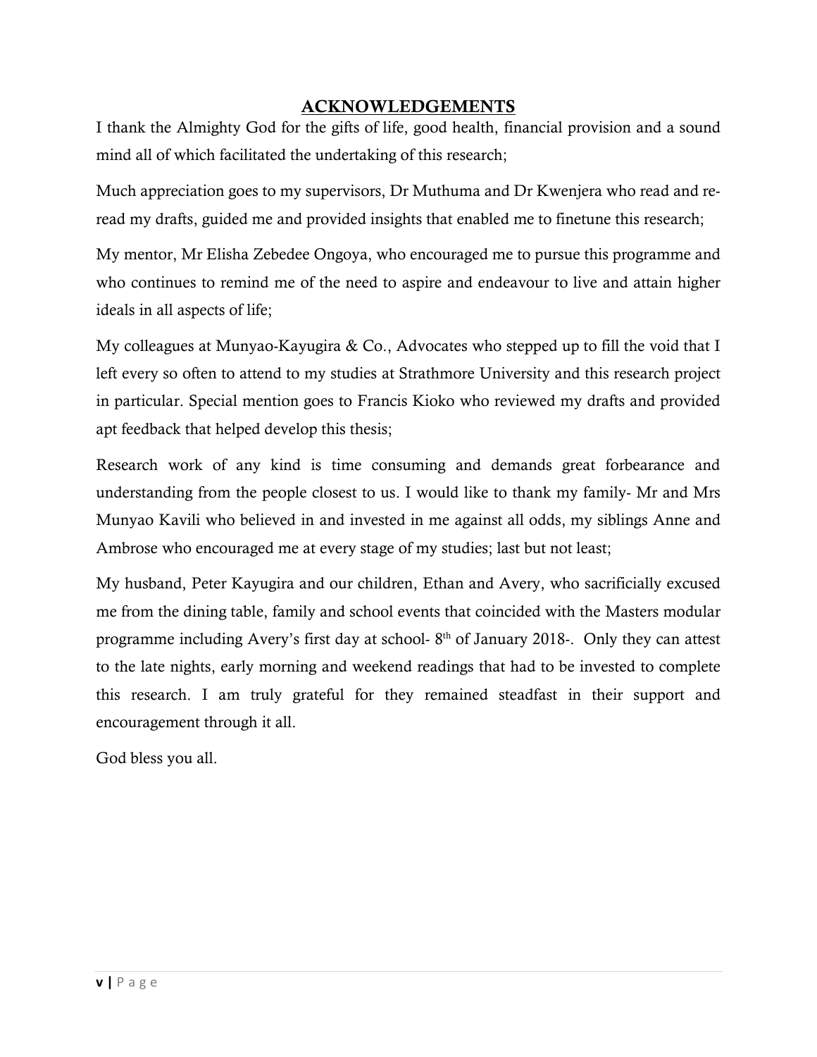# ACKNOWLEDGEMENTS

I thank the Almighty God for the gifts of life, good health, financial provision and a sound mind all of which facilitated the undertaking of this research;

Much appreciation goes to my supervisors, Dr Muthuma and Dr Kwenjera who read and re-read my drafts, guided me and provided insights that enabled me to finetune this research;

My mentor, Mr Elisha Zebedee Ongoya, who encouraged me to pursue this programme and who continues to remind me of the need to aspire and endeavour to live and attain higher ideals in all aspects of life;

My colleagues at Munyao-Kayugira & Co., Advocates who stepped up to fill the void that I left every so often to attend to my studies at Strathmore University and this research project in particular. Special mention goes to Francis Kioko who reviewed my drafts and provided apt feedback that helped develop this thesis;

Research work of any kind is time consuming and demands great forbearance and understanding from the people closest to us. I would like to thank my family- Mr and Mrs Munyao Kavili who believed in and invested in me against all odds, my siblings Anne and Ambrose who encouraged me at every stage of my studies; last but not least;

My husband, Peter Kayugira and our children, Ethan and Avery, who sacrificially excused me from the dining table, family and school events that coincided with the Masters modular programme including Avery's first day at school- 8th of January 2018-. Only they can attest to the late nights, early morning and weekend readings that had to be invested to complete this research. I am truly grateful for they remained steadfast in their support and encouragement through it all.

God bless you all.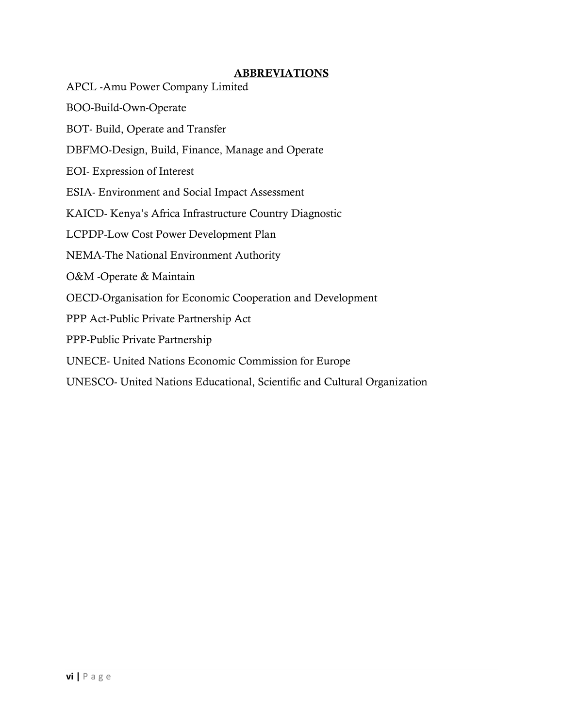## ABBREVIATIONS

APCL -Amu Power Company Limited

BOO-Build-Own-Operate

BOT- Build, Operate and Transfer

DBFMO-Design, Build, Finance, Manage and Operate

EOI- Expression of Interest

ESIA- Environment and Social Impact Assessment

KAICD- Kenya's Africa Infrastructure Country Diagnostic

LCPDP-Low Cost Power Development Plan

NEMA-The National Environment Authority

O&M -Operate & Maintain

OECD-Organisation for Economic Cooperation and Development

PPP Act-Public Private Partnership Act

PPP-Public Private Partnership

UNECE- United Nations Economic Commission for Europe

UNESCO- United Nations Educational, Scientific and Cultural Organization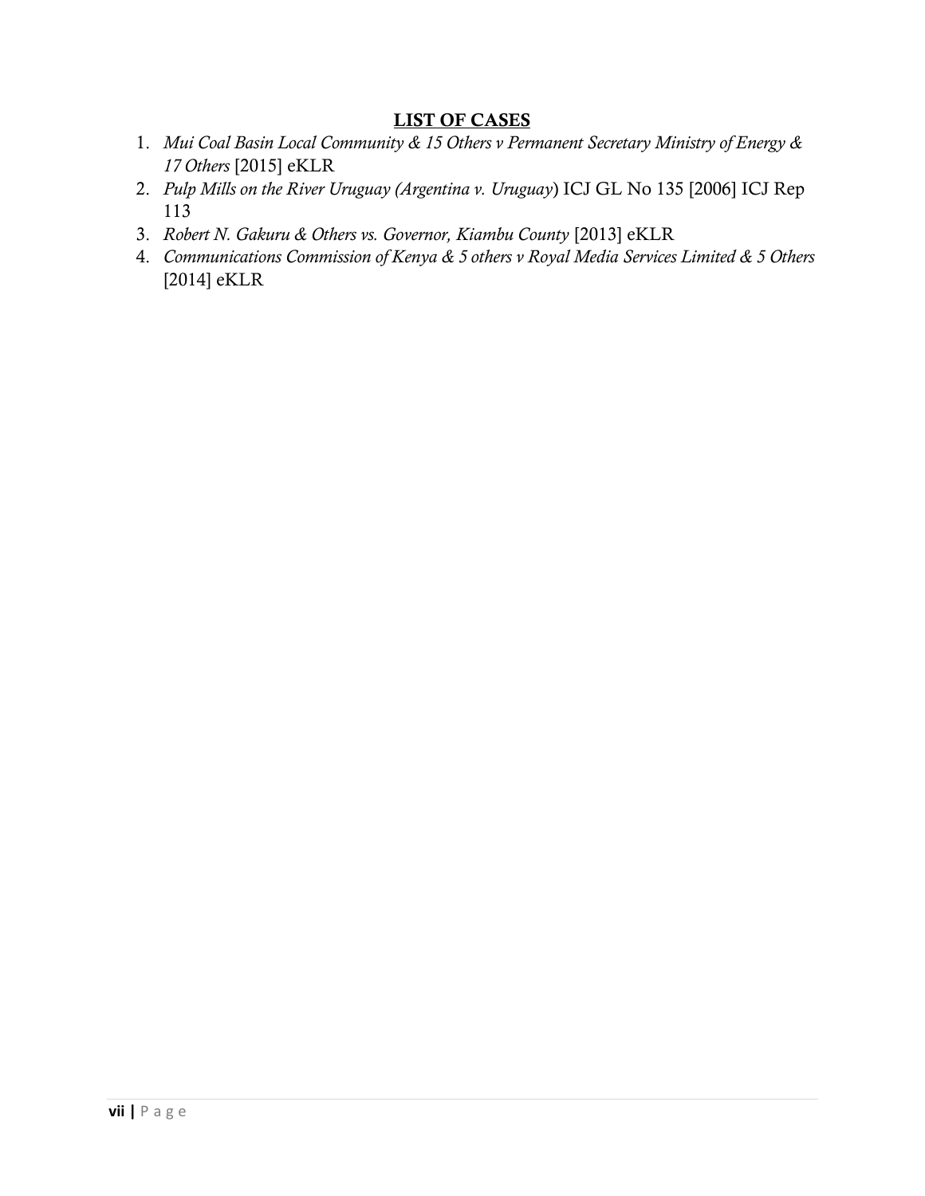## LIST OF CASES

1. *Mui Coal Basin Local Community & 15 Others v Permanent Secretary Ministry of Energy & 17 Others* [2015] eKLR
2. *Pulp Mills on the River Uruguay (Argentina v. Uruguay*) ICJ GL No 135 [2006] ICJ Rep 113
3. *Robert N. Gakuru & Others vs. Governor, Kiambu County* [2013] eKLR
4. *Communications Commission of Kenya & 5 others v Royal Media Services Limited & 5 Others* [2014] eKLR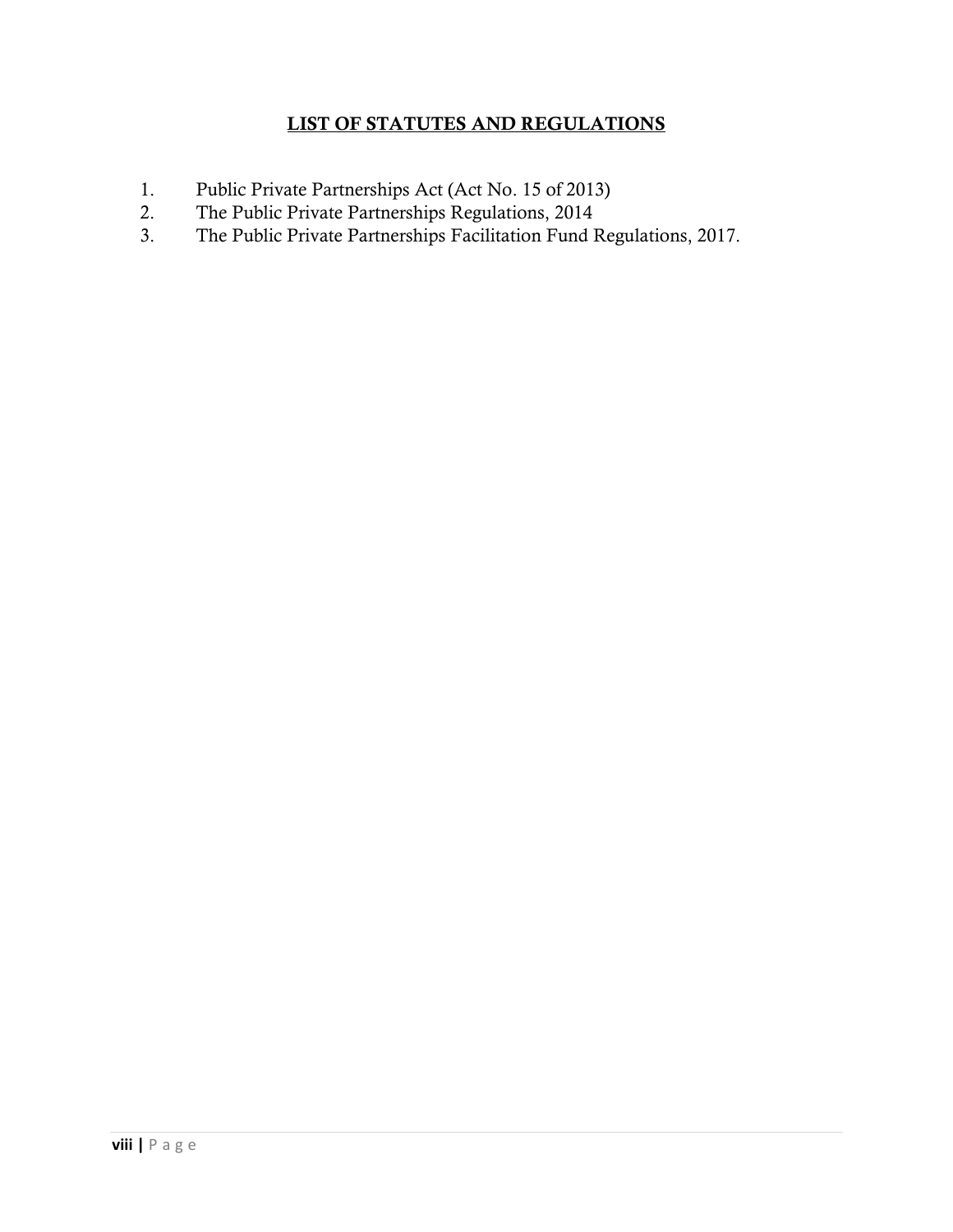## LIST OF STATUTES AND REGULATIONS

1. Public Private Partnerships Act (Act No. 15 of 2013)
2. The Public Private Partnerships Regulations, 2014
3. The Public Private Partnerships Facilitation Fund Regulations, 2017.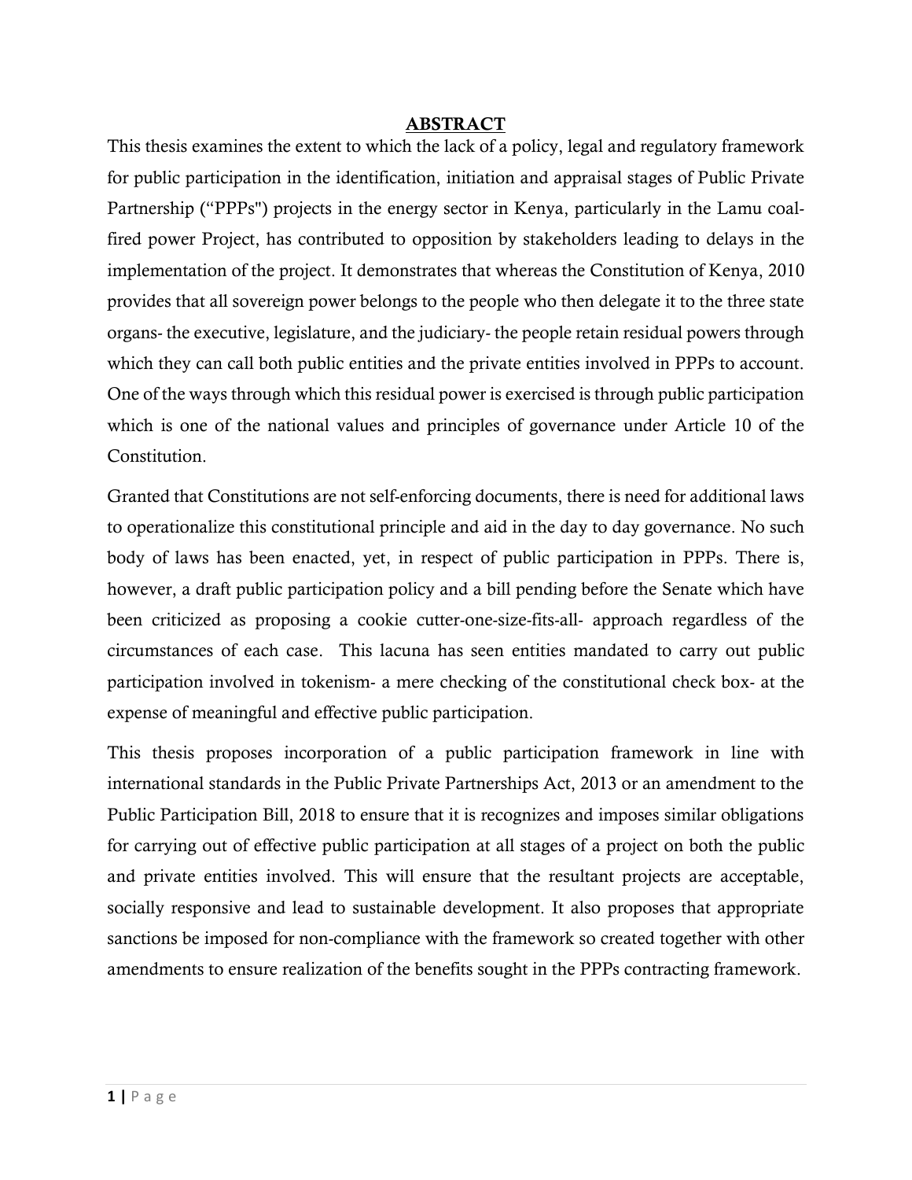# ABSTRACT

This thesis examines the extent to which the lack of a policy, legal and regulatory framework for public participation in the identification, initiation and appraisal stages of Public Private Partnership ("PPPs") projects in the energy sector in Kenya, particularly in the Lamu coal-fired power Project, has contributed to opposition by stakeholders leading to delays in the implementation of the project. It demonstrates that whereas the Constitution of Kenya, 2010 provides that all sovereign power belongs to the people who then delegate it to the three state organs- the executive, legislature, and the judiciary- the people retain residual powers through which they can call both public entities and the private entities involved in PPPs to account. One of the ways through which this residual power is exercised is through public participation which is one of the national values and principles of governance under Article 10 of the Constitution.

Granted that Constitutions are not self-enforcing documents, there is need for additional laws to operationalize this constitutional principle and aid in the day to day governance. No such body of laws has been enacted, yet, in respect of public participation in PPPs. There is, however, a draft public participation policy and a bill pending before the Senate which have been criticized as proposing a cookie cutter-one-size-fits-all- approach regardless of the circumstances of each case. This lacuna has seen entities mandated to carry out public participation involved in tokenism- a mere checking of the constitutional check box- at the expense of meaningful and effective public participation.

This thesis proposes incorporation of a public participation framework in line with international standards in the Public Private Partnerships Act, 2013 or an amendment to the Public Participation Bill, 2018 to ensure that it is recognizes and imposes similar obligations for carrying out of effective public participation at all stages of a project on both the public and private entities involved. This will ensure that the resultant projects are acceptable, socially responsive and lead to sustainable development. It also proposes that appropriate sanctions be imposed for non-compliance with the framework so created together with other amendments to ensure realization of the benefits sought in the PPPs contracting framework.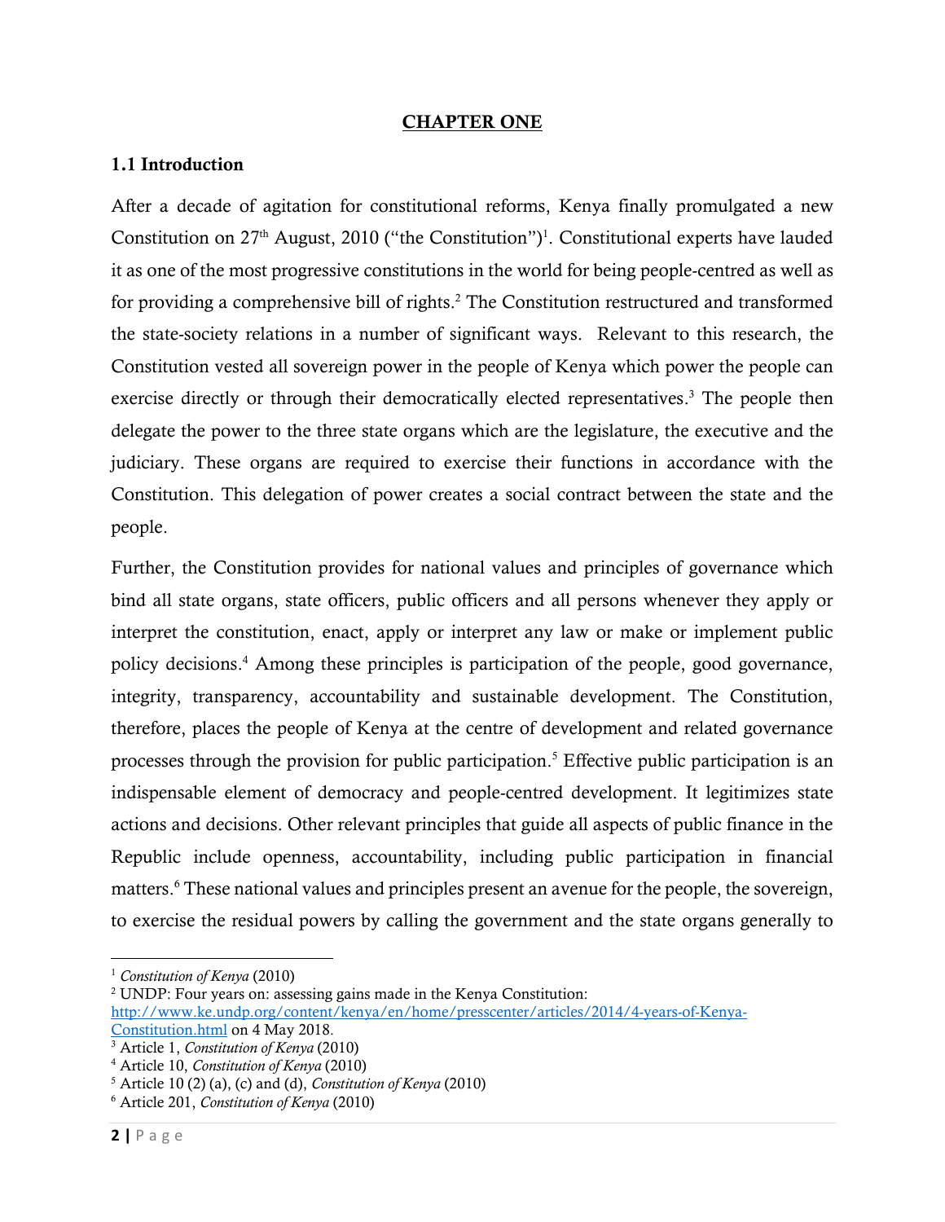## CHAPTER ONE

### 1.1 Introduction

After a decade of agitation for constitutional reforms, Kenya finally promulgated a new Constitution on 27th August, 2010 ("the Constitution")[1]. Constitutional experts have lauded it as one of the most progressive constitutions in the world for being people-centred as well as for providing a comprehensive bill of rights.[2] The Constitution restructured and transformed the state-society relations in a number of significant ways. Relevant to this research, the Constitution vested all sovereign power in the people of Kenya which power the people can exercise directly or through their democratically elected representatives.[3] The people then delegate the power to the three state organs which are the legislature, the executive and the judiciary. These organs are required to exercise their functions in accordance with the Constitution. This delegation of power creates a social contract between the state and the people.

Further, the Constitution provides for national values and principles of governance which bind all state organs, state officers, public officers and all persons whenever they apply or interpret the constitution, enact, apply or interpret any law or make or implement public policy decisions.[4] Among these principles is participation of the people, good governance, integrity, transparency, accountability and sustainable development. The Constitution, therefore, places the people of Kenya at the centre of development and related governance processes through the provision for public participation.[5] Effective public participation is an indispensable element of democracy and people-centred development. It legitimizes state actions and decisions. Other relevant principles that guide all aspects of public finance in the Republic include openness, accountability, including public participation in financial matters.[6] These national values and principles present an avenue for the people, the sovereign, to exercise the residual powers by calling the government and the state organs generally to

---

[1] *Constitution of Kenya* (2010)

[2] UNDP: Four years on: assessing gains made in the Kenya Constitution: http://www.ke.undp.org/content/kenya/en/home/presscenter/articles/2014/4-years-of-Kenya-Constitution.html on 4 May 2018.

[3] Article 1, *Constitution of Kenya* (2010)

[4] Article 10, *Constitution of Kenya* (2010)

[5] Article 10 (2) (a), (c) and (d), *Constitution of Kenya* (2010)

[6] Article 201, *Constitution of Kenya* (2010)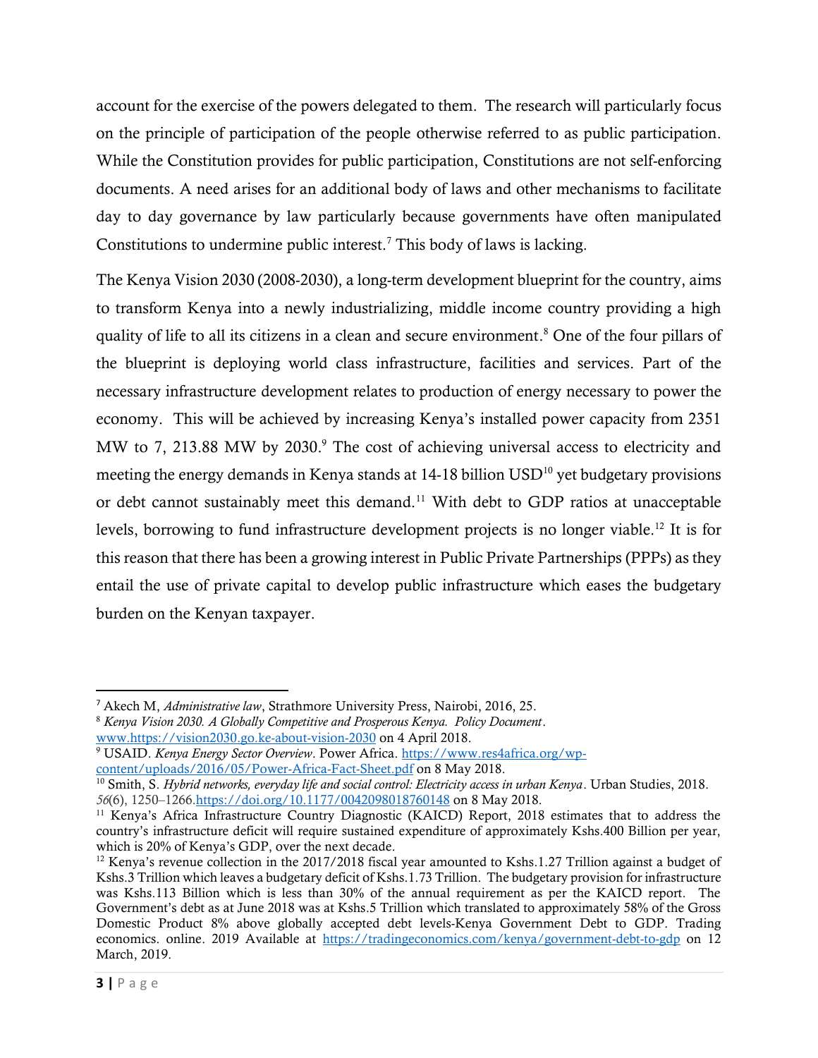account for the exercise of the powers delegated to them. The research will particularly focus on the principle of participation of the people otherwise referred to as public participation. While the Constitution provides for public participation, Constitutions are not self-enforcing documents. A need arises for an additional body of laws and other mechanisms to facilitate day to day governance by law particularly because governments have often manipulated Constitutions to undermine public interest.[7] This body of laws is lacking.

The Kenya Vision 2030 (2008-2030), a long-term development blueprint for the country, aims to transform Kenya into a newly industrializing, middle income country providing a high quality of life to all its citizens in a clean and secure environment.[8] One of the four pillars of the blueprint is deploying world class infrastructure, facilities and services. Part of the necessary infrastructure development relates to production of energy necessary to power the economy. This will be achieved by increasing Kenya's installed power capacity from 2351 MW to 7, 213.88 MW by 2030.[9] The cost of achieving universal access to electricity and meeting the energy demands in Kenya stands at 14-18 billion USD[10] yet budgetary provisions or debt cannot sustainably meet this demand.[11] With debt to GDP ratios at unacceptable levels, borrowing to fund infrastructure development projects is no longer viable.[12] It is for this reason that there has been a growing interest in Public Private Partnerships (PPPs) as they entail the use of private capital to develop public infrastructure which eases the budgetary burden on the Kenyan taxpayer.

---

[7] Akech M, *Administrative law*, Strathmore University Press, Nairobi, 2016, 25.

[8] *Kenya Vision 2030. A Globally Competitive and Prosperous Kenya. Policy Document*. www.https://vision2030.go.ke-about-vision-2030 on 4 April 2018.

[9] USAID. *Kenya Energy Sector Overview*. Power Africa. https://www.res4africa.org/wp-content/uploads/2016/05/Power-Africa-Fact-Sheet.pdf on 8 May 2018.

[10] Smith, S. *Hybrid networks, everyday life and social control: Electricity access in urban Kenya*. Urban Studies, 2018. *56*(6), 1250–1266.https://doi.org/10.1177/0042098018760148 on 8 May 2018.

[11] Kenya's Africa Infrastructure Country Diagnostic (KAICD) Report, 2018 estimates that to address the country's infrastructure deficit will require sustained expenditure of approximately Kshs.400 Billion per year, which is 20% of Kenya's GDP, over the next decade.

[12] Kenya's revenue collection in the 2017/2018 fiscal year amounted to Kshs.1.27 Trillion against a budget of Kshs.3 Trillion which leaves a budgetary deficit of Kshs.1.73 Trillion. The budgetary provision for infrastructure was Kshs.113 Billion which is less than 30% of the annual requirement as per the KAICD report. The Government's debt as at June 2018 was at Kshs.5 Trillion which translated to approximately 58% of the Gross Domestic Product 8% above globally accepted debt levels-Kenya Government Debt to GDP. Trading economics. online. 2019 Available at https://tradingeconomics.com/kenya/government-debt-to-gdp on 12 March, 2019.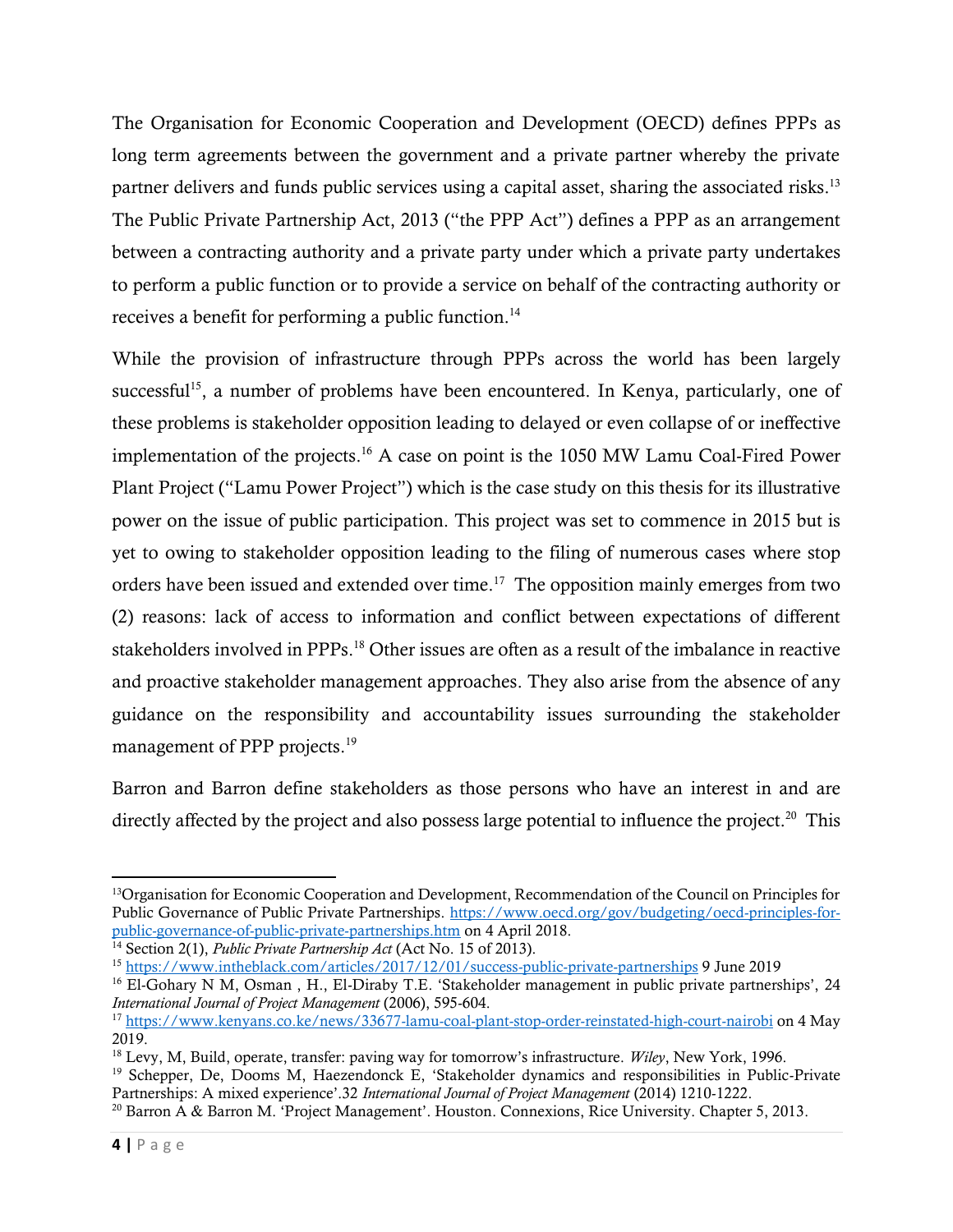The Organisation for Economic Cooperation and Development (OECD) defines PPPs as long term agreements between the government and a private partner whereby the private partner delivers and funds public services using a capital asset, sharing the associated risks.[13] The Public Private Partnership Act, 2013 ("the PPP Act") defines a PPP as an arrangement between a contracting authority and a private party under which a private party undertakes to perform a public function or to provide a service on behalf of the contracting authority or receives a benefit for performing a public function.[14]

While the provision of infrastructure through PPPs across the world has been largely successful[15], a number of problems have been encountered. In Kenya, particularly, one of these problems is stakeholder opposition leading to delayed or even collapse of or ineffective implementation of the projects.[16] A case on point is the 1050 MW Lamu Coal-Fired Power Plant Project ("Lamu Power Project") which is the case study on this thesis for its illustrative power on the issue of public participation. This project was set to commence in 2015 but is yet to owing to stakeholder opposition leading to the filing of numerous cases where stop orders have been issued and extended over time.[17] The opposition mainly emerges from two (2) reasons: lack of access to information and conflict between expectations of different stakeholders involved in PPPs.[18] Other issues are often as a result of the imbalance in reactive and proactive stakeholder management approaches. They also arise from the absence of any guidance on the responsibility and accountability issues surrounding the stakeholder management of PPP projects.[19]

Barron and Barron define stakeholders as those persons who have an interest in and are directly affected by the project and also possess large potential to influence the project.[20] This

---

[13] Organisation for Economic Cooperation and Development, Recommendation of the Council on Principles for Public Governance of Public Private Partnerships. https://www.oecd.org/gov/budgeting/oecd-principles-for-public-governance-of-public-private-partnerships.htm on 4 April 2018.

[14] Section 2(1), *Public Private Partnership Act* (Act No. 15 of 2013).

[15] https://www.intheblack.com/articles/2017/12/01/success-public-private-partnerships 9 June 2019

[16] El-Gohary N M, Osman , H., El-Diraby T.E. 'Stakeholder management in public private partnerships', 24 *International Journal of Project Management* (2006), 595-604.

[17] https://www.kenyans.co.ke/news/33677-lamu-coal-plant-stop-order-reinstated-high-court-nairobi on 4 May 2019.

[18] Levy, M, Build, operate, transfer: paving way for tomorrow's infrastructure. *Wiley*, New York, 1996.

[19] Schepper, De, Dooms M, Haezendonck E, 'Stakeholder dynamics and responsibilities in Public-Private Partnerships: A mixed experience'.32 *International Journal of Project Management* (2014) 1210-1222.

[20] Barron A & Barron M. 'Project Management'. Houston. Connexions, Rice University. Chapter 5, 2013.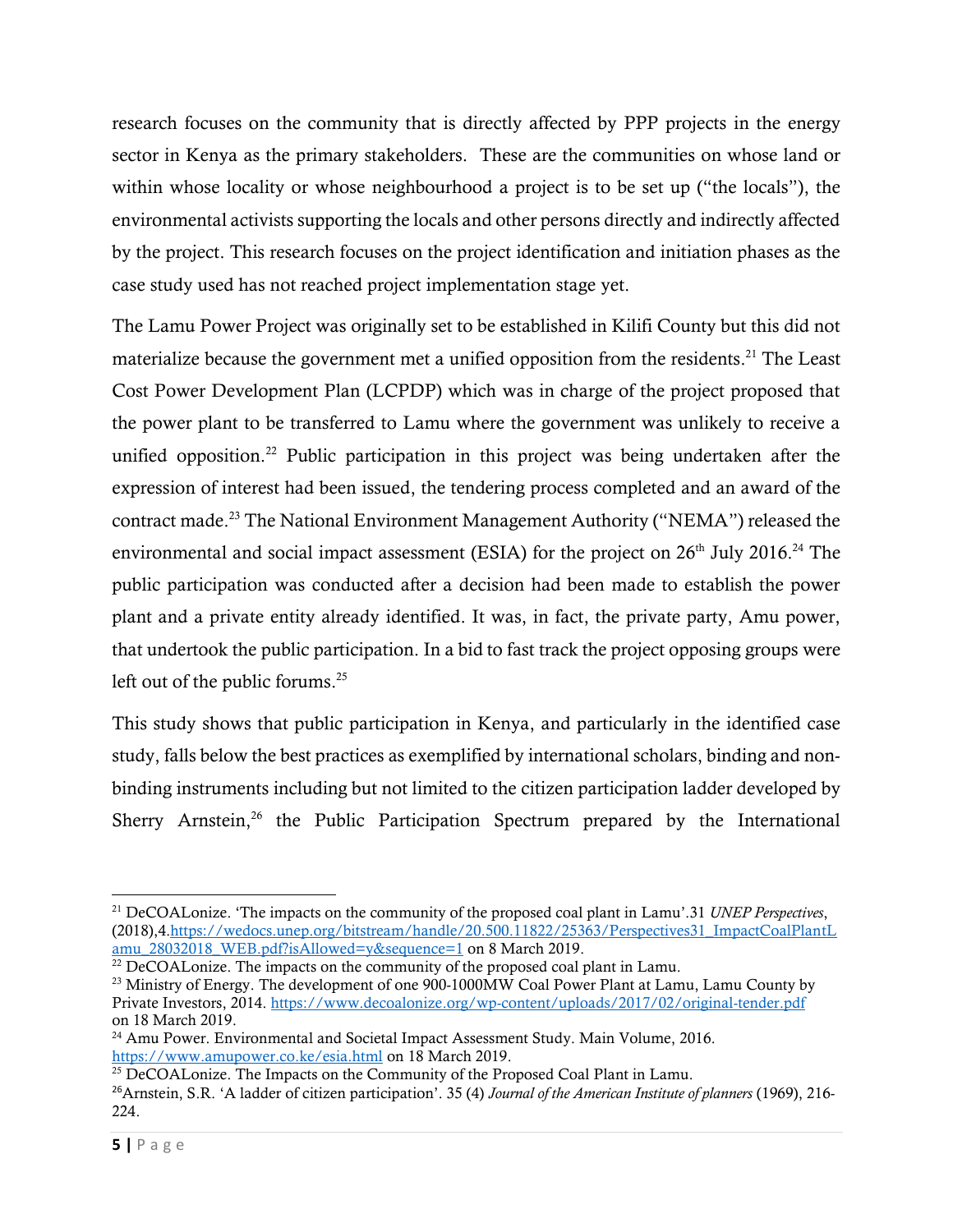research focuses on the community that is directly affected by PPP projects in the energy sector in Kenya as the primary stakeholders. These are the communities on whose land or within whose locality or whose neighbourhood a project is to be set up ("the locals"), the environmental activists supporting the locals and other persons directly and indirectly affected by the project. This research focuses on the project identification and initiation phases as the case study used has not reached project implementation stage yet.

The Lamu Power Project was originally set to be established in Kilifi County but this did not materialize because the government met a unified opposition from the residents.[21] The Least Cost Power Development Plan (LCPDP) which was in charge of the project proposed that the power plant to be transferred to Lamu where the government was unlikely to receive a unified opposition.[22] Public participation in this project was being undertaken after the expression of interest had been issued, the tendering process completed and an award of the contract made.[23] The National Environment Management Authority ("NEMA") released the environmental and social impact assessment (ESIA) for the project on 26th July 2016.[24] The public participation was conducted after a decision had been made to establish the power plant and a private entity already identified. It was, in fact, the private party, Amu power, that undertook the public participation. In a bid to fast track the project opposing groups were left out of the public forums.[25]

This study shows that public participation in Kenya, and particularly in the identified case study, falls below the best practices as exemplified by international scholars, binding and non-binding instruments including but not limited to the citizen participation ladder developed by Sherry Arnstein,[26] the Public Participation Spectrum prepared by the International

---

[21] DeCOALonize. 'The impacts on the community of the proposed coal plant in Lamu'.31 *UNEP Perspectives*, (2018),4.https://wedocs.unep.org/bitstream/handle/20.500.11822/25363/Perspectives31_ImpactCoalPlantLamu_28032018_WEB.pdf?isAllowed=y&sequence=1 on 8 March 2019.

[22] DeCOALonize. The impacts on the community of the proposed coal plant in Lamu.

[23] Ministry of Energy. The development of one 900-1000MW Coal Power Plant at Lamu, Lamu County by Private Investors, 2014. https://www.decoalonize.org/wp-content/uploads/2017/02/original-tender.pdf on 18 March 2019.

[24] Amu Power. Environmental and Societal Impact Assessment Study. Main Volume, 2016. https://www.amupower.co.ke/esia.html on 18 March 2019.

[25] DeCOALonize. The Impacts on the Community of the Proposed Coal Plant in Lamu.

[26] Arnstein, S.R. 'A ladder of citizen participation'. 35 (4) *Journal of the American Institute of planners* (1969), 216-224.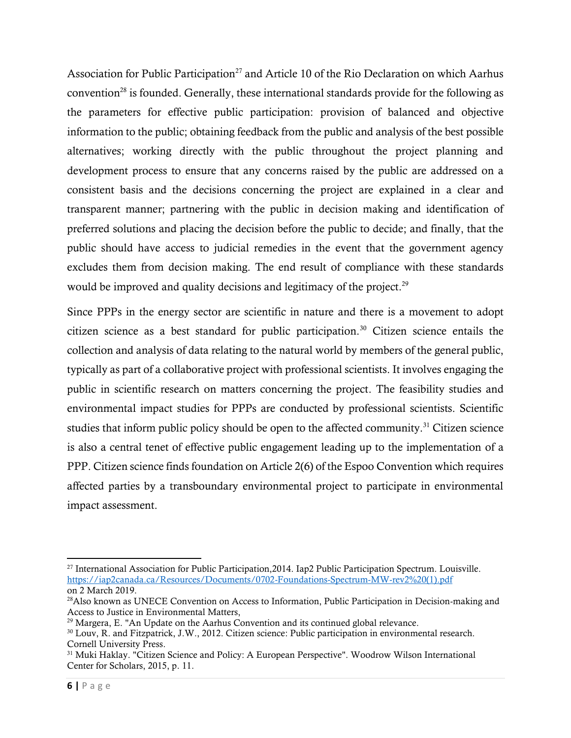Association for Public Participation[27] and Article 10 of the Rio Declaration on which Aarhus convention[28] is founded. Generally, these international standards provide for the following as the parameters for effective public participation: provision of balanced and objective information to the public; obtaining feedback from the public and analysis of the best possible alternatives; working directly with the public throughout the project planning and development process to ensure that any concerns raised by the public are addressed on a consistent basis and the decisions concerning the project are explained in a clear and transparent manner; partnering with the public in decision making and identification of preferred solutions and placing the decision before the public to decide; and finally, that the public should have access to judicial remedies in the event that the government agency excludes them from decision making. The end result of compliance with these standards would be improved and quality decisions and legitimacy of the project.[29]

Since PPPs in the energy sector are scientific in nature and there is a movement to adopt citizen science as a best standard for public participation.[30] Citizen science entails the collection and analysis of data relating to the natural world by members of the general public, typically as part of a collaborative project with professional scientists. It involves engaging the public in scientific research on matters concerning the project. The feasibility studies and environmental impact studies for PPPs are conducted by professional scientists. Scientific studies that inform public policy should be open to the affected community.[31] Citizen science is also a central tenet of effective public engagement leading up to the implementation of a PPP. Citizen science finds foundation on Article 2(6) of the Espoo Convention which requires affected parties by a transboundary environmental project to participate in environmental impact assessment.

---

[27] International Association for Public Participation,2014. Iap2 Public Participation Spectrum. Louisville. https://iap2canada.ca/Resources/Documents/0702-Foundations-Spectrum-MW-rev2%20(1).pdf on 2 March 2019.

[28] Also known as UNECE Convention on Access to Information, Public Participation in Decision-making and Access to Justice in Environmental Matters,

[29] Margera, E. "An Update on the Aarhus Convention and its continued global relevance.

[30] Louv, R. and Fitzpatrick, J.W., 2012. Citizen science: Public participation in environmental research. Cornell University Press.

[31] Muki Haklay. "Citizen Science and Policy: A European Perspective". Woodrow Wilson International Center for Scholars, 2015, p. 11.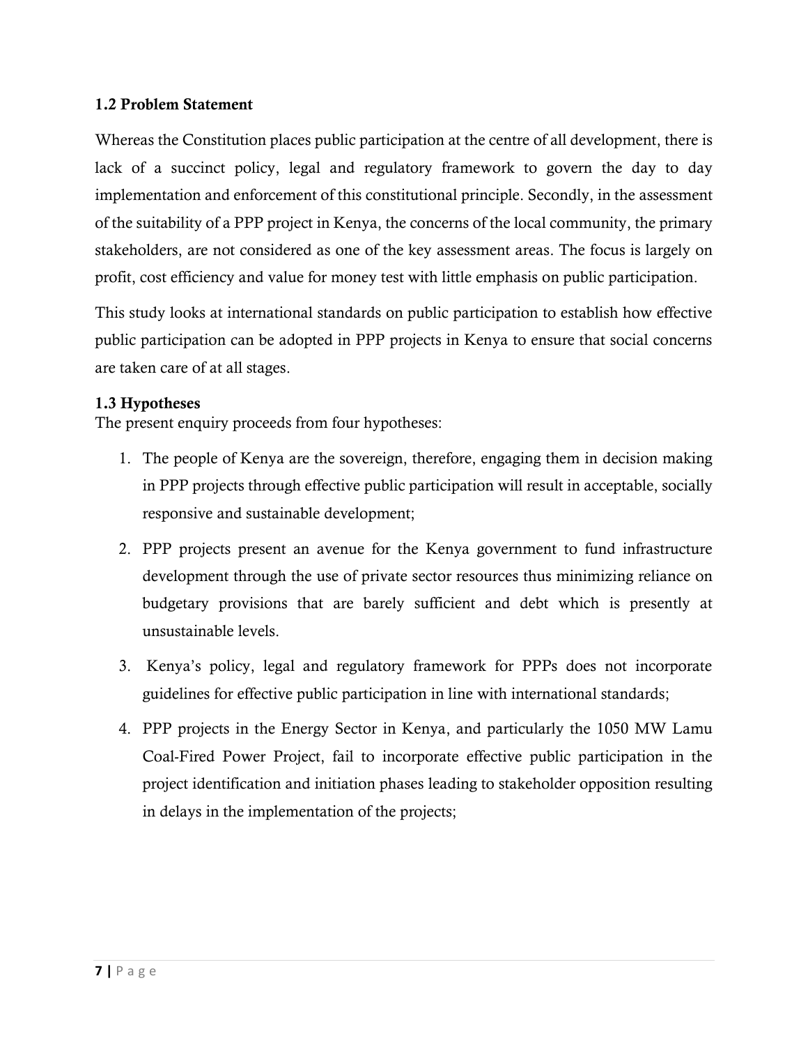### 1.2 Problem Statement

Whereas the Constitution places public participation at the centre of all development, there is lack of a succinct policy, legal and regulatory framework to govern the day to day implementation and enforcement of this constitutional principle. Secondly, in the assessment of the suitability of a PPP project in Kenya, the concerns of the local community, the primary stakeholders, are not considered as one of the key assessment areas. The focus is largely on profit, cost efficiency and value for money test with little emphasis on public participation.

This study looks at international standards on public participation to establish how effective public participation can be adopted in PPP projects in Kenya to ensure that social concerns are taken care of at all stages.

### 1.3 Hypotheses

The present enquiry proceeds from four hypotheses:

1. The people of Kenya are the sovereign, therefore, engaging them in decision making in PPP projects through effective public participation will result in acceptable, socially responsive and sustainable development;
2. PPP projects present an avenue for the Kenya government to fund infrastructure development through the use of private sector resources thus minimizing reliance on budgetary provisions that are barely sufficient and debt which is presently at unsustainable levels.
3. Kenya's policy, legal and regulatory framework for PPPs does not incorporate guidelines for effective public participation in line with international standards;
4. PPP projects in the Energy Sector in Kenya, and particularly the 1050 MW Lamu Coal-Fired Power Project, fail to incorporate effective public participation in the project identification and initiation phases leading to stakeholder opposition resulting in delays in the implementation of the projects;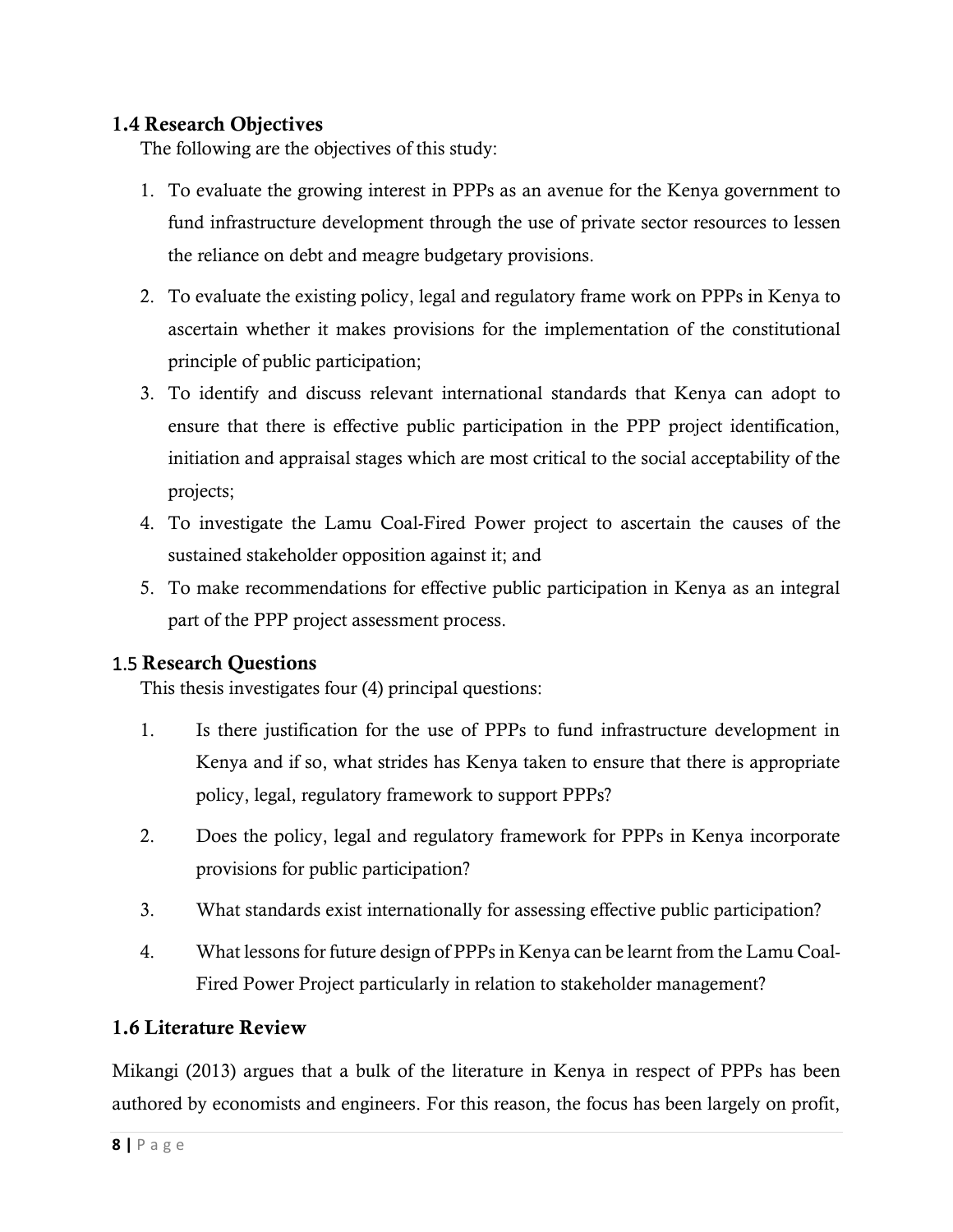## 1.4 Research Objectives

The following are the objectives of this study:

1. To evaluate the growing interest in PPPs as an avenue for the Kenya government to fund infrastructure development through the use of private sector resources to lessen the reliance on debt and meagre budgetary provisions.
2. To evaluate the existing policy, legal and regulatory frame work on PPPs in Kenya to ascertain whether it makes provisions for the implementation of the constitutional principle of public participation;
3. To identify and discuss relevant international standards that Kenya can adopt to ensure that there is effective public participation in the PPP project identification, initiation and appraisal stages which are most critical to the social acceptability of the projects;
4. To investigate the Lamu Coal-Fired Power project to ascertain the causes of the sustained stakeholder opposition against it; and
5. To make recommendations for effective public participation in Kenya as an integral part of the PPP project assessment process.

## 1.5 Research Questions

This thesis investigates four (4) principal questions:

1. Is there justification for the use of PPPs to fund infrastructure development in Kenya and if so, what strides has Kenya taken to ensure that there is appropriate policy, legal, regulatory framework to support PPPs?
2. Does the policy, legal and regulatory framework for PPPs in Kenya incorporate provisions for public participation?
3. What standards exist internationally for assessing effective public participation?
4. What lessons for future design of PPPs in Kenya can be learnt from the Lamu Coal-Fired Power Project particularly in relation to stakeholder management?

## 1.6 Literature Review

Mikangi (2013) argues that a bulk of the literature in Kenya in respect of PPPs has been authored by economists and engineers. For this reason, the focus has been largely on profit,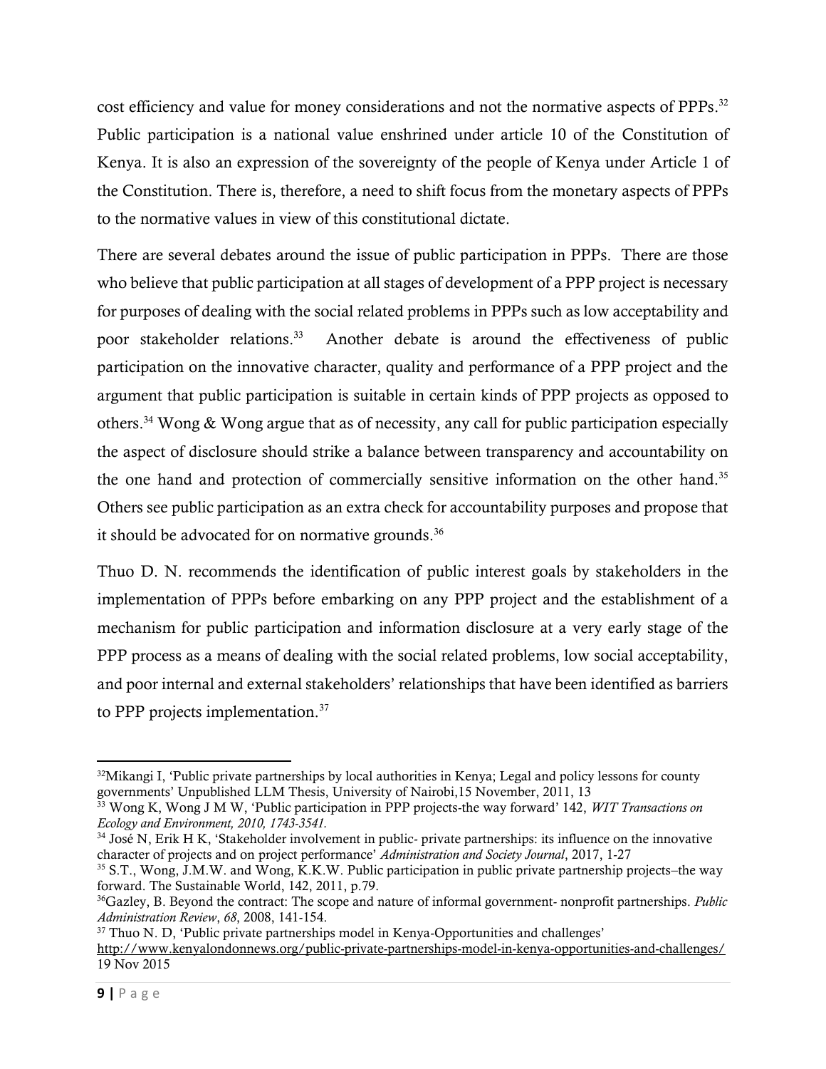cost efficiency and value for money considerations and not the normative aspects of PPPs.[32] Public participation is a national value enshrined under article 10 of the Constitution of Kenya. It is also an expression of the sovereignty of the people of Kenya under Article 1 of the Constitution. There is, therefore, a need to shift focus from the monetary aspects of PPPs to the normative values in view of this constitutional dictate.

There are several debates around the issue of public participation in PPPs. There are those who believe that public participation at all stages of development of a PPP project is necessary for purposes of dealing with the social related problems in PPPs such as low acceptability and poor stakeholder relations.[33] Another debate is around the effectiveness of public participation on the innovative character, quality and performance of a PPP project and the argument that public participation is suitable in certain kinds of PPP projects as opposed to others.[34] Wong & Wong argue that as of necessity, any call for public participation especially the aspect of disclosure should strike a balance between transparency and accountability on the one hand and protection of commercially sensitive information on the other hand.[35] Others see public participation as an extra check for accountability purposes and propose that it should be advocated for on normative grounds.[36]

Thuo D. N. recommends the identification of public interest goals by stakeholders in the implementation of PPPs before embarking on any PPP project and the establishment of a mechanism for public participation and information disclosure at a very early stage of the PPP process as a means of dealing with the social related problems, low social acceptability, and poor internal and external stakeholders' relationships that have been identified as barriers to PPP projects implementation.[37]

---

[32] Mikangi I, 'Public private partnerships by local authorities in Kenya; Legal and policy lessons for county governments' Unpublished LLM Thesis, University of Nairobi,15 November, 2011, 13

[33] Wong K, Wong J M W, 'Public participation in PPP projects-the way forward' 142, *WIT Transactions on Ecology and Environment, 2010, 1743-3541.*

[34] José N, Erik H K, 'Stakeholder involvement in public- private partnerships: its influence on the innovative character of projects and on project performance' *Administration and Society Journal*, 2017, 1-27

[35] S.T., Wong, J.M.W. and Wong, K.K.W. Public participation in public private partnership projects–the way forward. The Sustainable World, 142, 2011, p.79.

[36] Gazley, B. Beyond the contract: The scope and nature of informal government- nonprofit partnerships. *Public Administration Review*, *68*, 2008, 141-154.

[37] Thuo N. D, 'Public private partnerships model in Kenya-Opportunities and challenges' http://www.kenyalondonnews.org/public-private-partnerships-model-in-kenya-opportunities-and-challenges/ 19 Nov 2015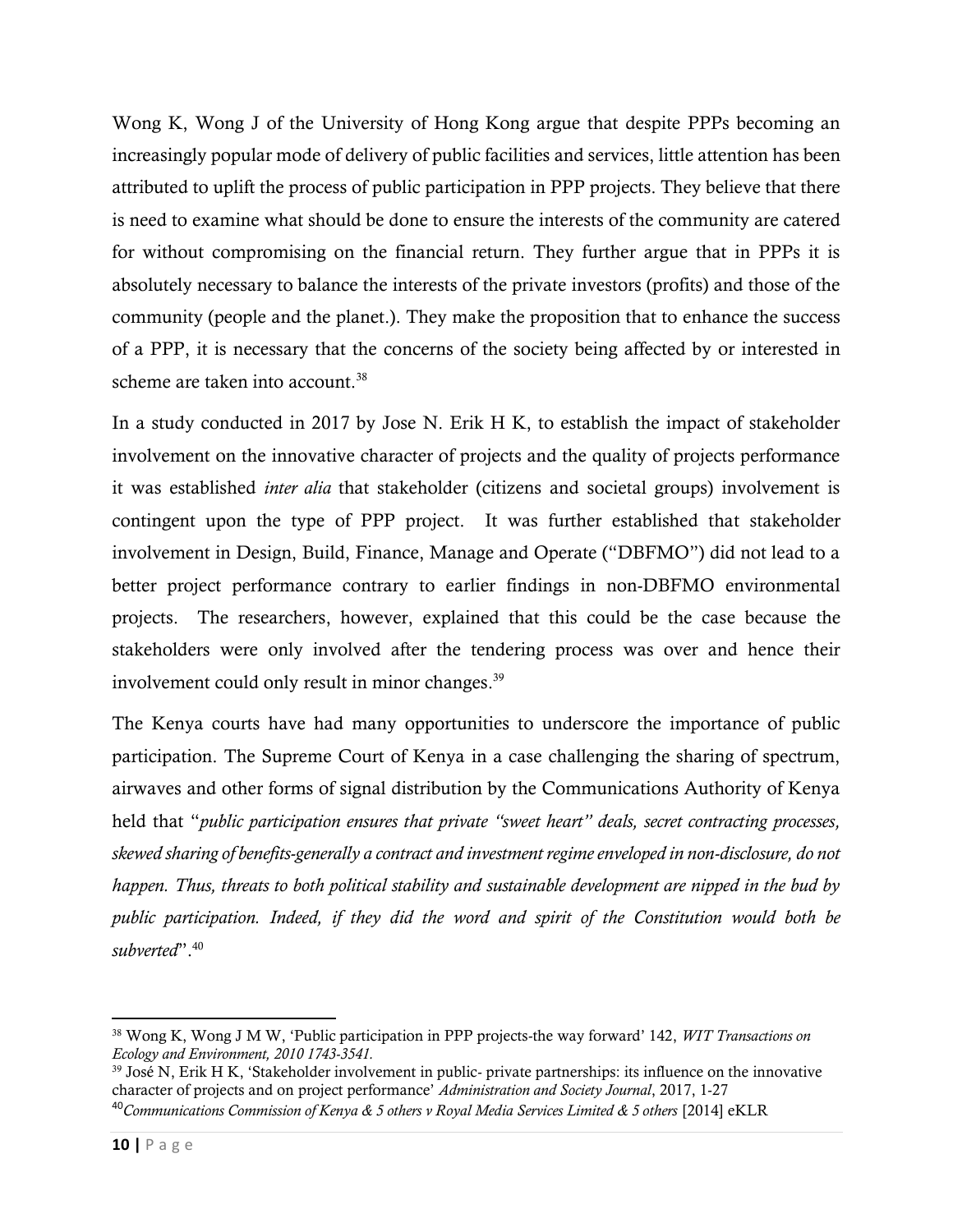Wong K, Wong J of the University of Hong Kong argue that despite PPPs becoming an increasingly popular mode of delivery of public facilities and services, little attention has been attributed to uplift the process of public participation in PPP projects. They believe that there is need to examine what should be done to ensure the interests of the community are catered for without compromising on the financial return. They further argue that in PPPs it is absolutely necessary to balance the interests of the private investors (profits) and those of the community (people and the planet.). They make the proposition that to enhance the success of a PPP, it is necessary that the concerns of the society being affected by or interested in scheme are taken into account.[38]

In a study conducted in 2017 by Jose N. Erik H K, to establish the impact of stakeholder involvement on the innovative character of projects and the quality of projects performance it was established *inter alia* that stakeholder (citizens and societal groups) involvement is contingent upon the type of PPP project. It was further established that stakeholder involvement in Design, Build, Finance, Manage and Operate ("DBFMO") did not lead to a better project performance contrary to earlier findings in non-DBFMO environmental projects. The researchers, however, explained that this could be the case because the stakeholders were only involved after the tendering process was over and hence their involvement could only result in minor changes.[39]

The Kenya courts have had many opportunities to underscore the importance of public participation. The Supreme Court of Kenya in a case challenging the sharing of spectrum, airwaves and other forms of signal distribution by the Communications Authority of Kenya held that "*public participation ensures that private "sweet heart" deals, secret contracting processes, skewed sharing of benefits-generally a contract and investment regime enveloped in non-disclosure, do not happen. Thus, threats to both political stability and sustainable development are nipped in the bud by public participation. Indeed, if they did the word and spirit of the Constitution would both be subverted*".[40]

---

[38] Wong K, Wong J M W, 'Public participation in PPP projects-the way forward' 142, *WIT Transactions on Ecology and Environment, 2010 1743-3541.*

[39] José N, Erik H K, 'Stakeholder involvement in public- private partnerships: its influence on the innovative character of projects and on project performance' *Administration and Society Journal*, 2017, 1-27

[40] *Communications Commission of Kenya & 5 others v Royal Media Services Limited & 5 others* [2014] eKLR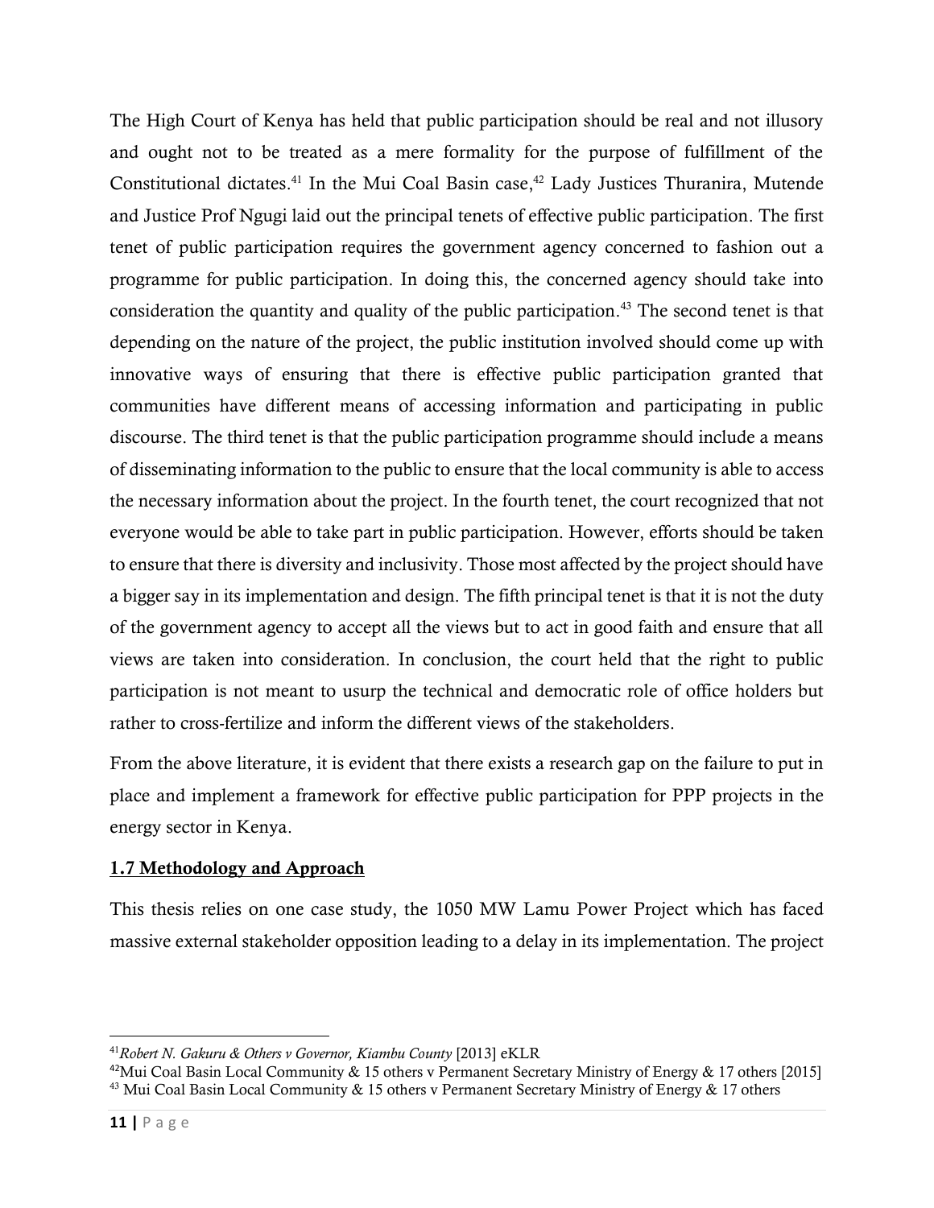The High Court of Kenya has held that public participation should be real and not illusory and ought not to be treated as a mere formality for the purpose of fulfillment of the Constitutional dictates.[41] In the Mui Coal Basin case,[42] Lady Justices Thuranira, Mutende and Justice Prof Ngugi laid out the principal tenets of effective public participation. The first tenet of public participation requires the government agency concerned to fashion out a programme for public participation. In doing this, the concerned agency should take into consideration the quantity and quality of the public participation.[43] The second tenet is that depending on the nature of the project, the public institution involved should come up with innovative ways of ensuring that there is effective public participation granted that communities have different means of accessing information and participating in public discourse. The third tenet is that the public participation programme should include a means of disseminating information to the public to ensure that the local community is able to access the necessary information about the project. In the fourth tenet, the court recognized that not everyone would be able to take part in public participation. However, efforts should be taken to ensure that there is diversity and inclusivity. Those most affected by the project should have a bigger say in its implementation and design. The fifth principal tenet is that it is not the duty of the government agency to accept all the views but to act in good faith and ensure that all views are taken into consideration. In conclusion, the court held that the right to public participation is not meant to usurp the technical and democratic role of office holders but rather to cross-fertilize and inform the different views of the stakeholders.

From the above literature, it is evident that there exists a research gap on the failure to put in place and implement a framework for effective public participation for PPP projects in the energy sector in Kenya.

## 1.7 Methodology and Approach

This thesis relies on one case study, the 1050 MW Lamu Power Project which has faced massive external stakeholder opposition leading to a delay in its implementation. The project

---

[41] *Robert N. Gakuru & Others v Governor, Kiambu County* [2013] eKLR

[42] Mui Coal Basin Local Community & 15 others v Permanent Secretary Ministry of Energy & 17 others [2015]

[43] Mui Coal Basin Local Community & 15 others v Permanent Secretary Ministry of Energy & 17 others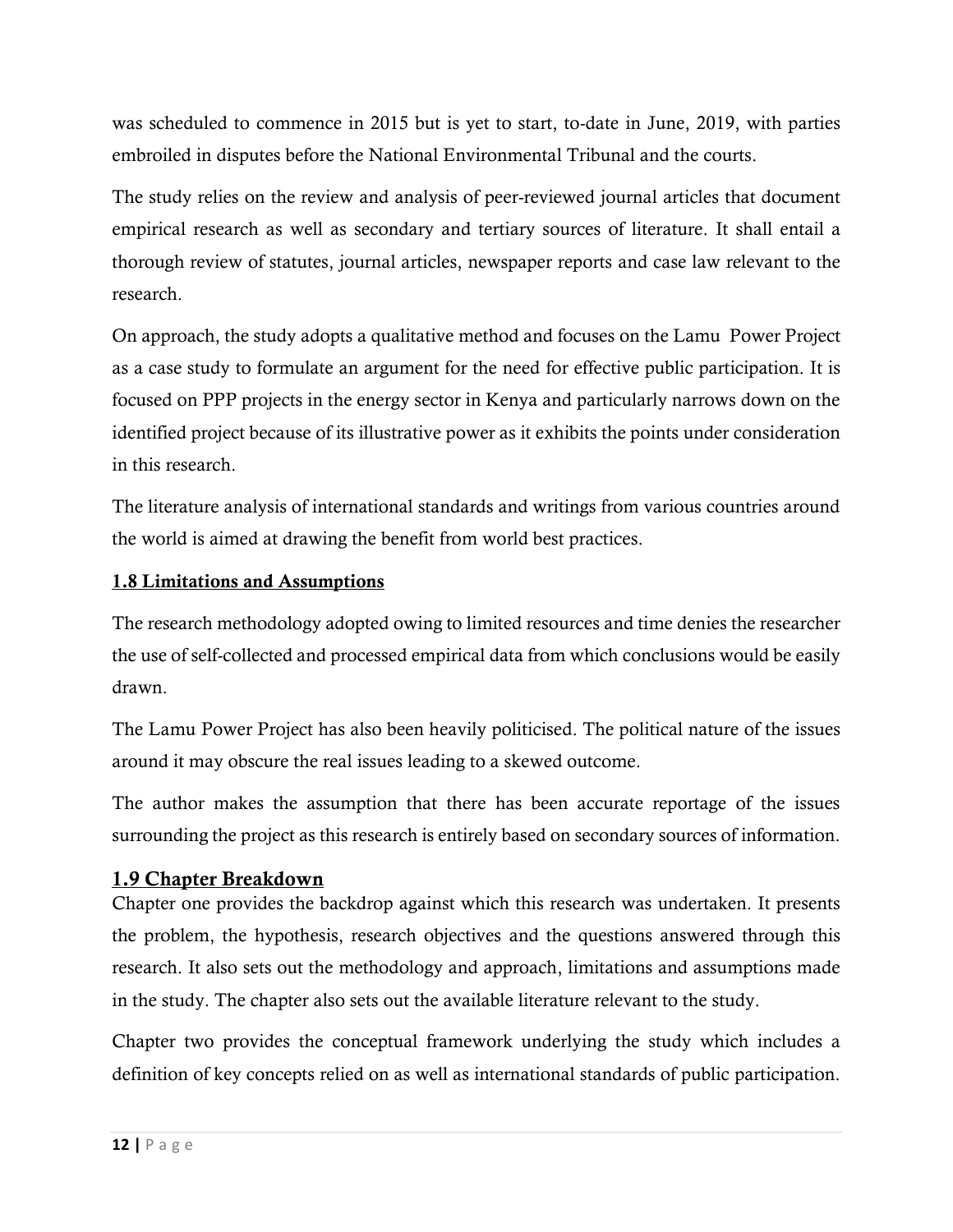was scheduled to commence in 2015 but is yet to start, to-date in June, 2019, with parties embroiled in disputes before the National Environmental Tribunal and the courts.

The study relies on the review and analysis of peer-reviewed journal articles that document empirical research as well as secondary and tertiary sources of literature. It shall entail a thorough review of statutes, journal articles, newspaper reports and case law relevant to the research.

On approach, the study adopts a qualitative method and focuses on the Lamu Power Project as a case study to formulate an argument for the need for effective public participation. It is focused on PPP projects in the energy sector in Kenya and particularly narrows down on the identified project because of its illustrative power as it exhibits the points under consideration in this research.

The literature analysis of international standards and writings from various countries around the world is aimed at drawing the benefit from world best practices.

## 1.8 Limitations and Assumptions

The research methodology adopted owing to limited resources and time denies the researcher the use of self-collected and processed empirical data from which conclusions would be easily drawn.

The Lamu Power Project has also been heavily politicised. The political nature of the issues around it may obscure the real issues leading to a skewed outcome.

The author makes the assumption that there has been accurate reportage of the issues surrounding the project as this research is entirely based on secondary sources of information.

## 1.9 Chapter Breakdown

Chapter one provides the backdrop against which this research was undertaken. It presents the problem, the hypothesis, research objectives and the questions answered through this research. It also sets out the methodology and approach, limitations and assumptions made in the study. The chapter also sets out the available literature relevant to the study.

Chapter two provides the conceptual framework underlying the study which includes a definition of key concepts relied on as well as international standards of public participation.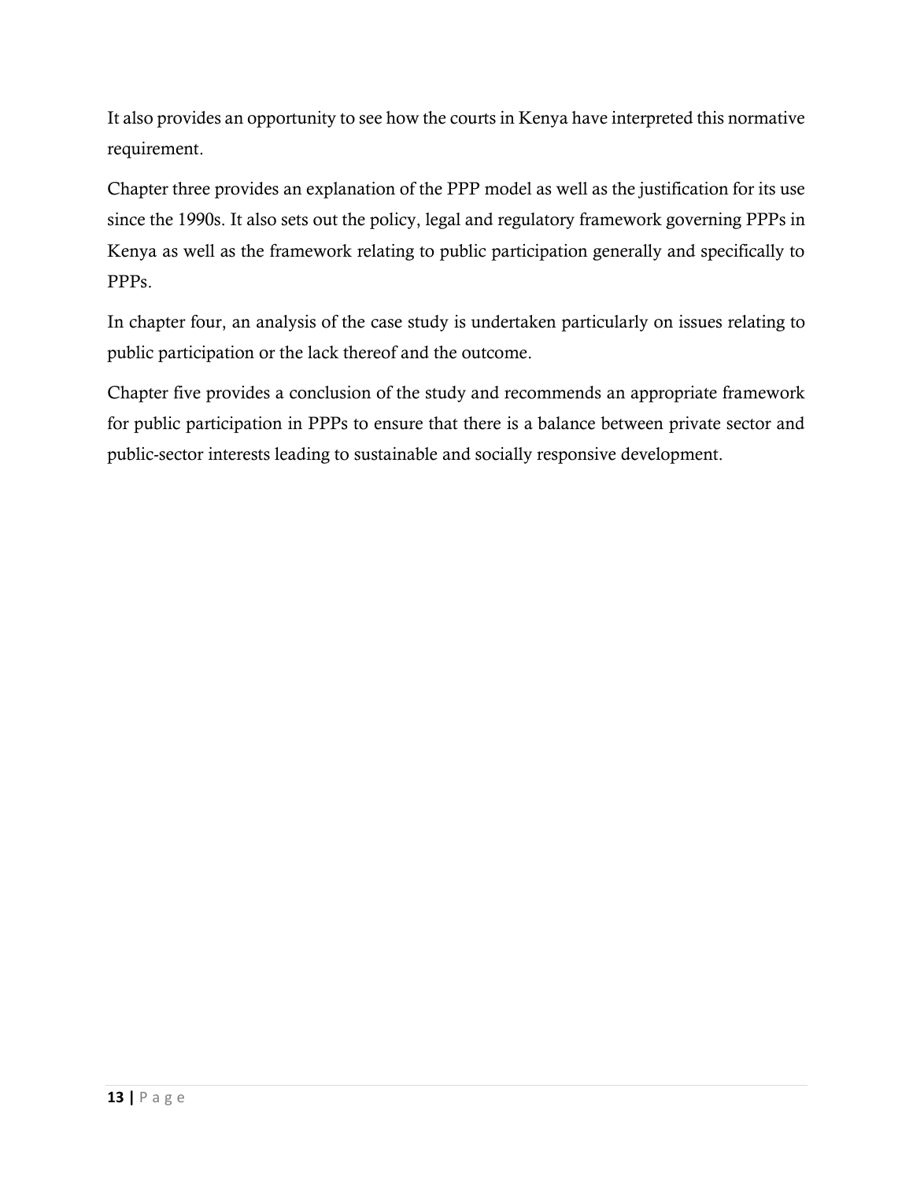It also provides an opportunity to see how the courts in Kenya have interpreted this normative requirement.

Chapter three provides an explanation of the PPP model as well as the justification for its use since the 1990s. It also sets out the policy, legal and regulatory framework governing PPPs in Kenya as well as the framework relating to public participation generally and specifically to PPPs.

In chapter four, an analysis of the case study is undertaken particularly on issues relating to public participation or the lack thereof and the outcome.

Chapter five provides a conclusion of the study and recommends an appropriate framework for public participation in PPPs to ensure that there is a balance between private sector and public-sector interests leading to sustainable and socially responsive development.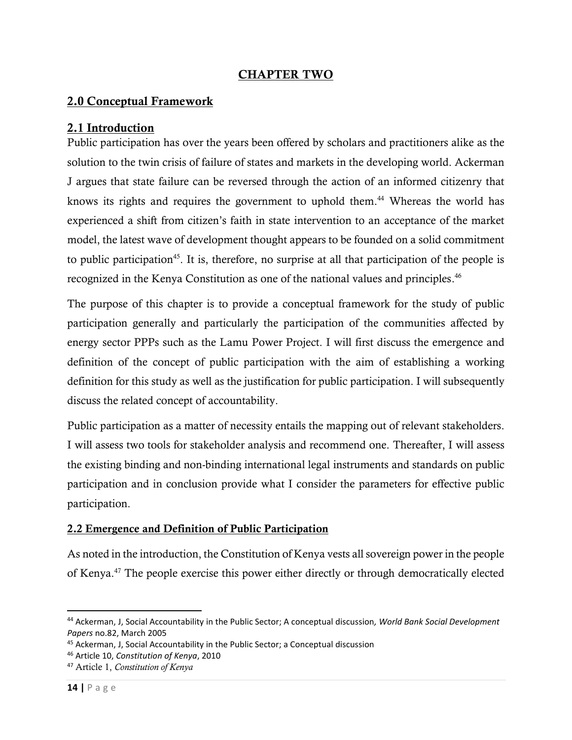# CHAPTER TWO

## 2.0 Conceptual Framework

### 2.1 Introduction

Public participation has over the years been offered by scholars and practitioners alike as the solution to the twin crisis of failure of states and markets in the developing world. Ackerman J argues that state failure can be reversed through the action of an informed citizenry that knows its rights and requires the government to uphold them.[44] Whereas the world has experienced a shift from citizen's faith in state intervention to an acceptance of the market model, the latest wave of development thought appears to be founded on a solid commitment to public participation[45]. It is, therefore, no surprise at all that participation of the people is recognized in the Kenya Constitution as one of the national values and principles.[46]

The purpose of this chapter is to provide a conceptual framework for the study of public participation generally and particularly the participation of the communities affected by energy sector PPPs such as the Lamu Power Project. I will first discuss the emergence and definition of the concept of public participation with the aim of establishing a working definition for this study as well as the justification for public participation. I will subsequently discuss the related concept of accountability.

Public participation as a matter of necessity entails the mapping out of relevant stakeholders. I will assess two tools for stakeholder analysis and recommend one. Thereafter, I will assess the existing binding and non-binding international legal instruments and standards on public participation and in conclusion provide what I consider the parameters for effective public participation.

### 2.2 Emergence and Definition of Public Participation

As noted in the introduction, the Constitution of Kenya vests all sovereign power in the people of Kenya.[47] The people exercise this power either directly or through democratically elected

---

[44] Ackerman, J, Social Accountability in the Public Sector; A conceptual discussion, *World Bank Social Development Papers* no.82, March 2005

[45] Ackerman, J, Social Accountability in the Public Sector; a Conceptual discussion

[46] Article 10, *Constitution of Kenya*, 2010

[47] Article 1, *Constitution of Kenya*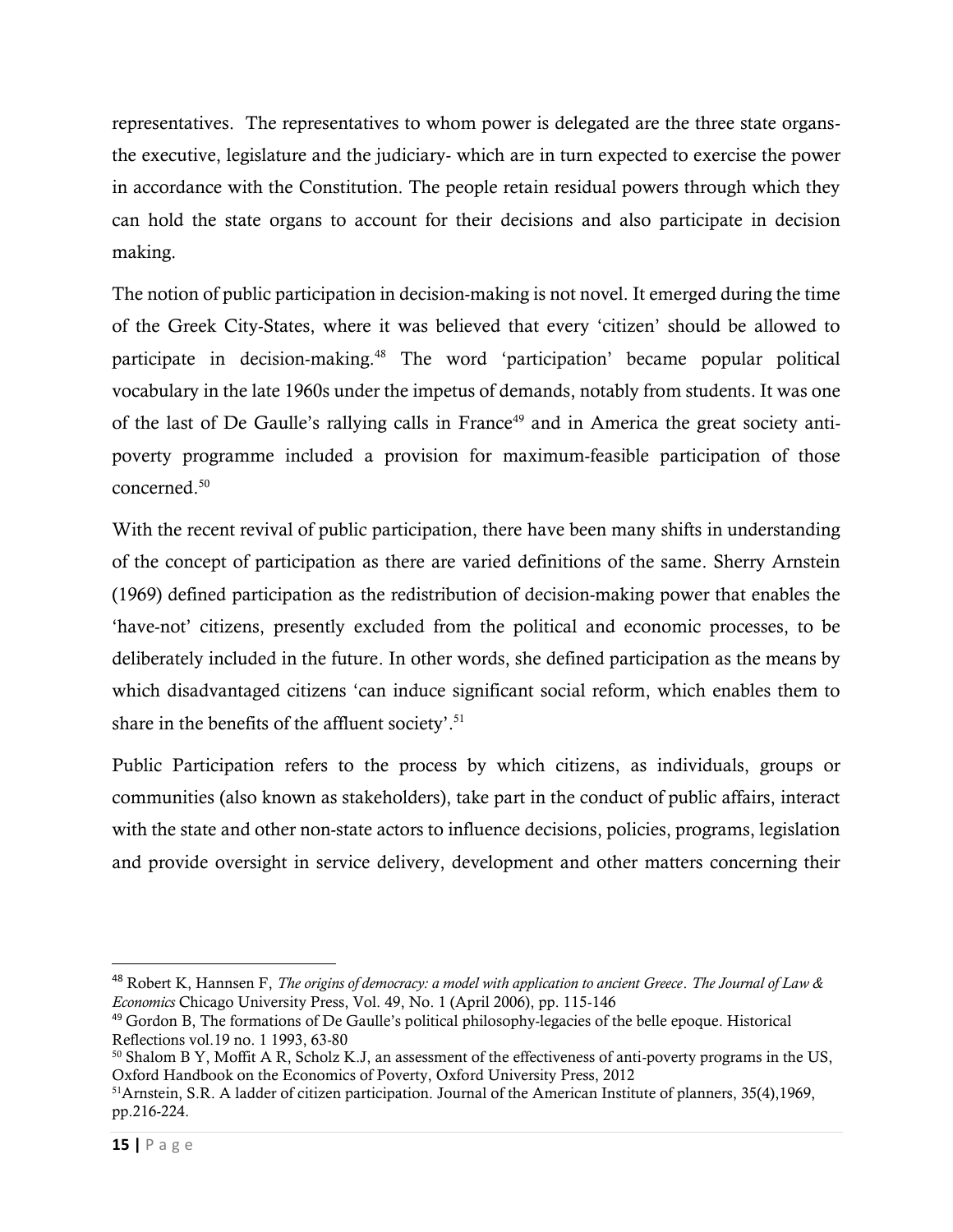representatives. The representatives to whom power is delegated are the three state organs- the executive, legislature and the judiciary- which are in turn expected to exercise the power in accordance with the Constitution. The people retain residual powers through which they can hold the state organs to account for their decisions and also participate in decision making.

The notion of public participation in decision-making is not novel. It emerged during the time of the Greek City-States, where it was believed that every 'citizen' should be allowed to participate in decision-making.[48] The word 'participation' became popular political vocabulary in the late 1960s under the impetus of demands, notably from students. It was one of the last of De Gaulle's rallying calls in France[49] and in America the great society anti-poverty programme included a provision for maximum-feasible participation of those concerned.[50]

With the recent revival of public participation, there have been many shifts in understanding of the concept of participation as there are varied definitions of the same. Sherry Arnstein (1969) defined participation as the redistribution of decision-making power that enables the 'have-not' citizens, presently excluded from the political and economic processes, to be deliberately included in the future. In other words, she defined participation as the means by which disadvantaged citizens 'can induce significant social reform, which enables them to share in the benefits of the affluent society'.[51]

Public Participation refers to the process by which citizens, as individuals, groups or communities (also known as stakeholders), take part in the conduct of public affairs, interact with the state and other non-state actors to influence decisions, policies, programs, legislation and provide oversight in service delivery, development and other matters concerning their

---

[48] Robert K, Hannsen F, *The origins of democracy: a model with application to ancient Greece*. *The Journal of Law & Economics* Chicago University Press, Vol. 49, No. 1 (April 2006), pp. 115-146

[49] Gordon B, The formations of De Gaulle's political philosophy-legacies of the belle epoque. Historical Reflections vol.19 no. 1 1993, 63-80

[50] Shalom B Y, Moffit A R, Scholz K.J, an assessment of the effectiveness of anti-poverty programs in the US, Oxford Handbook on the Economics of Poverty, Oxford University Press, 2012

[51] Arnstein, S.R. A ladder of citizen participation. Journal of the American Institute of planners, 35(4),1969, pp.216-224.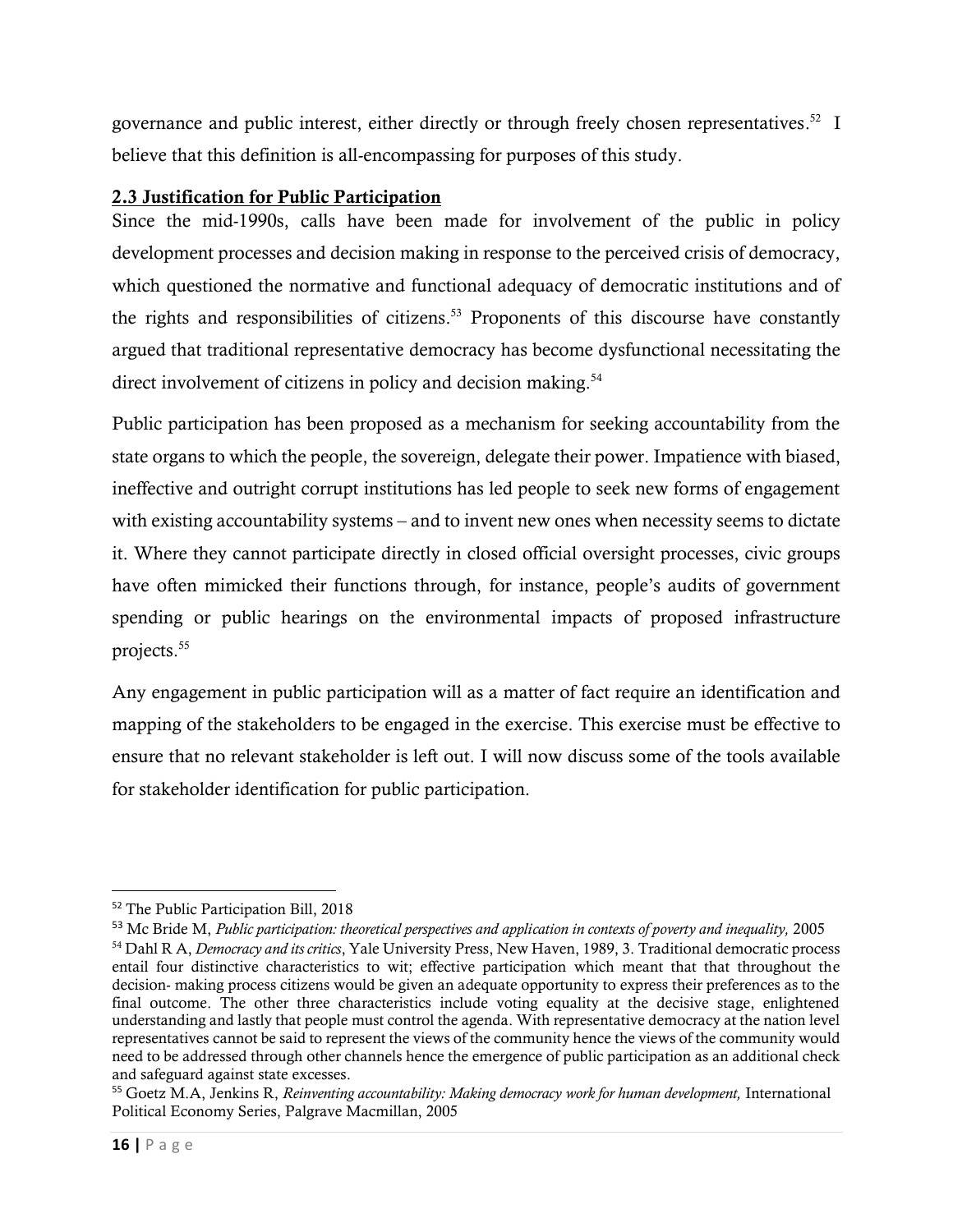governance and public interest, either directly or through freely chosen representatives.[52] I believe that this definition is all-encompassing for purposes of this study.

## 2.3 Justification for Public Participation

Since the mid-1990s, calls have been made for involvement of the public in policy development processes and decision making in response to the perceived crisis of democracy, which questioned the normative and functional adequacy of democratic institutions and of the rights and responsibilities of citizens.[53] Proponents of this discourse have constantly argued that traditional representative democracy has become dysfunctional necessitating the direct involvement of citizens in policy and decision making.[54]

Public participation has been proposed as a mechanism for seeking accountability from the state organs to which the people, the sovereign, delegate their power. Impatience with biased, ineffective and outright corrupt institutions has led people to seek new forms of engagement with existing accountability systems – and to invent new ones when necessity seems to dictate it. Where they cannot participate directly in closed official oversight processes, civic groups have often mimicked their functions through, for instance, people's audits of government spending or public hearings on the environmental impacts of proposed infrastructure projects.[55]

Any engagement in public participation will as a matter of fact require an identification and mapping of the stakeholders to be engaged in the exercise. This exercise must be effective to ensure that no relevant stakeholder is left out. I will now discuss some of the tools available for stakeholder identification for public participation.

---

[52] The Public Participation Bill, 2018

[53] Mc Bride M, *Public participation: theoretical perspectives and application in contexts of poverty and inequality,* 2005

[54] Dahl R A, *Democracy and its critics*, Yale University Press, New Haven, 1989, 3. Traditional democratic process entail four distinctive characteristics to wit; effective participation which meant that that throughout the decision- making process citizens would be given an adequate opportunity to express their preferences as to the final outcome. The other three characteristics include voting equality at the decisive stage, enlightened understanding and lastly that people must control the agenda. With representative democracy at the nation level representatives cannot be said to represent the views of the community hence the views of the community would need to be addressed through other channels hence the emergence of public participation as an additional check and safeguard against state excesses.

[55] Goetz M.A, Jenkins R, *Reinventing accountability: Making democracy work for human development,* International Political Economy Series, Palgrave Macmillan, 2005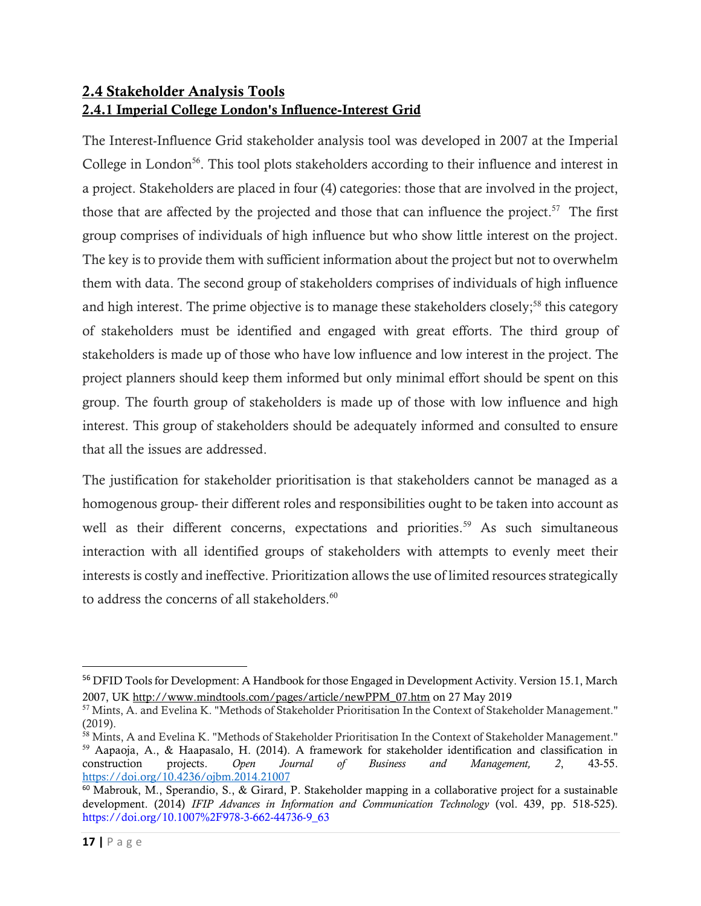## 2.4 Stakeholder Analysis Tools

### 2.4.1 Imperial College London's Influence-Interest Grid

The Interest-Influence Grid stakeholder analysis tool was developed in 2007 at the Imperial College in London[56]. This tool plots stakeholders according to their influence and interest in a project. Stakeholders are placed in four (4) categories: those that are involved in the project, those that are affected by the projected and those that can influence the project.[57] The first group comprises of individuals of high influence but who show little interest on the project. The key is to provide them with sufficient information about the project but not to overwhelm them with data. The second group of stakeholders comprises of individuals of high influence and high interest. The prime objective is to manage these stakeholders closely;[58] this category of stakeholders must be identified and engaged with great efforts. The third group of stakeholders is made up of those who have low influence and low interest in the project. The project planners should keep them informed but only minimal effort should be spent on this group. The fourth group of stakeholders is made up of those with low influence and high interest. This group of stakeholders should be adequately informed and consulted to ensure that all the issues are addressed.

The justification for stakeholder prioritisation is that stakeholders cannot be managed as a homogenous group- their different roles and responsibilities ought to be taken into account as well as their different concerns, expectations and priorities.[59] As such simultaneous interaction with all identified groups of stakeholders with attempts to evenly meet their interests is costly and ineffective. Prioritization allows the use of limited resources strategically to address the concerns of all stakeholders.[60]

---

[56] DFID Tools for Development: A Handbook for those Engaged in Development Activity. Version 15.1, March 2007, UK http://www.mindtools.com/pages/article/newPPM_07.htm on 27 May 2019

[57] Mints, A. and Evelina K. "Methods of Stakeholder Prioritisation In the Context of Stakeholder Management." (2019).

[58] Mints, A and Evelina K. "Methods of Stakeholder Prioritisation In the Context of Stakeholder Management."

[59] Aapaoja, A., & Haapasalo, H. (2014). A framework for stakeholder identification and classification in construction projects. *Open Journal of Business and Management, 2*, 43-55. https://doi.org/10.4236/ojbm.2014.21007

[60] Mabrouk, M., Sperandio, S., & Girard, P. Stakeholder mapping in a collaborative project for a sustainable development. (2014) *IFIP Advances in Information and Communication Technology* (vol. 439, pp. 518-525). https://doi.org/10.1007%2F978-3-662-44736-9_63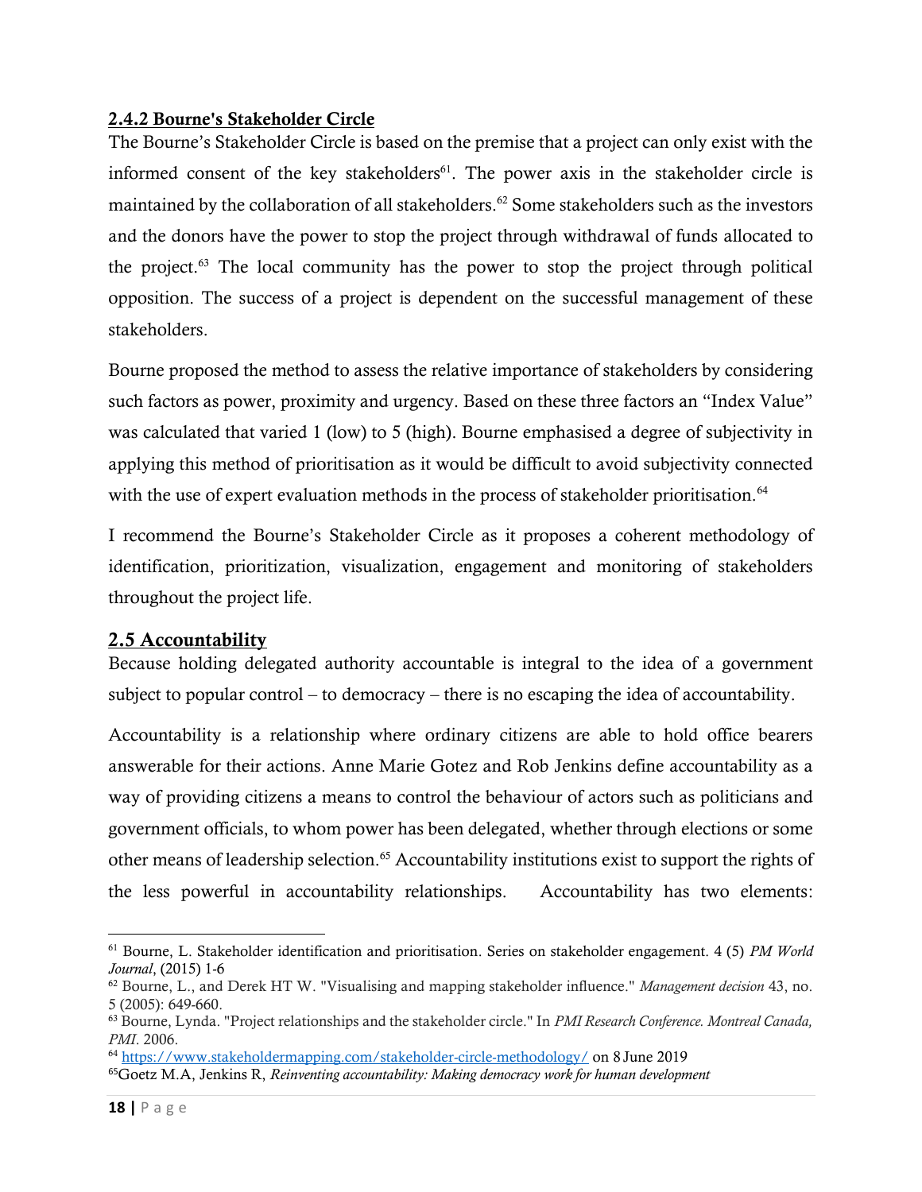### 2.4.2 Bourne's Stakeholder Circle

The Bourne's Stakeholder Circle is based on the premise that a project can only exist with the informed consent of the key stakeholders[61]. The power axis in the stakeholder circle is maintained by the collaboration of all stakeholders.[62] Some stakeholders such as the investors and the donors have the power to stop the project through withdrawal of funds allocated to the project.[63] The local community has the power to stop the project through political opposition. The success of a project is dependent on the successful management of these stakeholders.

Bourne proposed the method to assess the relative importance of stakeholders by considering such factors as power, proximity and urgency. Based on these three factors an "Index Value" was calculated that varied 1 (low) to 5 (high). Bourne emphasised a degree of subjectivity in applying this method of prioritisation as it would be difficult to avoid subjectivity connected with the use of expert evaluation methods in the process of stakeholder prioritisation.[64]

I recommend the Bourne's Stakeholder Circle as it proposes a coherent methodology of identification, prioritization, visualization, engagement and monitoring of stakeholders throughout the project life.

### 2.5 Accountability

Because holding delegated authority accountable is integral to the idea of a government subject to popular control – to democracy – there is no escaping the idea of accountability.

Accountability is a relationship where ordinary citizens are able to hold office bearers answerable for their actions. Anne Marie Gotez and Rob Jenkins define accountability as a way of providing citizens a means to control the behaviour of actors such as politicians and government officials, to whom power has been delegated, whether through elections or some other means of leadership selection.[65] Accountability institutions exist to support the rights of the less powerful in accountability relationships. Accountability has two elements:

---

[61] Bourne, L. Stakeholder identification and prioritisation. Series on stakeholder engagement. 4 (5) *PM World Journal*, (2015) 1-6

[62] Bourne, L., and Derek HT W. "Visualising and mapping stakeholder influence." *Management decision* 43, no. 5 (2005): 649-660.

[63] Bourne, Lynda. "Project relationships and the stakeholder circle." In *PMI Research Conference. Montreal Canada, PMI*. 2006.

[64] https://www.stakeholdermapping.com/stakeholder-circle-methodology/ on 8 June 2019

[65] Goetz M.A, Jenkins R, *Reinventing accountability: Making democracy work for human development*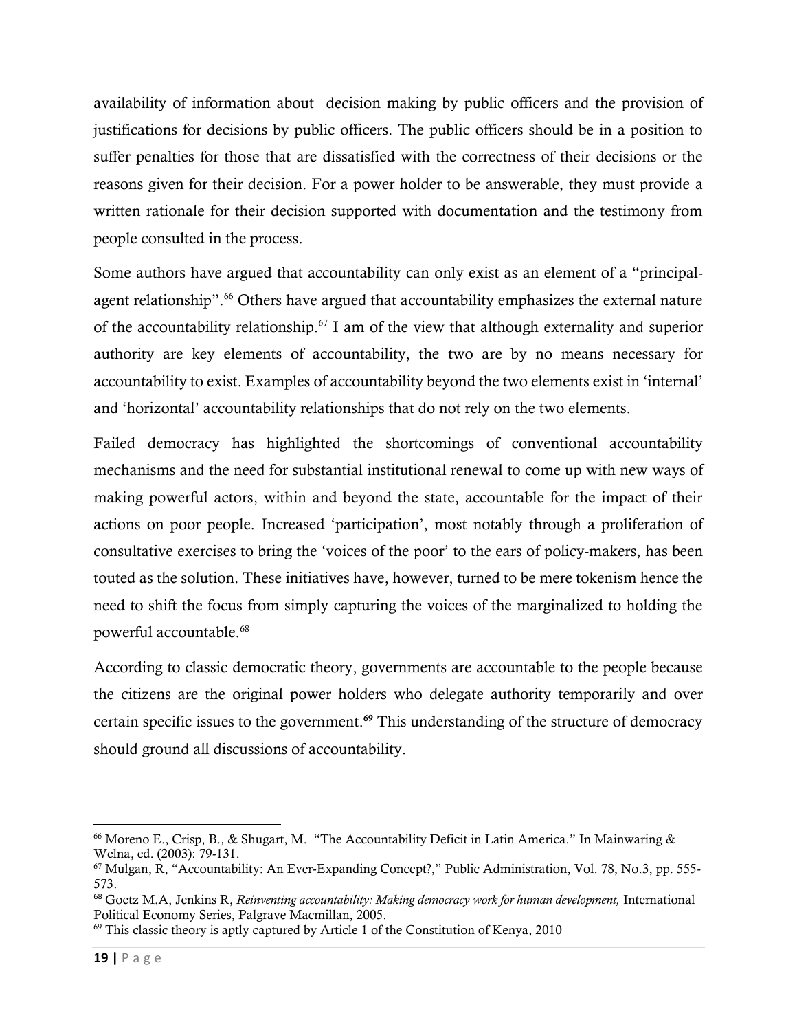availability of information about decision making by public officers and the provision of justifications for decisions by public officers. The public officers should be in a position to suffer penalties for those that are dissatisfied with the correctness of their decisions or the reasons given for their decision. For a power holder to be answerable, they must provide a written rationale for their decision supported with documentation and the testimony from people consulted in the process.

Some authors have argued that accountability can only exist as an element of a "principal-agent relationship".[66] Others have argued that accountability emphasizes the external nature of the accountability relationship.[67] I am of the view that although externality and superior authority are key elements of accountability, the two are by no means necessary for accountability to exist. Examples of accountability beyond the two elements exist in 'internal' and 'horizontal' accountability relationships that do not rely on the two elements.

Failed democracy has highlighted the shortcomings of conventional accountability mechanisms and the need for substantial institutional renewal to come up with new ways of making powerful actors, within and beyond the state, accountable for the impact of their actions on poor people. Increased 'participation', most notably through a proliferation of consultative exercises to bring the 'voices of the poor' to the ears of policy-makers, has been touted as the solution. These initiatives have, however, turned to be mere tokenism hence the need to shift the focus from simply capturing the voices of the marginalized to holding the powerful accountable.[68]

According to classic democratic theory, governments are accountable to the people because the citizens are the original power holders who delegate authority temporarily and over certain specific issues to the government.[69] This understanding of the structure of democracy should ground all discussions of accountability.

---

[66] Moreno E., Crisp, B., & Shugart, M. "The Accountability Deficit in Latin America." In Mainwaring & Welna, ed. (2003): 79-131.

[67] Mulgan, R, "Accountability: An Ever-Expanding Concept?," Public Administration, Vol. 78, No.3, pp. 555-573.

[68] Goetz M.A, Jenkins R, *Reinventing accountability: Making democracy work for human development,* International Political Economy Series, Palgrave Macmillan, 2005.

[69] This classic theory is aptly captured by Article 1 of the Constitution of Kenya, 2010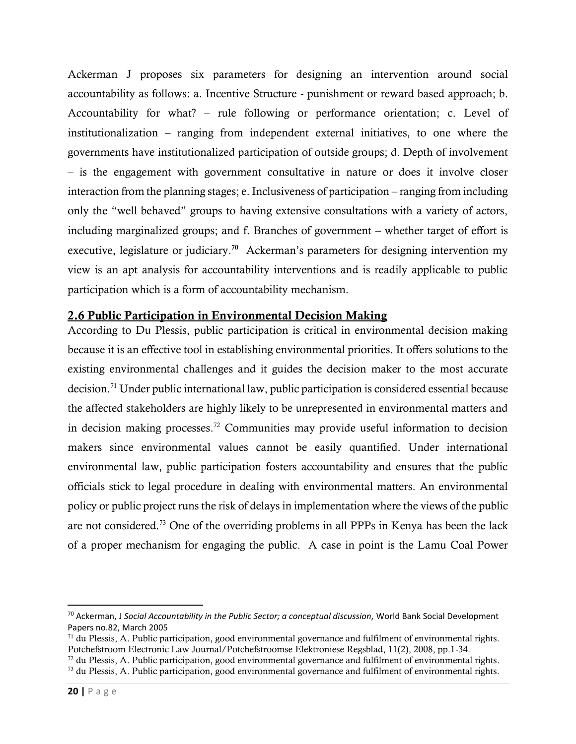Ackerman J proposes six parameters for designing an intervention around social accountability as follows: a. Incentive Structure - punishment or reward based approach; b. Accountability for what? – rule following or performance orientation; c. Level of institutionalization – ranging from independent external initiatives, to one where the governments have institutionalized participation of outside groups; d. Depth of involvement – is the engagement with government consultative in nature or does it involve closer interaction from the planning stages; e. Inclusiveness of participation – ranging from including only the "well behaved" groups to having extensive consultations with a variety of actors, including marginalized groups; and f. Branches of government – whether target of effort is executive, legislature or judiciary.[70] Ackerman's parameters for designing intervention my view is an apt analysis for accountability interventions and is readily applicable to public participation which is a form of accountability mechanism.

## 2.6 Public Participation in Environmental Decision Making

According to Du Plessis, public participation is critical in environmental decision making because it is an effective tool in establishing environmental priorities. It offers solutions to the existing environmental challenges and it guides the decision maker to the most accurate decision.[71] Under public international law, public participation is considered essential because the affected stakeholders are highly likely to be unrepresented in environmental matters and in decision making processes.[72] Communities may provide useful information to decision makers since environmental values cannot be easily quantified. Under international environmental law, public participation fosters accountability and ensures that the public officials stick to legal procedure in dealing with environmental matters. An environmental policy or public project runs the risk of delays in implementation where the views of the public are not considered.[73] One of the overriding problems in all PPPs in Kenya has been the lack of a proper mechanism for engaging the public. A case in point is the Lamu Coal Power

---

[70] Ackerman, J *Social Accountability in the Public Sector; a conceptual discussion,* World Bank Social Development Papers no.82, March 2005

[71] du Plessis, A. Public participation, good environmental governance and fulfilment of environmental rights. Potchefstroom Electronic Law Journal/Potchefstroomse Elektroniese Regsblad, 11(2), 2008, pp.1-34.

[72] du Plessis, A. Public participation, good environmental governance and fulfilment of environmental rights.

[73] du Plessis, A. Public participation, good environmental governance and fulfilment of environmental rights.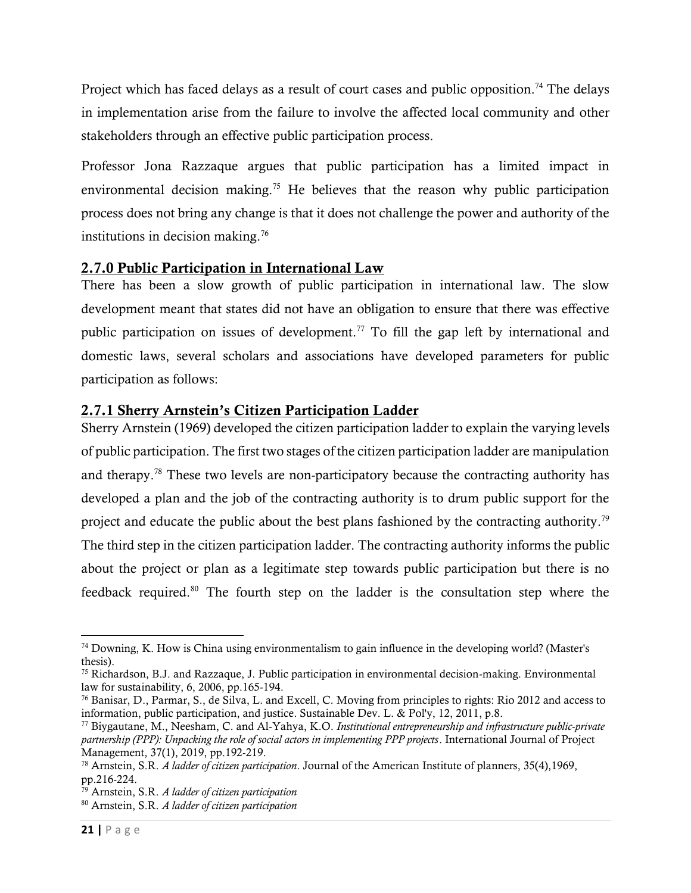Project which has faced delays as a result of court cases and public opposition.[74] The delays in implementation arise from the failure to involve the affected local community and other stakeholders through an effective public participation process.

Professor Jona Razzaque argues that public participation has a limited impact in environmental decision making.[75] He believes that the reason why public participation process does not bring any change is that it does not challenge the power and authority of the institutions in decision making.[76]

## 2.7.0 Public Participation in International Law

There has been a slow growth of public participation in international law. The slow development meant that states did not have an obligation to ensure that there was effective public participation on issues of development.[77] To fill the gap left by international and domestic laws, several scholars and associations have developed parameters for public participation as follows:

### 2.7.1 Sherry Arnstein's Citizen Participation Ladder

Sherry Arnstein (1969) developed the citizen participation ladder to explain the varying levels of public participation. The first two stages of the citizen participation ladder are manipulation and therapy.[78] These two levels are non-participatory because the contracting authority has developed a plan and the job of the contracting authority is to drum public support for the project and educate the public about the best plans fashioned by the contracting authority.[79] The third step in the citizen participation ladder. The contracting authority informs the public about the project or plan as a legitimate step towards public participation but there is no feedback required.[80] The fourth step on the ladder is the consultation step where the

---

[74] Downing, K. How is China using environmentalism to gain influence in the developing world? (Master's thesis).

[75] Richardson, B.J. and Razzaque, J. Public participation in environmental decision-making. Environmental law for sustainability, 6, 2006, pp.165-194.

[76] Banisar, D., Parmar, S., de Silva, L. and Excell, C. Moving from principles to rights: Rio 2012 and access to information, public participation, and justice. Sustainable Dev. L. & Pol'y, 12, 2011, p.8.

[77] Biygautane, M., Neesham, C. and Al-Yahya, K.O. *Institutional entrepreneurship and infrastructure public-private partnership (PPP): Unpacking the role of social actors in implementing PPP projects*. International Journal of Project Management, 37(1), 2019, pp.192-219.

[78] Arnstein, S.R. *A ladder of citizen participation*. Journal of the American Institute of planners, 35(4),1969, pp.216-224.

[79] Arnstein, S.R. *A ladder of citizen participation*

[80] Arnstein, S.R. *A ladder of citizen participation*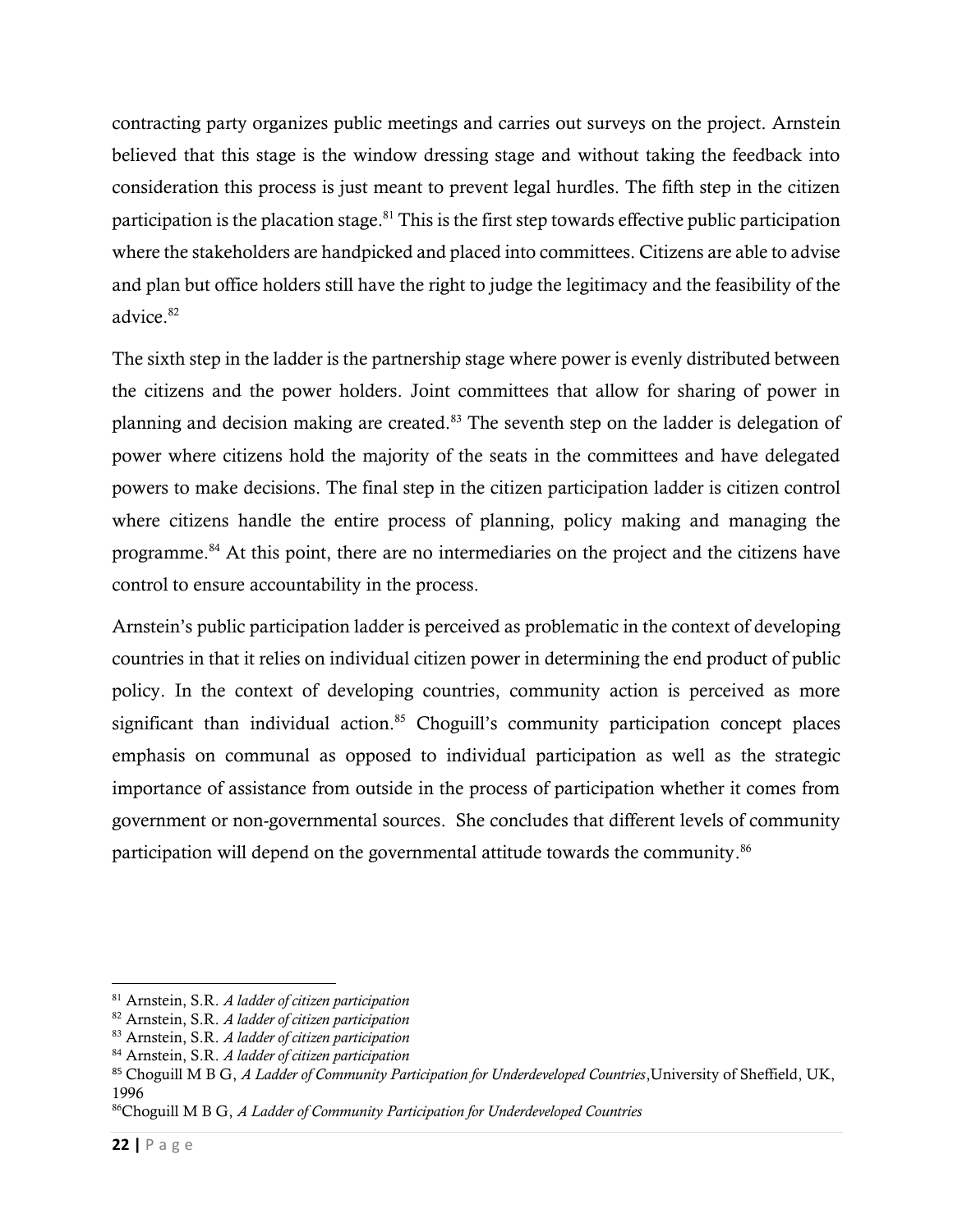contracting party organizes public meetings and carries out surveys on the project. Arnstein believed that this stage is the window dressing stage and without taking the feedback into consideration this process is just meant to prevent legal hurdles. The fifth step in the citizen participation is the placation stage.[81] This is the first step towards effective public participation where the stakeholders are handpicked and placed into committees. Citizens are able to advise and plan but office holders still have the right to judge the legitimacy and the feasibility of the advice.[82]

The sixth step in the ladder is the partnership stage where power is evenly distributed between the citizens and the power holders. Joint committees that allow for sharing of power in planning and decision making are created.[83] The seventh step on the ladder is delegation of power where citizens hold the majority of the seats in the committees and have delegated powers to make decisions. The final step in the citizen participation ladder is citizen control where citizens handle the entire process of planning, policy making and managing the programme.[84] At this point, there are no intermediaries on the project and the citizens have control to ensure accountability in the process.

Arnstein's public participation ladder is perceived as problematic in the context of developing countries in that it relies on individual citizen power in determining the end product of public policy. In the context of developing countries, community action is perceived as more significant than individual action.[85] Choguill's community participation concept places emphasis on communal as opposed to individual participation as well as the strategic importance of assistance from outside in the process of participation whether it comes from government or non-governmental sources. She concludes that different levels of community participation will depend on the governmental attitude towards the community.[86]

---

[81] Arnstein, S.R. *A ladder of citizen participation*

[82] Arnstein, S.R. *A ladder of citizen participation*

[83] Arnstein, S.R. *A ladder of citizen participation*

[84] Arnstein, S.R. *A ladder of citizen participation*

[85] Choguill M B G, *A Ladder of Community Participation for Underdeveloped Countries*,University of Sheffield, UK, 1996

[86] Choguill M B G, *A Ladder of Community Participation for Underdeveloped Countries*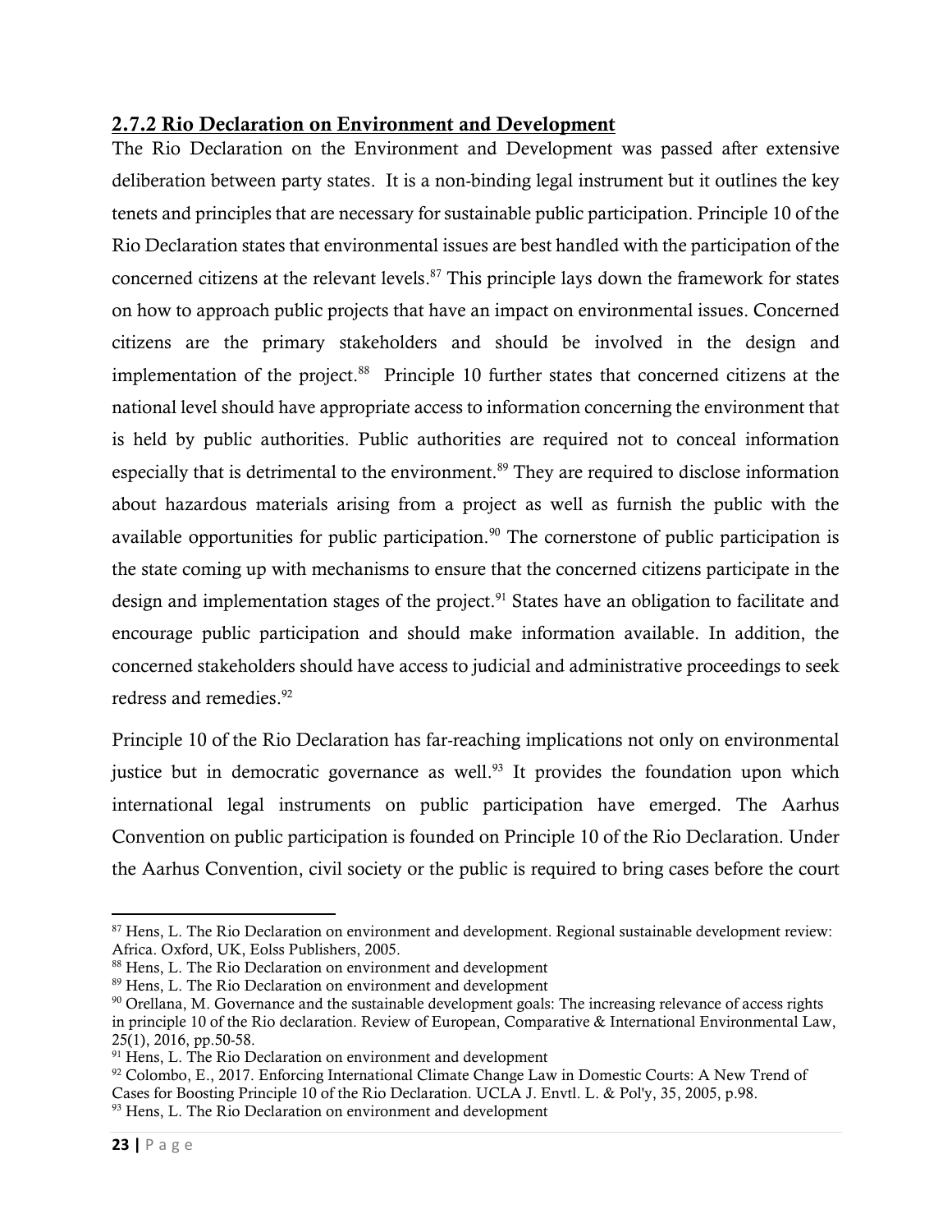### 2.7.2 Rio Declaration on Environment and Development

The Rio Declaration on the Environment and Development was passed after extensive deliberation between party states. It is a non-binding legal instrument but it outlines the key tenets and principles that are necessary for sustainable public participation. Principle 10 of the Rio Declaration states that environmental issues are best handled with the participation of the concerned citizens at the relevant levels.[87] This principle lays down the framework for states on how to approach public projects that have an impact on environmental issues. Concerned citizens are the primary stakeholders and should be involved in the design and implementation of the project.[88] Principle 10 further states that concerned citizens at the national level should have appropriate access to information concerning the environment that is held by public authorities. Public authorities are required not to conceal information especially that is detrimental to the environment.[89] They are required to disclose information about hazardous materials arising from a project as well as furnish the public with the available opportunities for public participation.[90] The cornerstone of public participation is the state coming up with mechanisms to ensure that the concerned citizens participate in the design and implementation stages of the project.[91] States have an obligation to facilitate and encourage public participation and should make information available. In addition, the concerned stakeholders should have access to judicial and administrative proceedings to seek redress and remedies.[92]

Principle 10 of the Rio Declaration has far-reaching implications not only on environmental justice but in democratic governance as well.[93] It provides the foundation upon which international legal instruments on public participation have emerged. The Aarhus Convention on public participation is founded on Principle 10 of the Rio Declaration. Under the Aarhus Convention, civil society or the public is required to bring cases before the court

---

[87] Hens, L. The Rio Declaration on environment and development. Regional sustainable development review: Africa. Oxford, UK, Eolss Publishers, 2005.

[88] Hens, L. The Rio Declaration on environment and development

[89] Hens, L. The Rio Declaration on environment and development

[90] Orellana, M. Governance and the sustainable development goals: The increasing relevance of access rights in principle 10 of the Rio declaration. Review of European, Comparative & International Environmental Law, 25(1), 2016, pp.50-58.

[91] Hens, L. The Rio Declaration on environment and development

[92] Colombo, E., 2017. Enforcing International Climate Change Law in Domestic Courts: A New Trend of Cases for Boosting Principle 10 of the Rio Declaration. UCLA J. Envtl. L. & Pol'y, 35, 2005, p.98.

[93] Hens, L. The Rio Declaration on environment and development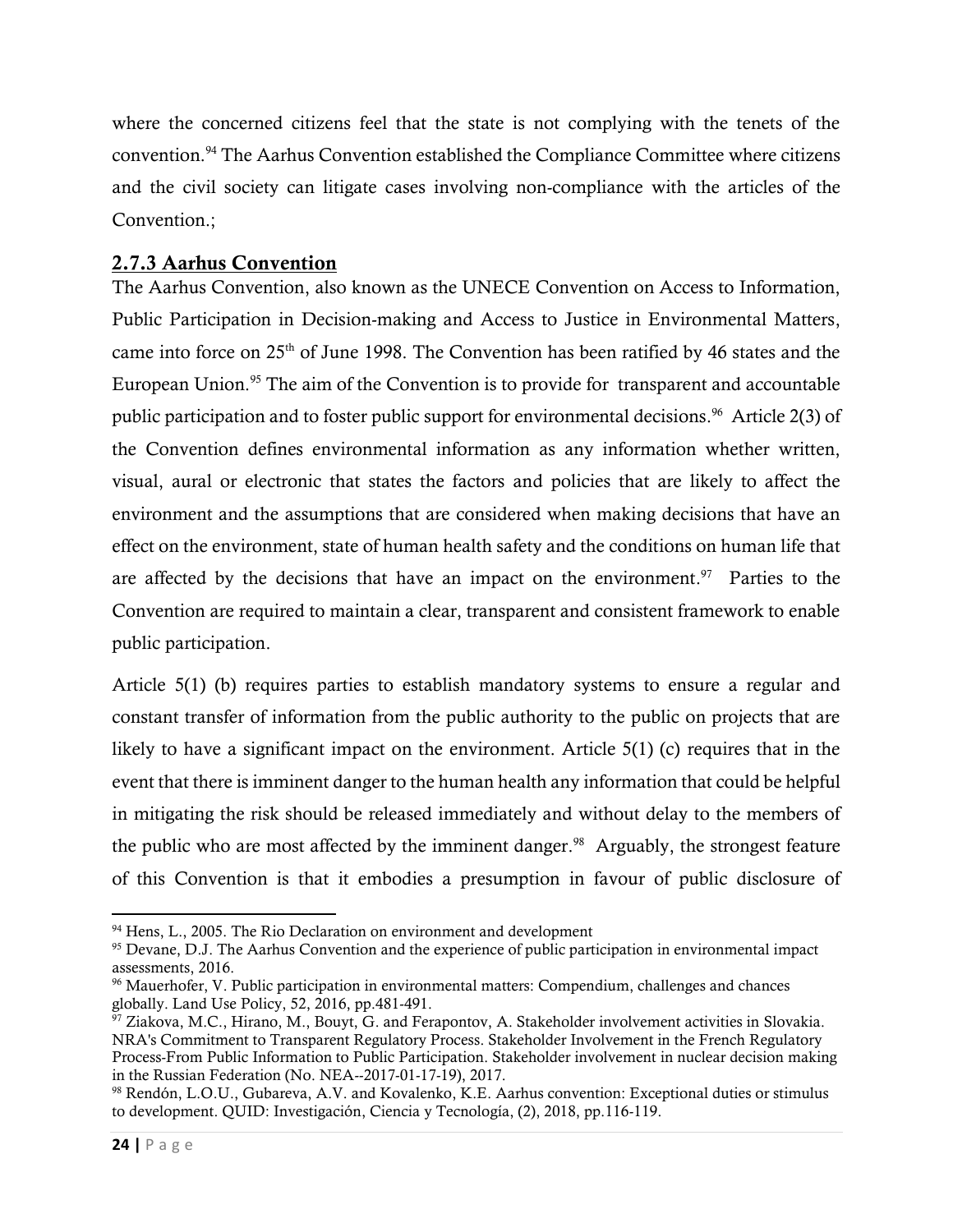where the concerned citizens feel that the state is not complying with the tenets of the convention.[94] The Aarhus Convention established the Compliance Committee where citizens and the civil society can litigate cases involving non-compliance with the articles of the Convention.;

### 2.7.3 Aarhus Convention

The Aarhus Convention, also known as the UNECE Convention on Access to Information, Public Participation in Decision-making and Access to Justice in Environmental Matters, came into force on 25th of June 1998. The Convention has been ratified by 46 states and the European Union.[95] The aim of the Convention is to provide for transparent and accountable public participation and to foster public support for environmental decisions.[96] Article 2(3) of the Convention defines environmental information as any information whether written, visual, aural or electronic that states the factors and policies that are likely to affect the environment and the assumptions that are considered when making decisions that have an effect on the environment, state of human health safety and the conditions on human life that are affected by the decisions that have an impact on the environment.[97] Parties to the Convention are required to maintain a clear, transparent and consistent framework to enable public participation.

Article 5(1) (b) requires parties to establish mandatory systems to ensure a regular and constant transfer of information from the public authority to the public on projects that are likely to have a significant impact on the environment. Article 5(1) (c) requires that in the event that there is imminent danger to the human health any information that could be helpful in mitigating the risk should be released immediately and without delay to the members of the public who are most affected by the imminent danger.[98] Arguably, the strongest feature of this Convention is that it embodies a presumption in favour of public disclosure of

---

[94] Hens, L., 2005. The Rio Declaration on environment and development

[95] Devane, D.J. The Aarhus Convention and the experience of public participation in environmental impact assessments, 2016.

[96] Mauerhofer, V. Public participation in environmental matters: Compendium, challenges and chances globally. Land Use Policy, 52, 2016, pp.481-491.

[97] Ziakova, M.C., Hirano, M., Bouyt, G. and Ferapontov, A. Stakeholder involvement activities in Slovakia. NRA's Commitment to Transparent Regulatory Process. Stakeholder Involvement in the French Regulatory Process-From Public Information to Public Participation. Stakeholder involvement in nuclear decision making in the Russian Federation (No. NEA--2017-01-17-19), 2017.

[98] Rendón, L.O.U., Gubareva, A.V. and Kovalenko, K.E. Aarhus convention: Exceptional duties or stimulus to development. QUID: Investigación, Ciencia y Tecnología, (2), 2018, pp.116-119.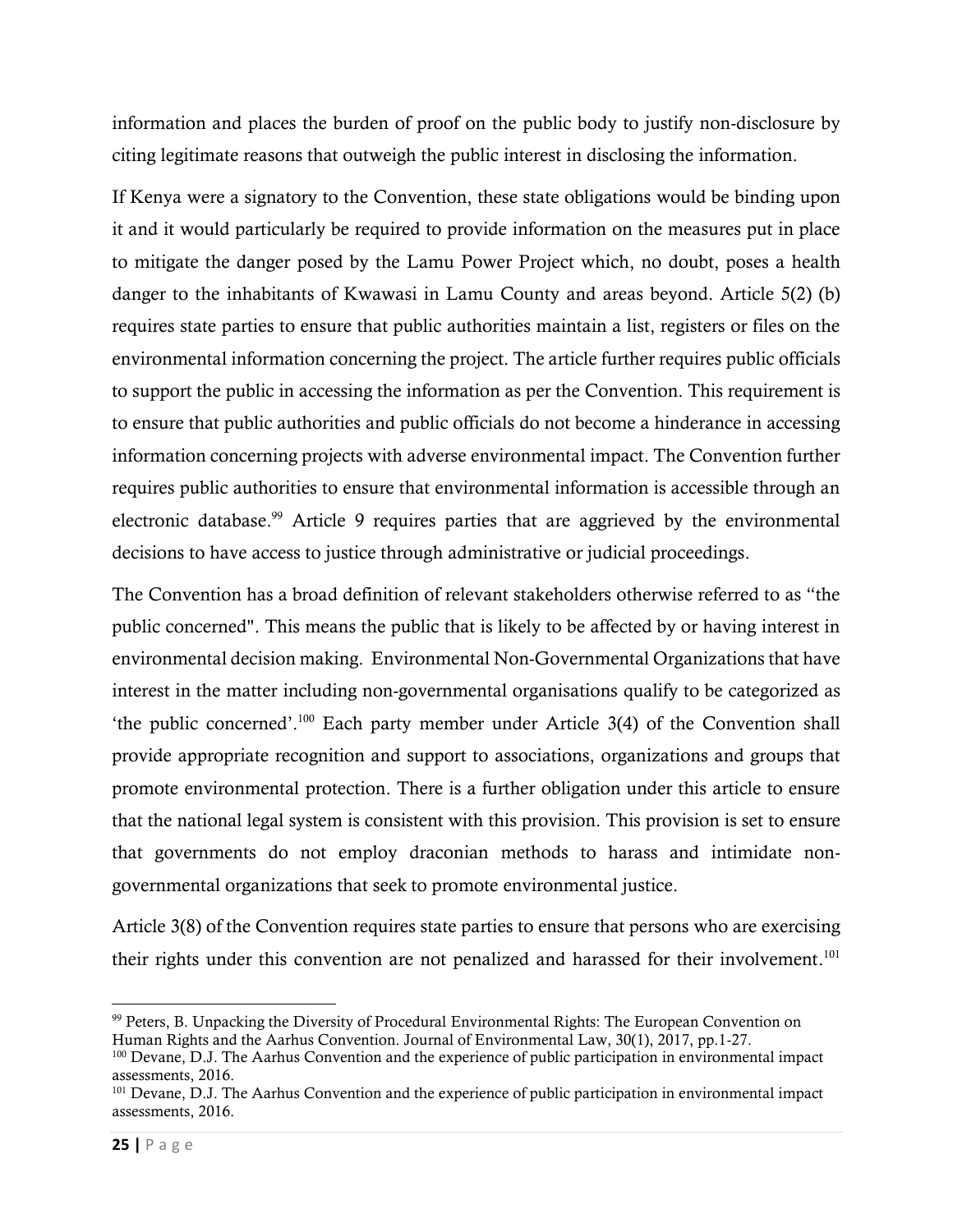information and places the burden of proof on the public body to justify non-disclosure by citing legitimate reasons that outweigh the public interest in disclosing the information.

If Kenya were a signatory to the Convention, these state obligations would be binding upon it and it would particularly be required to provide information on the measures put in place to mitigate the danger posed by the Lamu Power Project which, no doubt, poses a health danger to the inhabitants of Kwawasi in Lamu County and areas beyond. Article 5(2) (b) requires state parties to ensure that public authorities maintain a list, registers or files on the environmental information concerning the project. The article further requires public officials to support the public in accessing the information as per the Convention. This requirement is to ensure that public authorities and public officials do not become a hinderance in accessing information concerning projects with adverse environmental impact. The Convention further requires public authorities to ensure that environmental information is accessible through an electronic database.[99] Article 9 requires parties that are aggrieved by the environmental decisions to have access to justice through administrative or judicial proceedings.

The Convention has a broad definition of relevant stakeholders otherwise referred to as "the public concerned". This means the public that is likely to be affected by or having interest in environmental decision making. Environmental Non-Governmental Organizations that have interest in the matter including non-governmental organisations qualify to be categorized as 'the public concerned'.[100] Each party member under Article 3(4) of the Convention shall provide appropriate recognition and support to associations, organizations and groups that promote environmental protection. There is a further obligation under this article to ensure that the national legal system is consistent with this provision. This provision is set to ensure that governments do not employ draconian methods to harass and intimidate non-governmental organizations that seek to promote environmental justice.

Article 3(8) of the Convention requires state parties to ensure that persons who are exercising their rights under this convention are not penalized and harassed for their involvement.[101]

---

[99] Peters, B. Unpacking the Diversity of Procedural Environmental Rights: The European Convention on Human Rights and the Aarhus Convention. Journal of Environmental Law, 30(1), 2017, pp.1-27.

[100] Devane, D.J. The Aarhus Convention and the experience of public participation in environmental impact assessments, 2016.

[101] Devane, D.J. The Aarhus Convention and the experience of public participation in environmental impact assessments, 2016.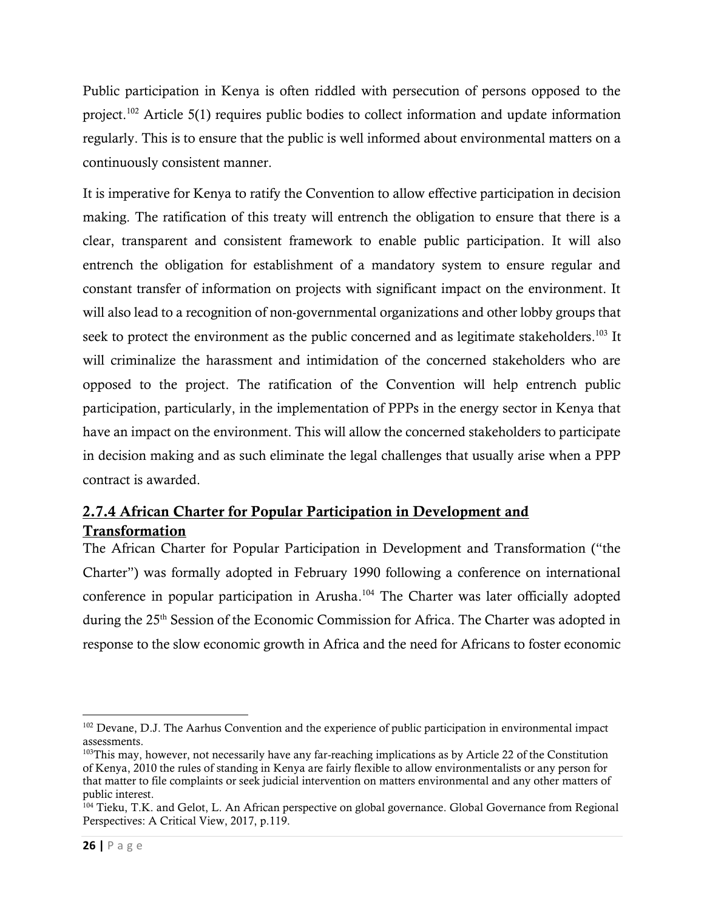Public participation in Kenya is often riddled with persecution of persons opposed to the project.[102] Article 5(1) requires public bodies to collect information and update information regularly. This is to ensure that the public is well informed about environmental matters on a continuously consistent manner.

It is imperative for Kenya to ratify the Convention to allow effective participation in decision making. The ratification of this treaty will entrench the obligation to ensure that there is a clear, transparent and consistent framework to enable public participation. It will also entrench the obligation for establishment of a mandatory system to ensure regular and constant transfer of information on projects with significant impact on the environment. It will also lead to a recognition of non-governmental organizations and other lobby groups that seek to protect the environment as the public concerned and as legitimate stakeholders.[103] It will criminalize the harassment and intimidation of the concerned stakeholders who are opposed to the project. The ratification of the Convention will help entrench public participation, particularly, in the implementation of PPPs in the energy sector in Kenya that have an impact on the environment. This will allow the concerned stakeholders to participate in decision making and as such eliminate the legal challenges that usually arise when a PPP contract is awarded.

### 2.7.4 African Charter for Popular Participation in Development and Transformation

The African Charter for Popular Participation in Development and Transformation ("the Charter") was formally adopted in February 1990 following a conference on international conference in popular participation in Arusha.[104] The Charter was later officially adopted during the 25th Session of the Economic Commission for Africa. The Charter was adopted in response to the slow economic growth in Africa and the need for Africans to foster economic

---

[102] Devane, D.J. The Aarhus Convention and the experience of public participation in environmental impact assessments.

[103] This may, however, not necessarily have any far-reaching implications as by Article 22 of the Constitution of Kenya, 2010 the rules of standing in Kenya are fairly flexible to allow environmentalists or any person for that matter to file complaints or seek judicial intervention on matters environmental and any other matters of public interest.

[104] Tieku, T.K. and Gelot, L. An African perspective on global governance. Global Governance from Regional Perspectives: A Critical View, 2017, p.119.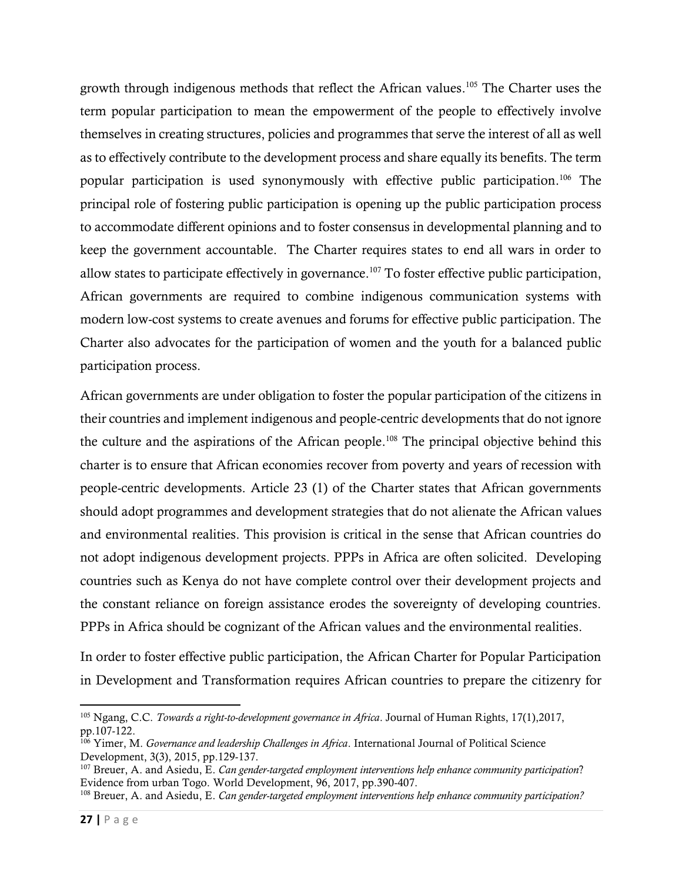growth through indigenous methods that reflect the African values.[105] The Charter uses the term popular participation to mean the empowerment of the people to effectively involve themselves in creating structures, policies and programmes that serve the interest of all as well as to effectively contribute to the development process and share equally its benefits. The term popular participation is used synonymously with effective public participation.[106] The principal role of fostering public participation is opening up the public participation process to accommodate different opinions and to foster consensus in developmental planning and to keep the government accountable. The Charter requires states to end all wars in order to allow states to participate effectively in governance.[107] To foster effective public participation, African governments are required to combine indigenous communication systems with modern low-cost systems to create avenues and forums for effective public participation. The Charter also advocates for the participation of women and the youth for a balanced public participation process.

African governments are under obligation to foster the popular participation of the citizens in their countries and implement indigenous and people-centric developments that do not ignore the culture and the aspirations of the African people.[108] The principal objective behind this charter is to ensure that African economies recover from poverty and years of recession with people-centric developments. Article 23 (1) of the Charter states that African governments should adopt programmes and development strategies that do not alienate the African values and environmental realities. This provision is critical in the sense that African countries do not adopt indigenous development projects. PPPs in Africa are often solicited. Developing countries such as Kenya do not have complete control over their development projects and the constant reliance on foreign assistance erodes the sovereignty of developing countries. PPPs in Africa should be cognizant of the African values and the environmental realities.

In order to foster effective public participation, the African Charter for Popular Participation in Development and Transformation requires African countries to prepare the citizenry for

---

[105] Ngang, C.C. *Towards a right-to-development governance in Africa*. Journal of Human Rights, 17(1),2017, pp.107-122.

[106] Yimer, M. *Governance and leadership Challenges in Africa*. International Journal of Political Science Development, 3(3), 2015, pp.129-137.

[107] Breuer, A. and Asiedu, E. *Can gender-targeted employment interventions help enhance community participation*? Evidence from urban Togo. World Development, 96, 2017, pp.390-407.

[108] Breuer, A. and Asiedu, E. *Can gender-targeted employment interventions help enhance community participation?*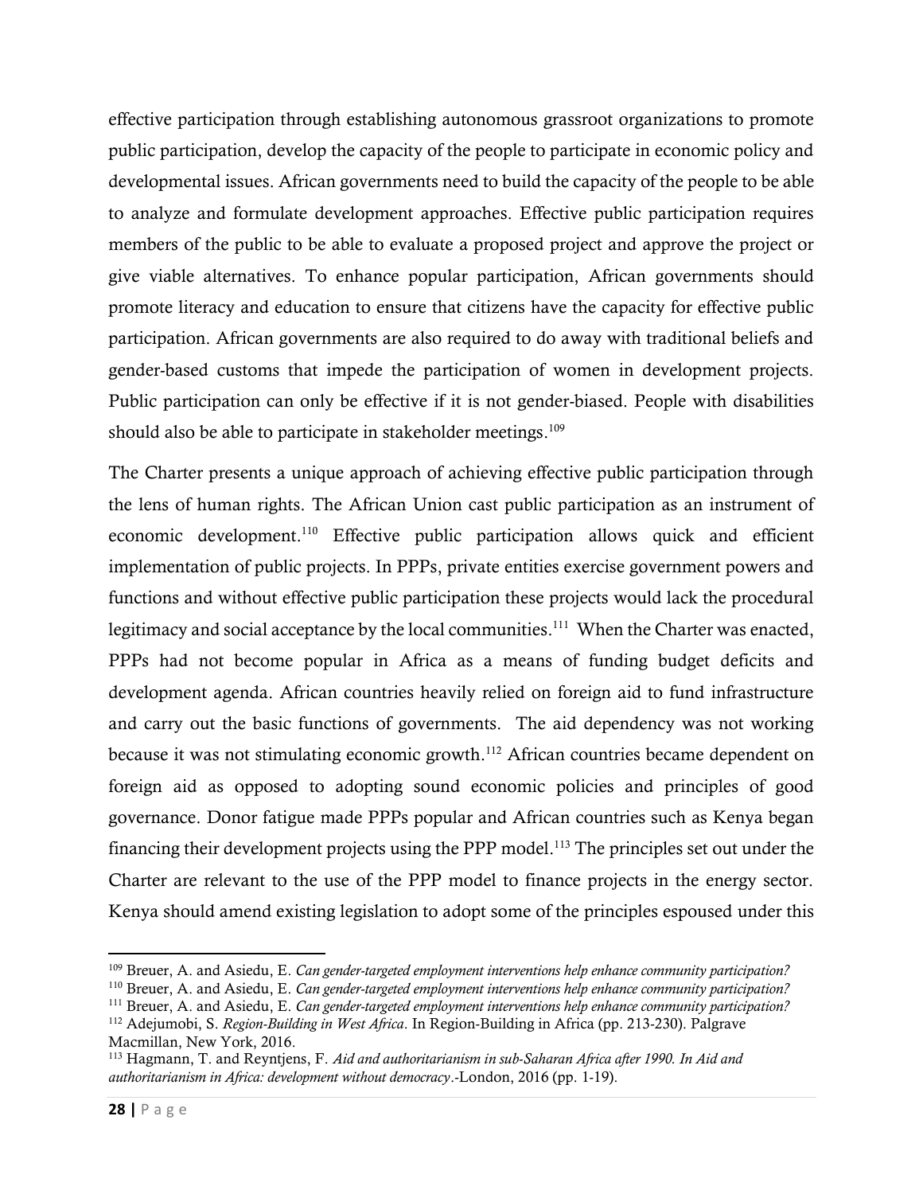effective participation through establishing autonomous grassroot organizations to promote public participation, develop the capacity of the people to participate in economic policy and developmental issues. African governments need to build the capacity of the people to be able to analyze and formulate development approaches. Effective public participation requires members of the public to be able to evaluate a proposed project and approve the project or give viable alternatives. To enhance popular participation, African governments should promote literacy and education to ensure that citizens have the capacity for effective public participation. African governments are also required to do away with traditional beliefs and gender-based customs that impede the participation of women in development projects. Public participation can only be effective if it is not gender-biased. People with disabilities should also be able to participate in stakeholder meetings.[109]

The Charter presents a unique approach of achieving effective public participation through the lens of human rights. The African Union cast public participation as an instrument of economic development.[110] Effective public participation allows quick and efficient implementation of public projects. In PPPs, private entities exercise government powers and functions and without effective public participation these projects would lack the procedural legitimacy and social acceptance by the local communities.[111] When the Charter was enacted, PPPs had not become popular in Africa as a means of funding budget deficits and development agenda. African countries heavily relied on foreign aid to fund infrastructure and carry out the basic functions of governments. The aid dependency was not working because it was not stimulating economic growth.[112] African countries became dependent on foreign aid as opposed to adopting sound economic policies and principles of good governance. Donor fatigue made PPPs popular and African countries such as Kenya began financing their development projects using the PPP model.[113] The principles set out under the Charter are relevant to the use of the PPP model to finance projects in the energy sector. Kenya should amend existing legislation to adopt some of the principles espoused under this

---

[109] Breuer, A. and Asiedu, E. *Can gender-targeted employment interventions help enhance community participation?*

[110] Breuer, A. and Asiedu, E. *Can gender-targeted employment interventions help enhance community participation?*

[111] Breuer, A. and Asiedu, E. *Can gender-targeted employment interventions help enhance community participation?*

[112] Adejumobi, S. *Region-Building in West Africa*. In Region-Building in Africa (pp. 213-230). Palgrave Macmillan, New York, 2016.

[113] Hagmann, T. and Reyntjens, F. *Aid and authoritarianism in sub-Saharan Africa after 1990. In Aid and authoritarianism in Africa: development without democracy*.-London, 2016 (pp. 1-19).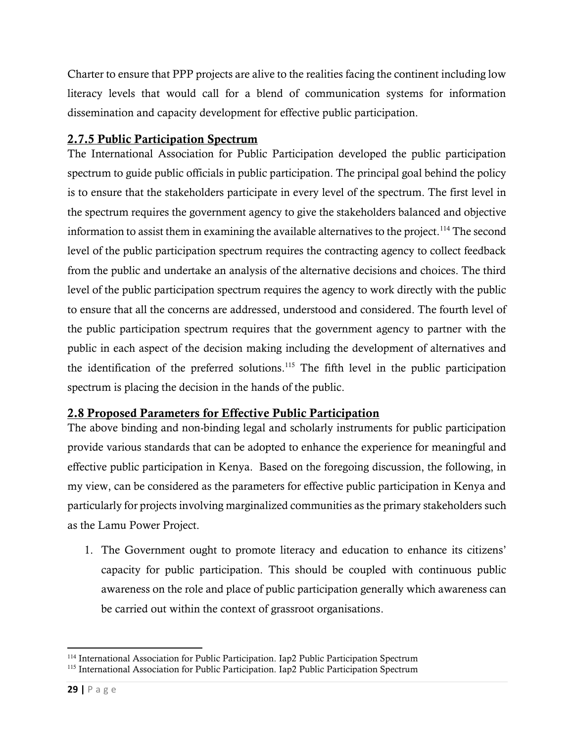Charter to ensure that PPP projects are alive to the realities facing the continent including low literacy levels that would call for a blend of communication systems for information dissemination and capacity development for effective public participation.

### 2.7.5 Public Participation Spectrum

The International Association for Public Participation developed the public participation spectrum to guide public officials in public participation. The principal goal behind the policy is to ensure that the stakeholders participate in every level of the spectrum. The first level in the spectrum requires the government agency to give the stakeholders balanced and objective information to assist them in examining the available alternatives to the project.[114] The second level of the public participation spectrum requires the contracting agency to collect feedback from the public and undertake an analysis of the alternative decisions and choices. The third level of the public participation spectrum requires the agency to work directly with the public to ensure that all the concerns are addressed, understood and considered. The fourth level of the public participation spectrum requires that the government agency to partner with the public in each aspect of the decision making including the development of alternatives and the identification of the preferred solutions.[115] The fifth level in the public participation spectrum is placing the decision in the hands of the public.

## 2.8 Proposed Parameters for Effective Public Participation

The above binding and non-binding legal and scholarly instruments for public participation provide various standards that can be adopted to enhance the experience for meaningful and effective public participation in Kenya. Based on the foregoing discussion, the following, in my view, can be considered as the parameters for effective public participation in Kenya and particularly for projects involving marginalized communities as the primary stakeholders such as the Lamu Power Project.

1. The Government ought to promote literacy and education to enhance its citizens' capacity for public participation. This should be coupled with continuous public awareness on the role and place of public participation generally which awareness can be carried out within the context of grassroot organisations.

---

[114] International Association for Public Participation. Iap2 Public Participation Spectrum

[115] International Association for Public Participation. Iap2 Public Participation Spectrum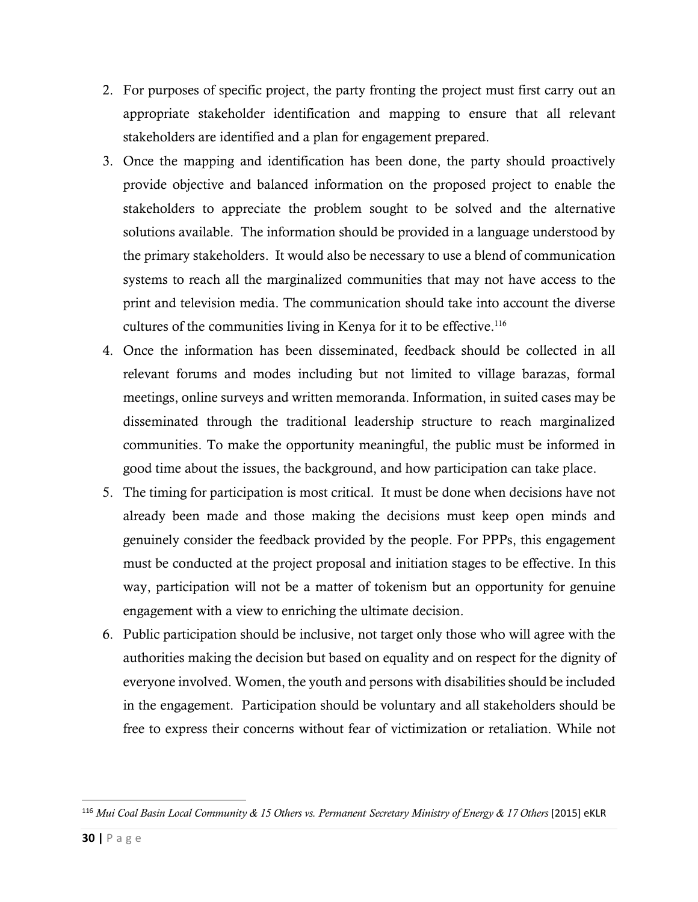2. For purposes of specific project, the party fronting the project must first carry out an appropriate stakeholder identification and mapping to ensure that all relevant stakeholders are identified and a plan for engagement prepared.
3. Once the mapping and identification has been done, the party should proactively provide objective and balanced information on the proposed project to enable the stakeholders to appreciate the problem sought to be solved and the alternative solutions available. The information should be provided in a language understood by the primary stakeholders. It would also be necessary to use a blend of communication systems to reach all the marginalized communities that may not have access to the print and television media. The communication should take into account the diverse cultures of the communities living in Kenya for it to be effective.[116]
4. Once the information has been disseminated, feedback should be collected in all relevant forums and modes including but not limited to village barazas, formal meetings, online surveys and written memoranda. Information, in suited cases may be disseminated through the traditional leadership structure to reach marginalized communities. To make the opportunity meaningful, the public must be informed in good time about the issues, the background, and how participation can take place.
5. The timing for participation is most critical. It must be done when decisions have not already been made and those making the decisions must keep open minds and genuinely consider the feedback provided by the people. For PPPs, this engagement must be conducted at the project proposal and initiation stages to be effective. In this way, participation will not be a matter of tokenism but an opportunity for genuine engagement with a view to enriching the ultimate decision.
6. Public participation should be inclusive, not target only those who will agree with the authorities making the decision but based on equality and on respect for the dignity of everyone involved. Women, the youth and persons with disabilities should be included in the engagement. Participation should be voluntary and all stakeholders should be free to express their concerns without fear of victimization or retaliation. While not

---

[116] *Mui Coal Basin Local Community & 15 Others vs. Permanent Secretary Ministry of Energy & 17 Others* [2015] eKLR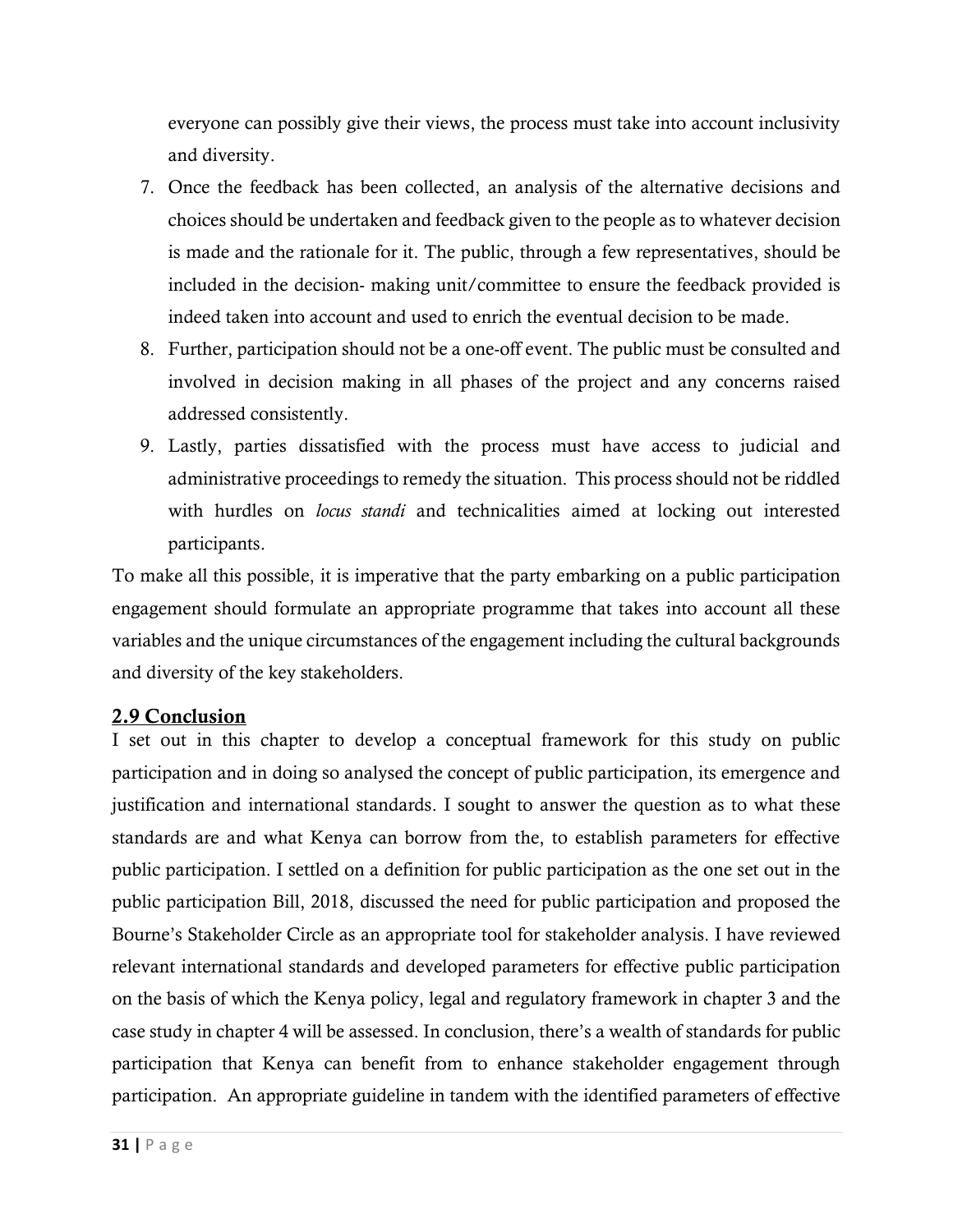everyone can possibly give their views, the process must take into account inclusivity and diversity.

7. Once the feedback has been collected, an analysis of the alternative decisions and choices should be undertaken and feedback given to the people as to whatever decision is made and the rationale for it. The public, through a few representatives, should be included in the decision- making unit/committee to ensure the feedback provided is indeed taken into account and used to enrich the eventual decision to be made.
8. Further, participation should not be a one-off event. The public must be consulted and involved in decision making in all phases of the project and any concerns raised addressed consistently.
9. Lastly, parties dissatisfied with the process must have access to judicial and administrative proceedings to remedy the situation. This process should not be riddled with hurdles on *locus standi* and technicalities aimed at locking out interested participants.

To make all this possible, it is imperative that the party embarking on a public participation engagement should formulate an appropriate programme that takes into account all these variables and the unique circumstances of the engagement including the cultural backgrounds and diversity of the key stakeholders.

## 2.9 Conclusion

I set out in this chapter to develop a conceptual framework for this study on public participation and in doing so analysed the concept of public participation, its emergence and justification and international standards. I sought to answer the question as to what these standards are and what Kenya can borrow from the, to establish parameters for effective public participation. I settled on a definition for public participation as the one set out in the public participation Bill, 2018, discussed the need for public participation and proposed the Bourne's Stakeholder Circle as an appropriate tool for stakeholder analysis. I have reviewed relevant international standards and developed parameters for effective public participation on the basis of which the Kenya policy, legal and regulatory framework in chapter 3 and the case study in chapter 4 will be assessed. In conclusion, there's a wealth of standards for public participation that Kenya can benefit from to enhance stakeholder engagement through participation. An appropriate guideline in tandem with the identified parameters of effective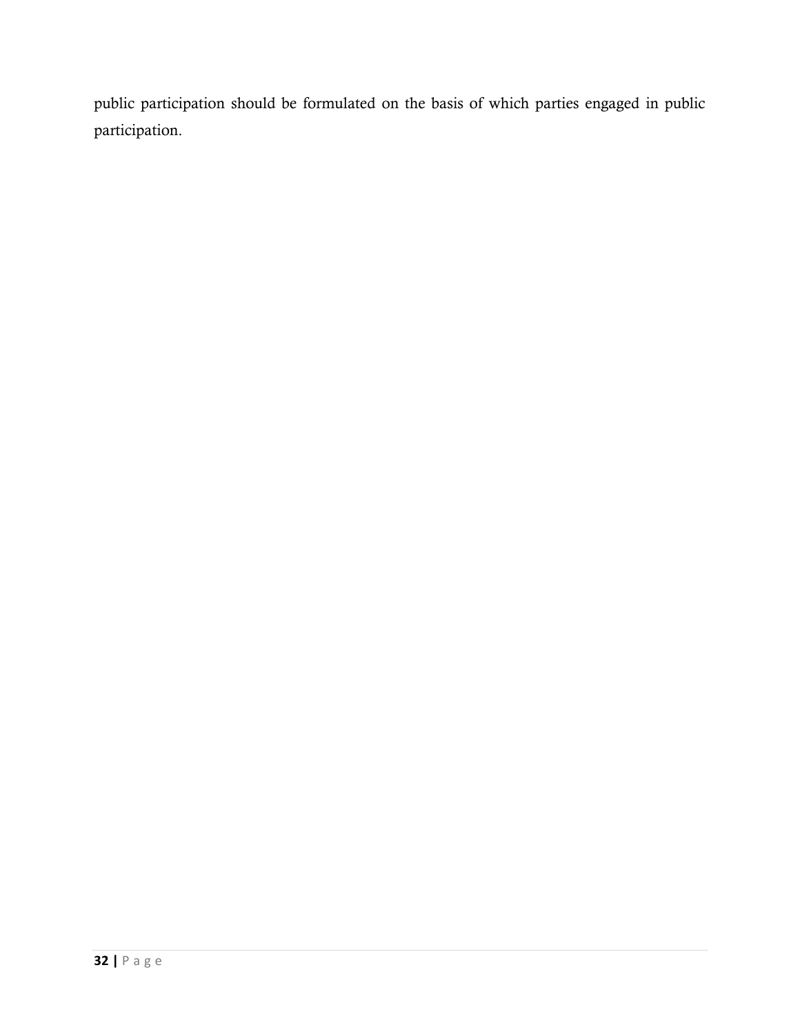public participation should be formulated on the basis of which parties engaged in public participation.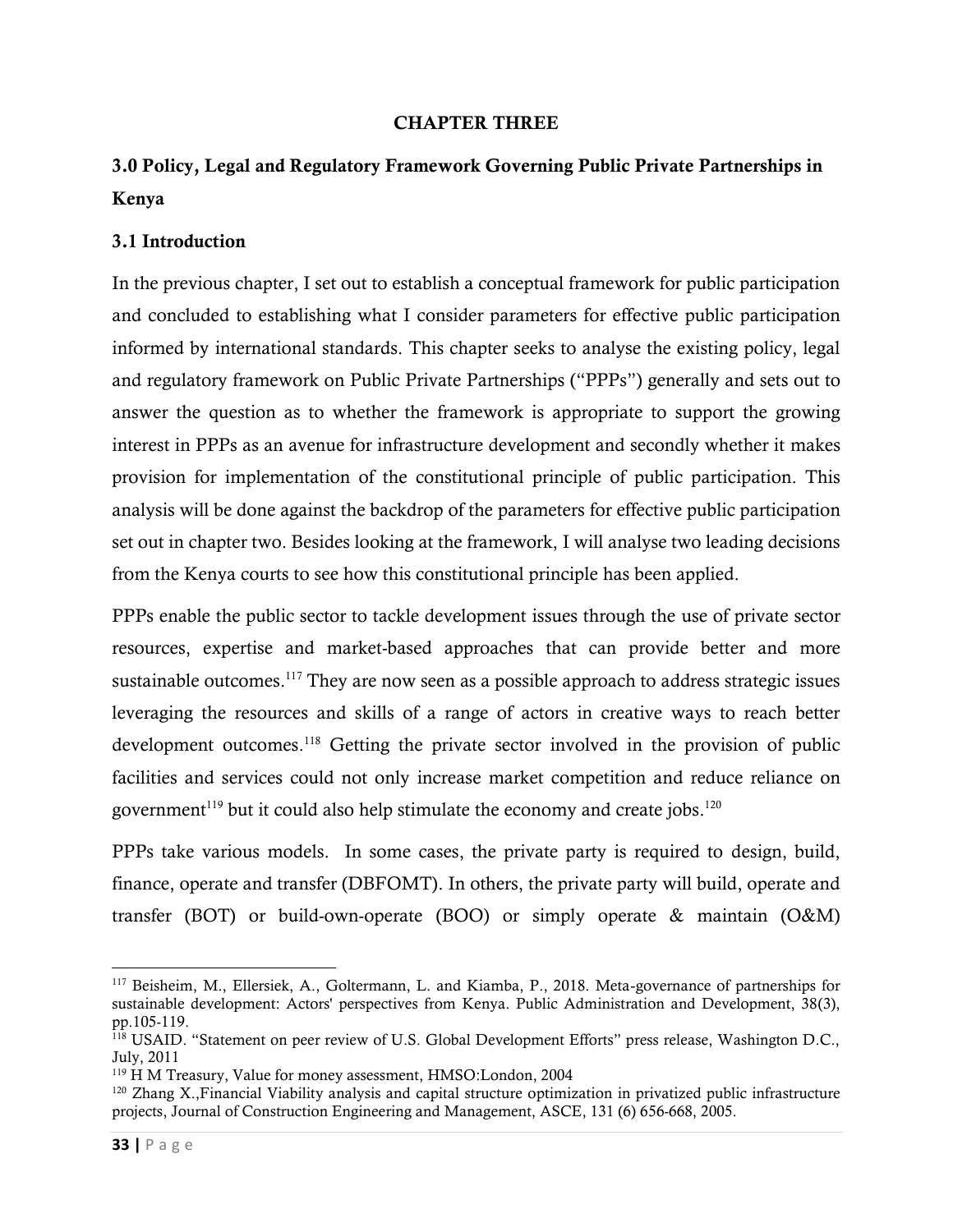# CHAPTER THREE

## 3.0 Policy, Legal and Regulatory Framework Governing Public Private Partnerships in Kenya

### 3.1 Introduction

In the previous chapter, I set out to establish a conceptual framework for public participation and concluded to establishing what I consider parameters for effective public participation informed by international standards. This chapter seeks to analyse the existing policy, legal and regulatory framework on Public Private Partnerships ("PPPs") generally and sets out to answer the question as to whether the framework is appropriate to support the growing interest in PPPs as an avenue for infrastructure development and secondly whether it makes provision for implementation of the constitutional principle of public participation. This analysis will be done against the backdrop of the parameters for effective public participation set out in chapter two. Besides looking at the framework, I will analyse two leading decisions from the Kenya courts to see how this constitutional principle has been applied.

PPPs enable the public sector to tackle development issues through the use of private sector resources, expertise and market-based approaches that can provide better and more sustainable outcomes.[117] They are now seen as a possible approach to address strategic issues leveraging the resources and skills of a range of actors in creative ways to reach better development outcomes.[118] Getting the private sector involved in the provision of public facilities and services could not only increase market competition and reduce reliance on government[119] but it could also help stimulate the economy and create jobs.[120]

PPPs take various models. In some cases, the private party is required to design, build, finance, operate and transfer (DBFOMT). In others, the private party will build, operate and transfer (BOT) or build-own-operate (BOO) or simply operate & maintain (O&M)

---

[117] Beisheim, M., Ellersiek, A., Goltermann, L. and Kiamba, P., 2018. Meta-governance of partnerships for sustainable development: Actors' perspectives from Kenya. Public Administration and Development, 38(3), pp.105-119.

[118] USAID. "Statement on peer review of U.S. Global Development Efforts" press release, Washington D.C., July, 2011

[119] H M Treasury, Value for money assessment, HMSO:London, 2004

[120] Zhang X.,Financial Viability analysis and capital structure optimization in privatized public infrastructure projects, Journal of Construction Engineering and Management, ASCE, 131 (6) 656-668, 2005.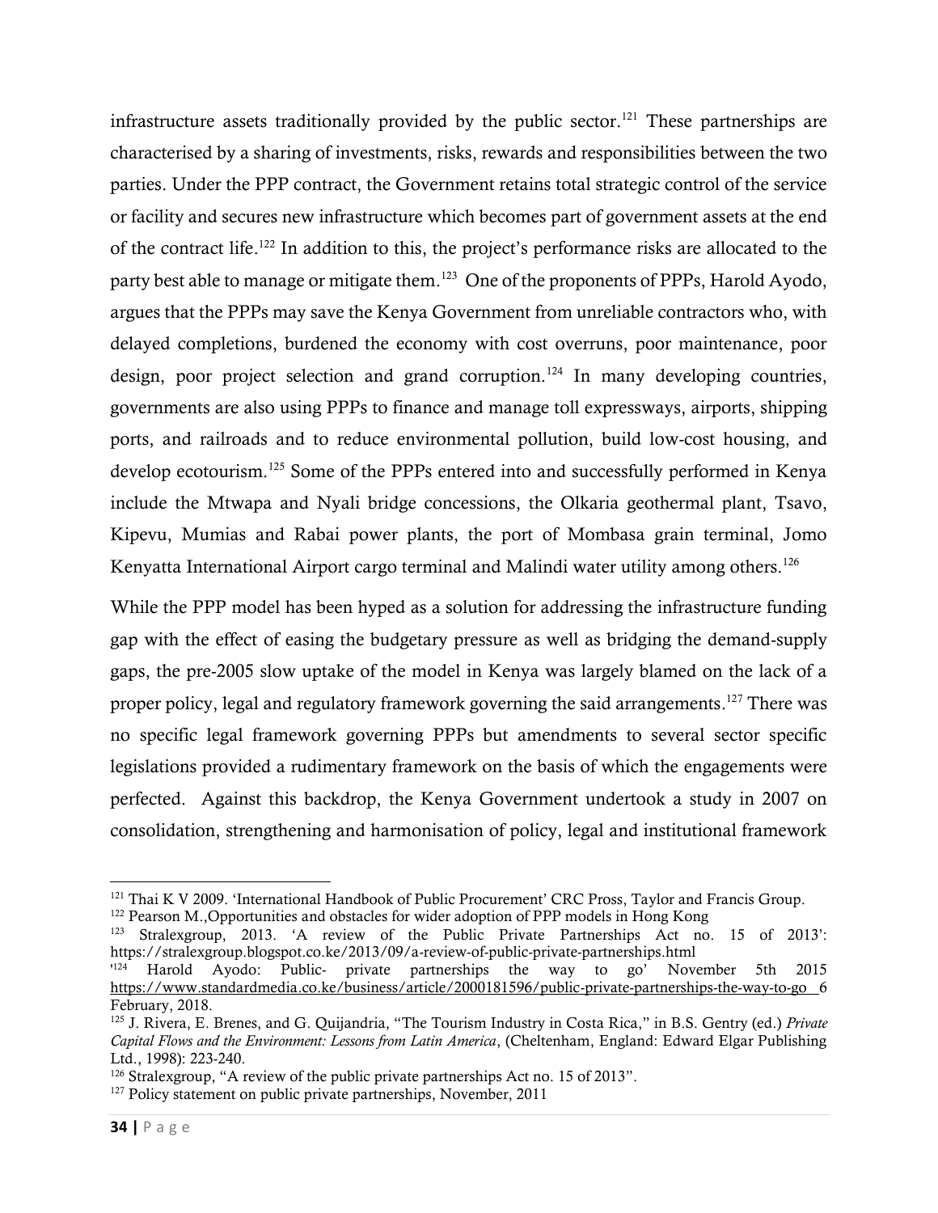infrastructure assets traditionally provided by the public sector.[121] These partnerships are characterised by a sharing of investments, risks, rewards and responsibilities between the two parties. Under the PPP contract, the Government retains total strategic control of the service or facility and secures new infrastructure which becomes part of government assets at the end of the contract life.[122] In addition to this, the project's performance risks are allocated to the party best able to manage or mitigate them.[123] One of the proponents of PPPs, Harold Ayodo, argues that the PPPs may save the Kenya Government from unreliable contractors who, with delayed completions, burdened the economy with cost overruns, poor maintenance, poor design, poor project selection and grand corruption.[124] In many developing countries, governments are also using PPPs to finance and manage toll expressways, airports, shipping ports, and railroads and to reduce environmental pollution, build low-cost housing, and develop ecotourism.[125] Some of the PPPs entered into and successfully performed in Kenya include the Mtwapa and Nyali bridge concessions, the Olkaria geothermal plant, Tsavo, Kipevu, Mumias and Rabai power plants, the port of Mombasa grain terminal, Jomo Kenyatta International Airport cargo terminal and Malindi water utility among others.[126]

While the PPP model has been hyped as a solution for addressing the infrastructure funding gap with the effect of easing the budgetary pressure as well as bridging the demand-supply gaps, the pre-2005 slow uptake of the model in Kenya was largely blamed on the lack of a proper policy, legal and regulatory framework governing the said arrangements.[127] There was no specific legal framework governing PPPs but amendments to several sector specific legislations provided a rudimentary framework on the basis of which the engagements were perfected. Against this backdrop, the Kenya Government undertook a study in 2007 on consolidation, strengthening and harmonisation of policy, legal and institutional framework

---

[121] Thai K V 2009. 'International Handbook of Public Procurement' CRC Pross, Taylor and Francis Group.

[122] Pearson M.,Opportunities and obstacles for wider adoption of PPP models in Hong Kong

[123] Stralexgroup, 2013. 'A review of the Public Private Partnerships Act no. 15 of 2013': https://stralexgroup.blogspot.co.ke/2013/09/a-review-of-public-private-partnerships.html

'[124] Harold Ayodo: Public- private partnerships the way to go' November 5th 2015 https://www.standardmedia.co.ke/business/article/2000181596/public-private-partnerships-the-way-to-go 6 February, 2018.

[125] J. Rivera, E. Brenes, and G. Quijandria, "The Tourism Industry in Costa Rica," in B.S. Gentry (ed.) *Private Capital Flows and the Environment: Lessons from Latin America*, (Cheltenham, England: Edward Elgar Publishing Ltd., 1998): 223-240.

[126] Stralexgroup, "A review of the public private partnerships Act no. 15 of 2013".

[127] Policy statement on public private partnerships, November, 2011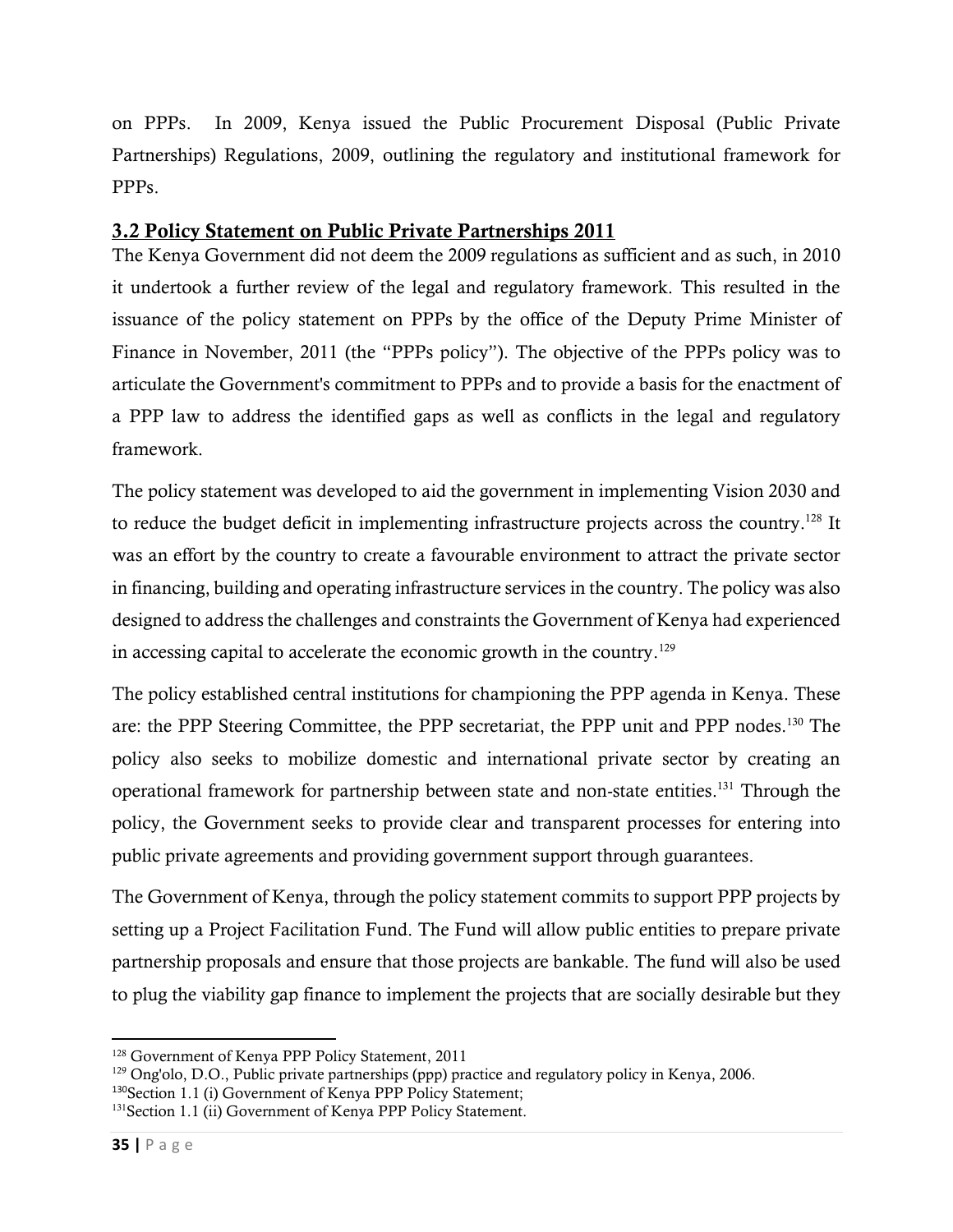on PPPs. In 2009, Kenya issued the Public Procurement Disposal (Public Private Partnerships) Regulations, 2009, outlining the regulatory and institutional framework for PPPs.

## 3.2 Policy Statement on Public Private Partnerships 2011

The Kenya Government did not deem the 2009 regulations as sufficient and as such, in 2010 it undertook a further review of the legal and regulatory framework. This resulted in the issuance of the policy statement on PPPs by the office of the Deputy Prime Minister of Finance in November, 2011 (the "PPPs policy"). The objective of the PPPs policy was to articulate the Government's commitment to PPPs and to provide a basis for the enactment of a PPP law to address the identified gaps as well as conflicts in the legal and regulatory framework.

The policy statement was developed to aid the government in implementing Vision 2030 and to reduce the budget deficit in implementing infrastructure projects across the country.[128] It was an effort by the country to create a favourable environment to attract the private sector in financing, building and operating infrastructure services in the country. The policy was also designed to address the challenges and constraints the Government of Kenya had experienced in accessing capital to accelerate the economic growth in the country.[129]

The policy established central institutions for championing the PPP agenda in Kenya. These are: the PPP Steering Committee, the PPP secretariat, the PPP unit and PPP nodes.[130] The policy also seeks to mobilize domestic and international private sector by creating an operational framework for partnership between state and non-state entities.[131] Through the policy, the Government seeks to provide clear and transparent processes for entering into public private agreements and providing government support through guarantees.

The Government of Kenya, through the policy statement commits to support PPP projects by setting up a Project Facilitation Fund. The Fund will allow public entities to prepare private partnership proposals and ensure that those projects are bankable. The fund will also be used to plug the viability gap finance to implement the projects that are socially desirable but they

---

[128] Government of Kenya PPP Policy Statement, 2011

[129] Ong'olo, D.O., Public private partnerships (ppp) practice and regulatory policy in Kenya, 2006.

[130] Section 1.1 (i) Government of Kenya PPP Policy Statement;

[131] Section 1.1 (ii) Government of Kenya PPP Policy Statement.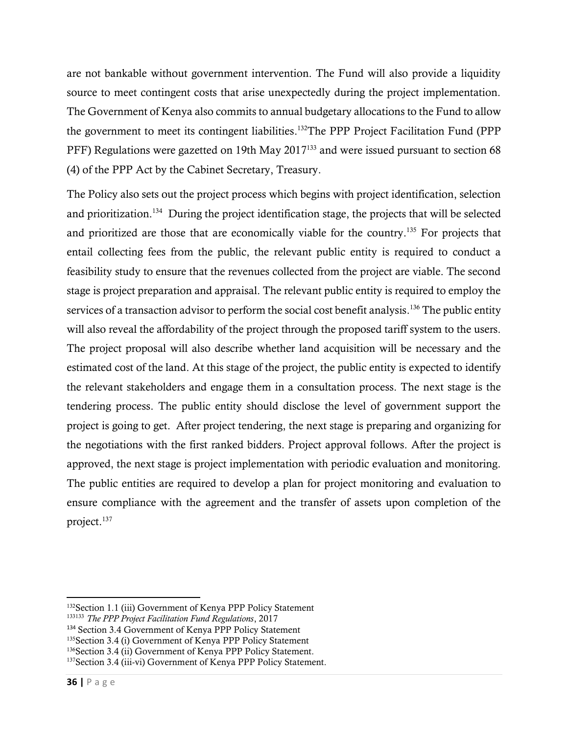are not bankable without government intervention. The Fund will also provide a liquidity source to meet contingent costs that arise unexpectedly during the project implementation. The Government of Kenya also commits to annual budgetary allocations to the Fund to allow the government to meet its contingent liabilities.[132]The PPP Project Facilitation Fund (PPP PFF) Regulations were gazetted on 19th May 2017[133] and were issued pursuant to section 68 (4) of the PPP Act by the Cabinet Secretary, Treasury.

The Policy also sets out the project process which begins with project identification, selection and prioritization.[134] During the project identification stage, the projects that will be selected and prioritized are those that are economically viable for the country.[135] For projects that entail collecting fees from the public, the relevant public entity is required to conduct a feasibility study to ensure that the revenues collected from the project are viable. The second stage is project preparation and appraisal. The relevant public entity is required to employ the services of a transaction advisor to perform the social cost benefit analysis.[136] The public entity will also reveal the affordability of the project through the proposed tariff system to the users. The project proposal will also describe whether land acquisition will be necessary and the estimated cost of the land. At this stage of the project, the public entity is expected to identify the relevant stakeholders and engage them in a consultation process. The next stage is the tendering process. The public entity should disclose the level of government support the project is going to get. After project tendering, the next stage is preparing and organizing for the negotiations with the first ranked bidders. Project approval follows. After the project is approved, the next stage is project implementation with periodic evaluation and monitoring. The public entities are required to develop a plan for project monitoring and evaluation to ensure compliance with the agreement and the transfer of assets upon completion of the project.[137]

---

[132]Section 1.1 (iii) Government of Kenya PPP Policy Statement

[133133] *The PPP Project Facilitation Fund Regulations*, 2017

[134] Section 3.4 Government of Kenya PPP Policy Statement

[135]Section 3.4 (i) Government of Kenya PPP Policy Statement

[136]Section 3.4 (ii) Government of Kenya PPP Policy Statement.

[137]Section 3.4 (iii-vi) Government of Kenya PPP Policy Statement.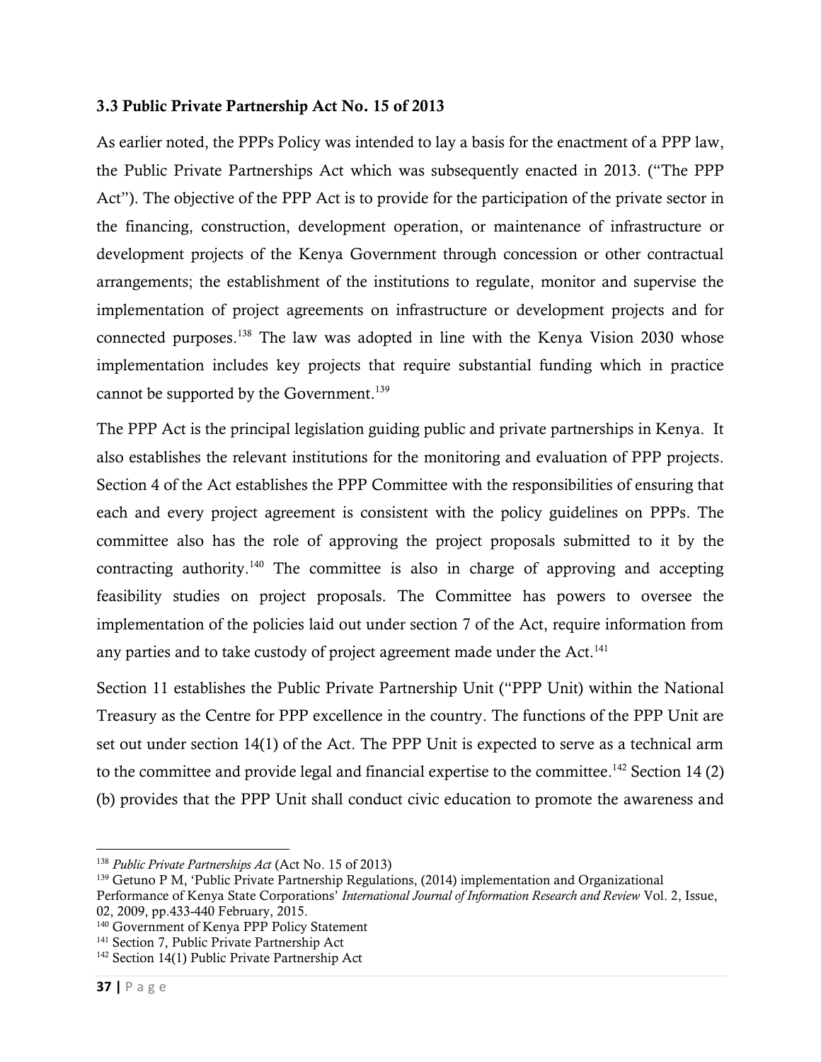### 3.3 Public Private Partnership Act No. 15 of 2013

As earlier noted, the PPPs Policy was intended to lay a basis for the enactment of a PPP law, the Public Private Partnerships Act which was subsequently enacted in 2013. ("The PPP Act"). The objective of the PPP Act is to provide for the participation of the private sector in the financing, construction, development operation, or maintenance of infrastructure or development projects of the Kenya Government through concession or other contractual arrangements; the establishment of the institutions to regulate, monitor and supervise the implementation of project agreements on infrastructure or development projects and for connected purposes.[138] The law was adopted in line with the Kenya Vision 2030 whose implementation includes key projects that require substantial funding which in practice cannot be supported by the Government.[139]

The PPP Act is the principal legislation guiding public and private partnerships in Kenya. It also establishes the relevant institutions for the monitoring and evaluation of PPP projects. Section 4 of the Act establishes the PPP Committee with the responsibilities of ensuring that each and every project agreement is consistent with the policy guidelines on PPPs. The committee also has the role of approving the project proposals submitted to it by the contracting authority.[140] The committee is also in charge of approving and accepting feasibility studies on project proposals. The Committee has powers to oversee the implementation of the policies laid out under section 7 of the Act, require information from any parties and to take custody of project agreement made under the Act.[141]

Section 11 establishes the Public Private Partnership Unit ("PPP Unit) within the National Treasury as the Centre for PPP excellence in the country. The functions of the PPP Unit are set out under section 14(1) of the Act. The PPP Unit is expected to serve as a technical arm to the committee and provide legal and financial expertise to the committee.[142] Section 14 (2) (b) provides that the PPP Unit shall conduct civic education to promote the awareness and

---

[138] *Public Private Partnerships Act* (Act No. 15 of 2013)

[139] Getuno P M, 'Public Private Partnership Regulations, (2014) implementation and Organizational Performance of Kenya State Corporations' *International Journal of Information Research and Review* Vol. 2, Issue, 02, 2009, pp.433-440 February, 2015.

[140] Government of Kenya PPP Policy Statement

[141] Section 7, Public Private Partnership Act

[142] Section 14(1) Public Private Partnership Act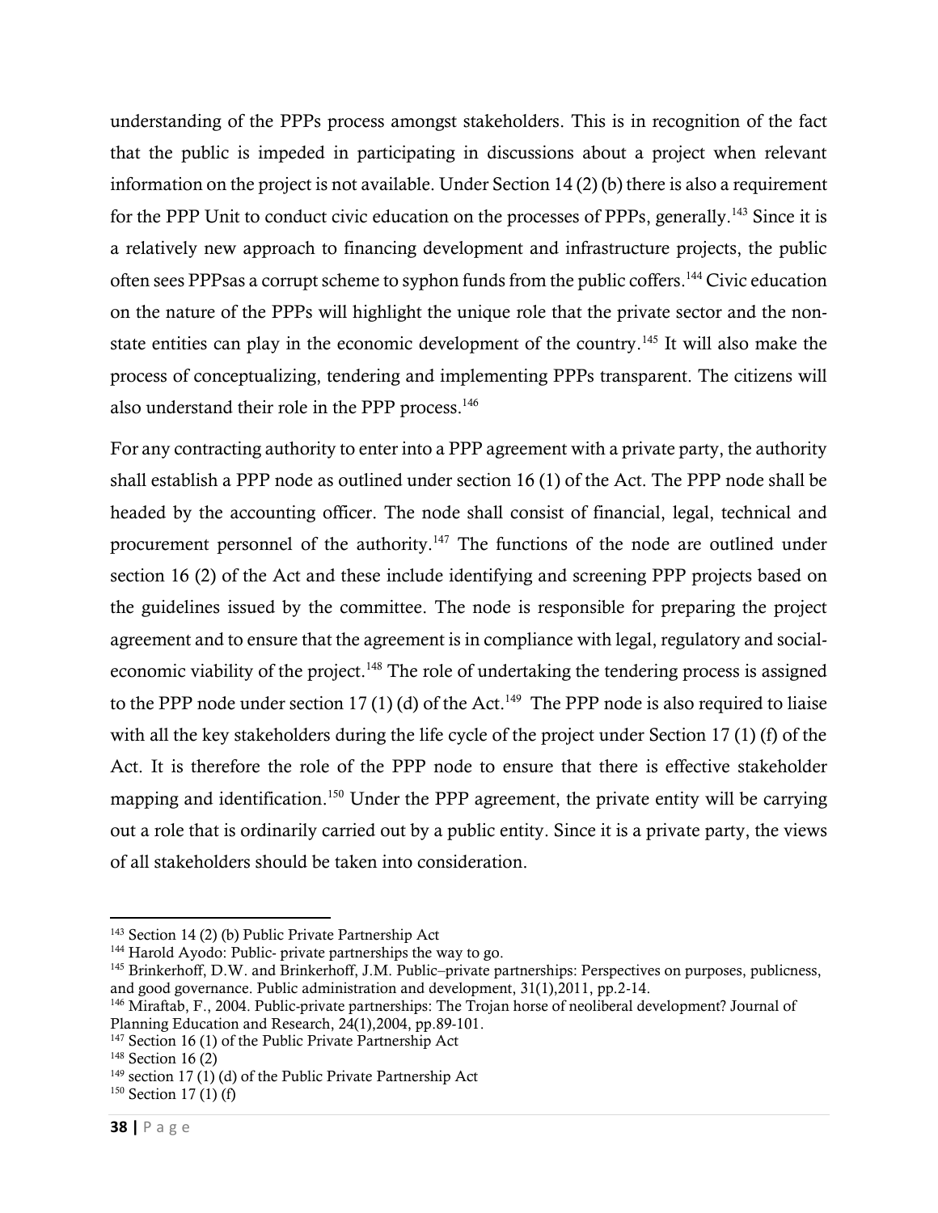understanding of the PPPs process amongst stakeholders. This is in recognition of the fact that the public is impeded in participating in discussions about a project when relevant information on the project is not available. Under Section 14 (2) (b) there is also a requirement for the PPP Unit to conduct civic education on the processes of PPPs, generally.[143] Since it is a relatively new approach to financing development and infrastructure projects, the public often sees PPPsas a corrupt scheme to syphon funds from the public coffers.[144] Civic education on the nature of the PPPs will highlight the unique role that the private sector and the non-state entities can play in the economic development of the country.[145] It will also make the process of conceptualizing, tendering and implementing PPPs transparent. The citizens will also understand their role in the PPP process.[146]

For any contracting authority to enter into a PPP agreement with a private party, the authority shall establish a PPP node as outlined under section 16 (1) of the Act. The PPP node shall be headed by the accounting officer. The node shall consist of financial, legal, technical and procurement personnel of the authority.[147] The functions of the node are outlined under section 16 (2) of the Act and these include identifying and screening PPP projects based on the guidelines issued by the committee. The node is responsible for preparing the project agreement and to ensure that the agreement is in compliance with legal, regulatory and social-economic viability of the project.[148] The role of undertaking the tendering process is assigned to the PPP node under section 17 (1) (d) of the Act.[149] The PPP node is also required to liaise with all the key stakeholders during the life cycle of the project under Section 17 (1) (f) of the Act. It is therefore the role of the PPP node to ensure that there is effective stakeholder mapping and identification.[150] Under the PPP agreement, the private entity will be carrying out a role that is ordinarily carried out by a public entity. Since it is a private party, the views of all stakeholders should be taken into consideration.

---

[143] Section 14 (2) (b) Public Private Partnership Act

[144] Harold Ayodo: Public- private partnerships the way to go.

[145] Brinkerhoff, D.W. and Brinkerhoff, J.M. Public–private partnerships: Perspectives on purposes, publicness, and good governance. Public administration and development, 31(1),2011, pp.2-14.

[146] Miraftab, F., 2004. Public-private partnerships: The Trojan horse of neoliberal development? Journal of Planning Education and Research, 24(1),2004, pp.89-101.

[147] Section 16 (1) of the Public Private Partnership Act

[148] Section 16 (2)

[149] section 17 (1) (d) of the Public Private Partnership Act

[150] Section 17 (1) (f)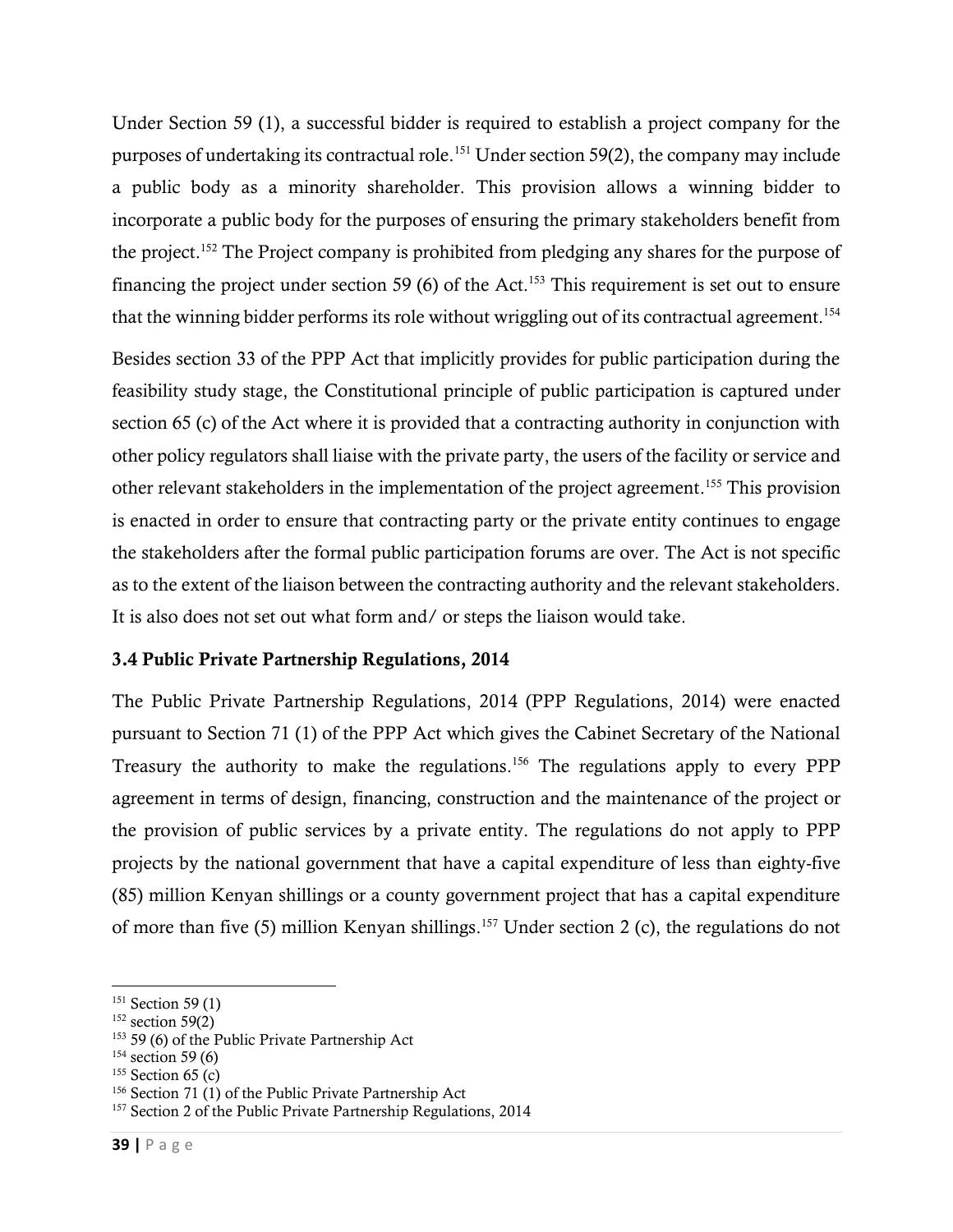Under Section 59 (1), a successful bidder is required to establish a project company for the purposes of undertaking its contractual role.[151] Under section 59(2), the company may include a public body as a minority shareholder. This provision allows a winning bidder to incorporate a public body for the purposes of ensuring the primary stakeholders benefit from the project.[152] The Project company is prohibited from pledging any shares for the purpose of financing the project under section 59 (6) of the Act.[153] This requirement is set out to ensure that the winning bidder performs its role without wriggling out of its contractual agreement.[154]

Besides section 33 of the PPP Act that implicitly provides for public participation during the feasibility study stage, the Constitutional principle of public participation is captured under section 65 (c) of the Act where it is provided that a contracting authority in conjunction with other policy regulators shall liaise with the private party, the users of the facility or service and other relevant stakeholders in the implementation of the project agreement.[155] This provision is enacted in order to ensure that contracting party or the private entity continues to engage the stakeholders after the formal public participation forums are over. The Act is not specific as to the extent of the liaison between the contracting authority and the relevant stakeholders. It is also does not set out what form and/ or steps the liaison would take.

### 3.4 Public Private Partnership Regulations, 2014

The Public Private Partnership Regulations, 2014 (PPP Regulations, 2014) were enacted pursuant to Section 71 (1) of the PPP Act which gives the Cabinet Secretary of the National Treasury the authority to make the regulations.[156] The regulations apply to every PPP agreement in terms of design, financing, construction and the maintenance of the project or the provision of public services by a private entity. The regulations do not apply to PPP projects by the national government that have a capital expenditure of less than eighty-five (85) million Kenyan shillings or a county government project that has a capital expenditure of more than five (5) million Kenyan shillings.[157] Under section 2 (c), the regulations do not

---

[151] Section 59 (1)

[152] section 59(2)

[153] 59 (6) of the Public Private Partnership Act

[154] section 59 (6)

[155] Section 65 (c)

[156] Section 71 (1) of the Public Private Partnership Act

[157] Section 2 of the Public Private Partnership Regulations, 2014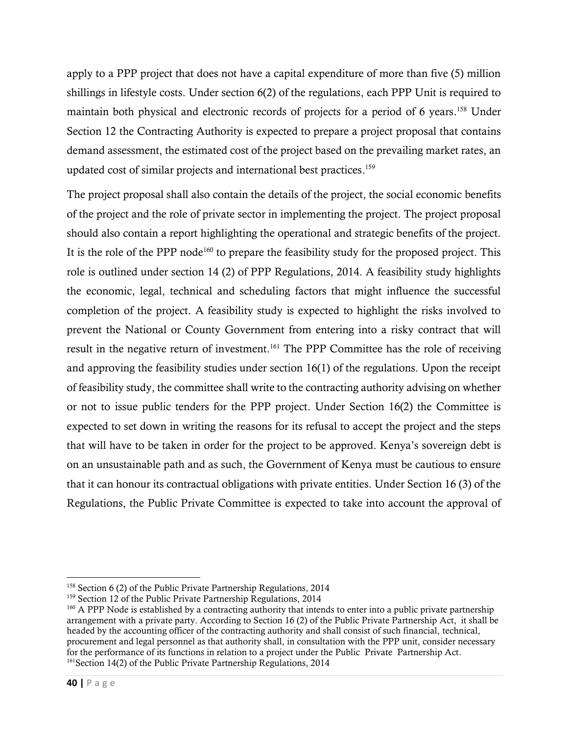apply to a PPP project that does not have a capital expenditure of more than five (5) million shillings in lifestyle costs. Under section 6(2) of the regulations, each PPP Unit is required to maintain both physical and electronic records of projects for a period of 6 years.[158] Under Section 12 the Contracting Authority is expected to prepare a project proposal that contains demand assessment, the estimated cost of the project based on the prevailing market rates, an updated cost of similar projects and international best practices.[159]

The project proposal shall also contain the details of the project, the social economic benefits of the project and the role of private sector in implementing the project. The project proposal should also contain a report highlighting the operational and strategic benefits of the project. It is the role of the PPP node[160] to prepare the feasibility study for the proposed project. This role is outlined under section 14 (2) of PPP Regulations, 2014. A feasibility study highlights the economic, legal, technical and scheduling factors that might influence the successful completion of the project. A feasibility study is expected to highlight the risks involved to prevent the National or County Government from entering into a risky contract that will result in the negative return of investment.[161] The PPP Committee has the role of receiving and approving the feasibility studies under section 16(1) of the regulations. Upon the receipt of feasibility study, the committee shall write to the contracting authority advising on whether or not to issue public tenders for the PPP project. Under Section 16(2) the Committee is expected to set down in writing the reasons for its refusal to accept the project and the steps that will have to be taken in order for the project to be approved. Kenya's sovereign debt is on an unsustainable path and as such, the Government of Kenya must be cautious to ensure that it can honour its contractual obligations with private entities. Under Section 16 (3) of the Regulations, the Public Private Committee is expected to take into account the approval of

---

[158] Section 6 (2) of the Public Private Partnership Regulations, 2014

[159] Section 12 of the Public Private Partnership Regulations, 2014

[160] A PPP Node is established by a contracting authority that intends to enter into a public private partnership arrangement with a private party. According to Section 16 (2) of the Public Private Partnership Act, it shall be headed by the accounting officer of the contracting authority and shall consist of such financial, technical, procurement and legal personnel as that authority shall, in consultation with the PPP unit, consider necessary for the performance of its functions in relation to a project under the Public Private Partnership Act.

[161] Section 14(2) of the Public Private Partnership Regulations, 2014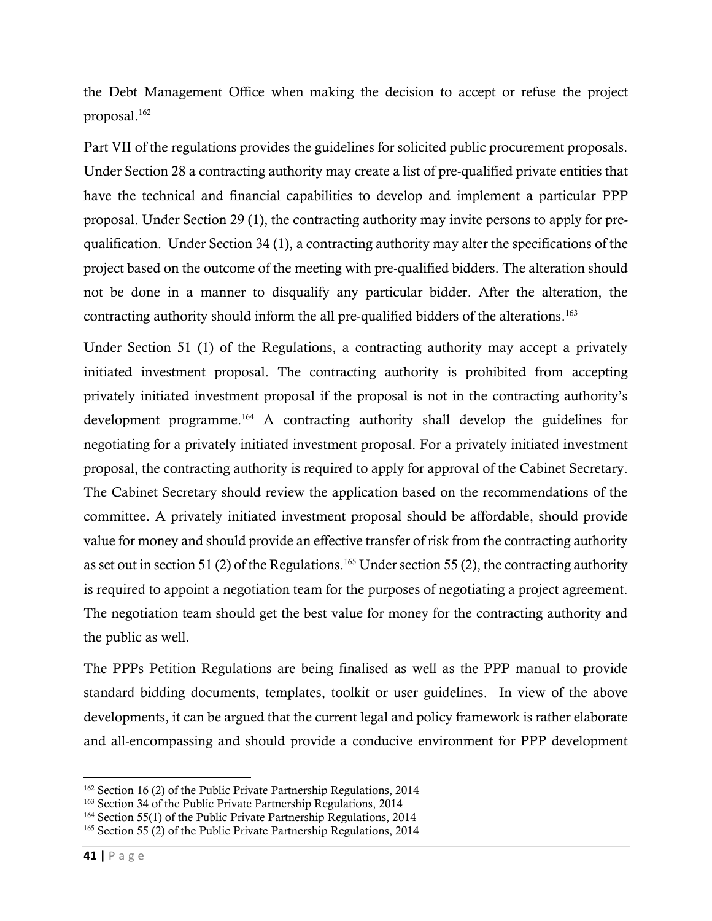the Debt Management Office when making the decision to accept or refuse the project proposal.[162]

Part VII of the regulations provides the guidelines for solicited public procurement proposals. Under Section 28 a contracting authority may create a list of pre-qualified private entities that have the technical and financial capabilities to develop and implement a particular PPP proposal. Under Section 29 (1), the contracting authority may invite persons to apply for pre-qualification. Under Section 34 (1), a contracting authority may alter the specifications of the project based on the outcome of the meeting with pre-qualified bidders. The alteration should not be done in a manner to disqualify any particular bidder. After the alteration, the contracting authority should inform the all pre-qualified bidders of the alterations.[163]

Under Section 51 (1) of the Regulations, a contracting authority may accept a privately initiated investment proposal. The contracting authority is prohibited from accepting privately initiated investment proposal if the proposal is not in the contracting authority's development programme.[164] A contracting authority shall develop the guidelines for negotiating for a privately initiated investment proposal. For a privately initiated investment proposal, the contracting authority is required to apply for approval of the Cabinet Secretary. The Cabinet Secretary should review the application based on the recommendations of the committee. A privately initiated investment proposal should be affordable, should provide value for money and should provide an effective transfer of risk from the contracting authority as set out in section 51 (2) of the Regulations.[165] Under section 55 (2), the contracting authority is required to appoint a negotiation team for the purposes of negotiating a project agreement. The negotiation team should get the best value for money for the contracting authority and the public as well.

The PPPs Petition Regulations are being finalised as well as the PPP manual to provide standard bidding documents, templates, toolkit or user guidelines. In view of the above developments, it can be argued that the current legal and policy framework is rather elaborate and all-encompassing and should provide a conducive environment for PPP development

---

[162] Section 16 (2) of the Public Private Partnership Regulations, 2014

[163] Section 34 of the Public Private Partnership Regulations, 2014

[164] Section 55(1) of the Public Private Partnership Regulations, 2014

[165] Section 55 (2) of the Public Private Partnership Regulations, 2014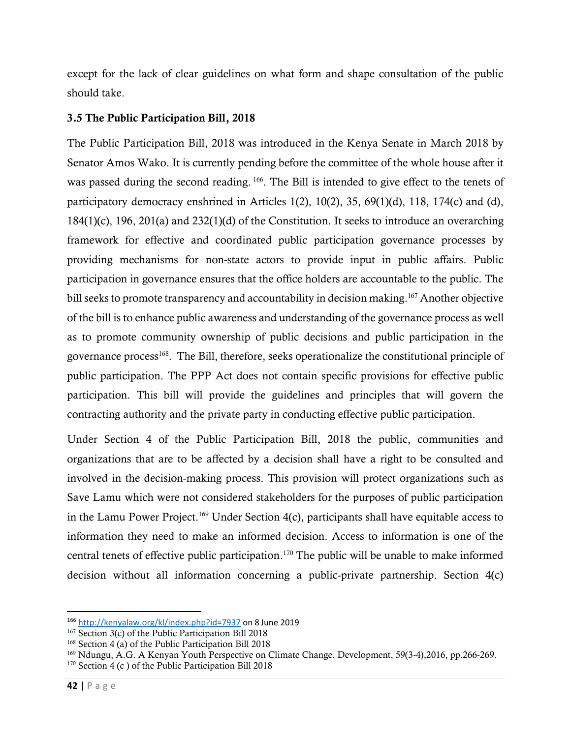except for the lack of clear guidelines on what form and shape consultation of the public should take.

### 3.5 The Public Participation Bill, 2018

The Public Participation Bill, 2018 was introduced in the Kenya Senate in March 2018 by Senator Amos Wako. It is currently pending before the committee of the whole house after it was passed during the second reading. [166]. The Bill is intended to give effect to the tenets of participatory democracy enshrined in Articles 1(2), 10(2), 35, 69(1)(d), 118, 174(c) and (d), 184(1)(c), 196, 201(a) and 232(1)(d) of the Constitution. It seeks to introduce an overarching framework for effective and coordinated public participation governance processes by providing mechanisms for non-state actors to provide input in public affairs. Public participation in governance ensures that the office holders are accountable to the public. The bill seeks to promote transparency and accountability in decision making.[167] Another objective of the bill is to enhance public awareness and understanding of the governance process as well as to promote community ownership of public decisions and public participation in the governance process[168]. The Bill, therefore, seeks operationalize the constitutional principle of public participation. The PPP Act does not contain specific provisions for effective public participation. This bill will provide the guidelines and principles that will govern the contracting authority and the private party in conducting effective public participation.

Under Section 4 of the Public Participation Bill, 2018 the public, communities and organizations that are to be affected by a decision shall have a right to be consulted and involved in the decision-making process. This provision will protect organizations such as Save Lamu which were not considered stakeholders for the purposes of public participation in the Lamu Power Project.[169] Under Section 4(c), participants shall have equitable access to information they need to make an informed decision. Access to information is one of the central tenets of effective public participation.[170] The public will be unable to make informed decision without all information concerning a public-private partnership. Section 4(c)

---

[166] http://kenyalaw.org/kl/index.php?id=7937 on 8 June 2019

[167] Section 3(c) of the Public Participation Bill 2018

[168] Section 4 (a) of the Public Participation Bill 2018

[169] Ndungu, A.G. A Kenyan Youth Perspective on Climate Change. Development, 59(3-4),2016, pp.266-269.

[170] Section 4 (c ) of the Public Participation Bill 2018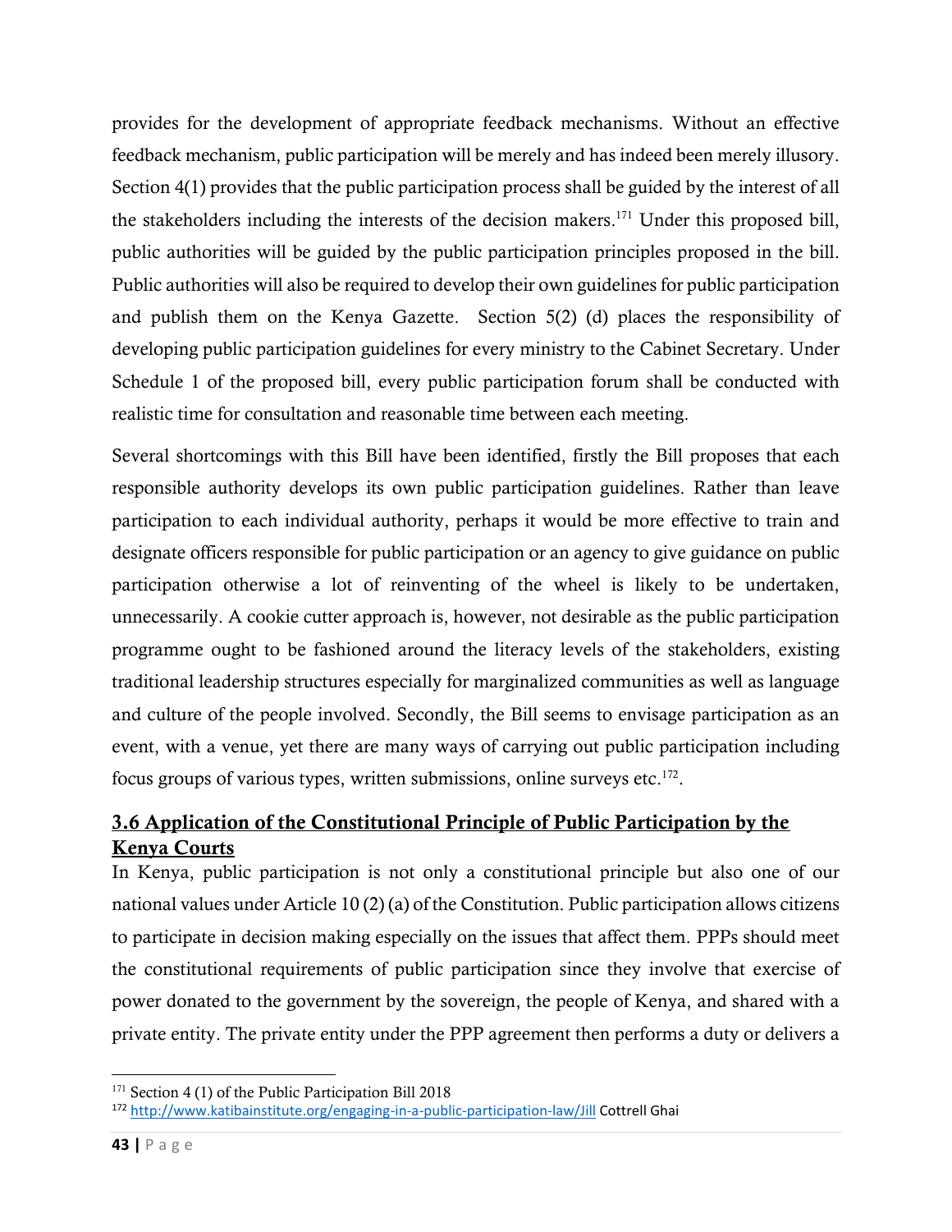provides for the development of appropriate feedback mechanisms. Without an effective feedback mechanism, public participation will be merely and has indeed been merely illusory. Section 4(1) provides that the public participation process shall be guided by the interest of all the stakeholders including the interests of the decision makers.[171] Under this proposed bill, public authorities will be guided by the public participation principles proposed in the bill. Public authorities will also be required to develop their own guidelines for public participation and publish them on the Kenya Gazette. Section 5(2) (d) places the responsibility of developing public participation guidelines for every ministry to the Cabinet Secretary. Under Schedule 1 of the proposed bill, every public participation forum shall be conducted with realistic time for consultation and reasonable time between each meeting.

Several shortcomings with this Bill have been identified, firstly the Bill proposes that each responsible authority develops its own public participation guidelines. Rather than leave participation to each individual authority, perhaps it would be more effective to train and designate officers responsible for public participation or an agency to give guidance on public participation otherwise a lot of reinventing of the wheel is likely to be undertaken, unnecessarily. A cookie cutter approach is, however, not desirable as the public participation programme ought to be fashioned around the literacy levels of the stakeholders, existing traditional leadership structures especially for marginalized communities as well as language and culture of the people involved. Secondly, the Bill seems to envisage participation as an event, with a venue, yet there are many ways of carrying out public participation including focus groups of various types, written submissions, online surveys etc.[172].

## 3.6 Application of the Constitutional Principle of Public Participation by the Kenya Courts

In Kenya, public participation is not only a constitutional principle but also one of our national values under Article 10 (2) (a) of the Constitution. Public participation allows citizens to participate in decision making especially on the issues that affect them. PPPs should meet the constitutional requirements of public participation since they involve that exercise of power donated to the government by the sovereign, the people of Kenya, and shared with a private entity. The private entity under the PPP agreement then performs a duty or delivers a

---

[171] Section 4 (1) of the Public Participation Bill 2018

[172] http://www.katibainstitute.org/engaging-in-a-public-participation-law/Jill Cottrell Ghai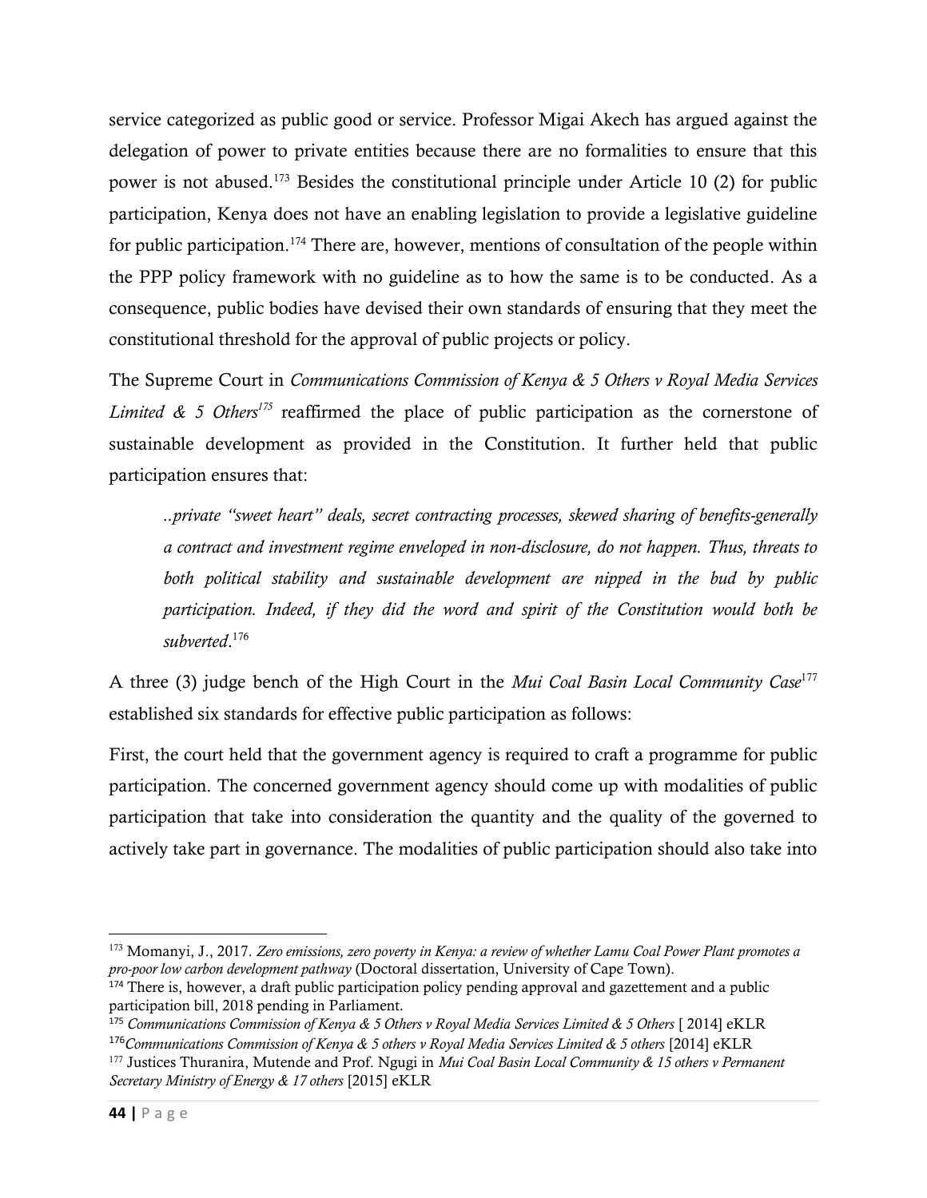service categorized as public good or service. Professor Migai Akech has argued against the delegation of power to private entities because there are no formalities to ensure that this power is not abused.[173] Besides the constitutional principle under Article 10 (2) for public participation, Kenya does not have an enabling legislation to provide a legislative guideline for public participation.[174] There are, however, mentions of consultation of the people within the PPP policy framework with no guideline as to how the same is to be conducted. As a consequence, public bodies have devised their own standards of ensuring that they meet the constitutional threshold for the approval of public projects or policy.

The Supreme Court in *Communications Commission of Kenya & 5 Others v Royal Media Services Limited & 5 Others*[175] reaffirmed the place of public participation as the cornerstone of sustainable development as provided in the Constitution. It further held that public participation ensures that:

> *..private "sweet heart" deals, secret contracting processes, skewed sharing of benefits-generally a contract and investment regime enveloped in non-disclosure, do not happen. Thus, threats to both political stability and sustainable development are nipped in the bud by public participation. Indeed, if they did the word and spirit of the Constitution would both be subverted*.[176]

A three (3) judge bench of the High Court in the *Mui Coal Basin Local Community Case*[177] established six standards for effective public participation as follows:

First, the court held that the government agency is required to craft a programme for public participation. The concerned government agency should come up with modalities of public participation that take into consideration the quantity and the quality of the governed to actively take part in governance. The modalities of public participation should also take into

---

[173] Momanyi, J., 2017. *Zero emissions, zero poverty in Kenya: a review of whether Lamu Coal Power Plant promotes a pro-poor low carbon development pathway* (Doctoral dissertation, University of Cape Town).

[174] There is, however, a draft public participation policy pending approval and gazettement and a public participation bill, 2018 pending in Parliament.

[175] *Communications Commission of Kenya & 5 Others v Royal Media Services Limited & 5 Others* [ 2014] eKLR

[176] *Communications Commission of Kenya & 5 others v Royal Media Services Limited & 5 others* [2014] eKLR

[177] Justices Thuranira, Mutende and Prof. Ngugi in *Mui Coal Basin Local Community & 15 others v Permanent Secretary Ministry of Energy & 17 others* [2015] eKLR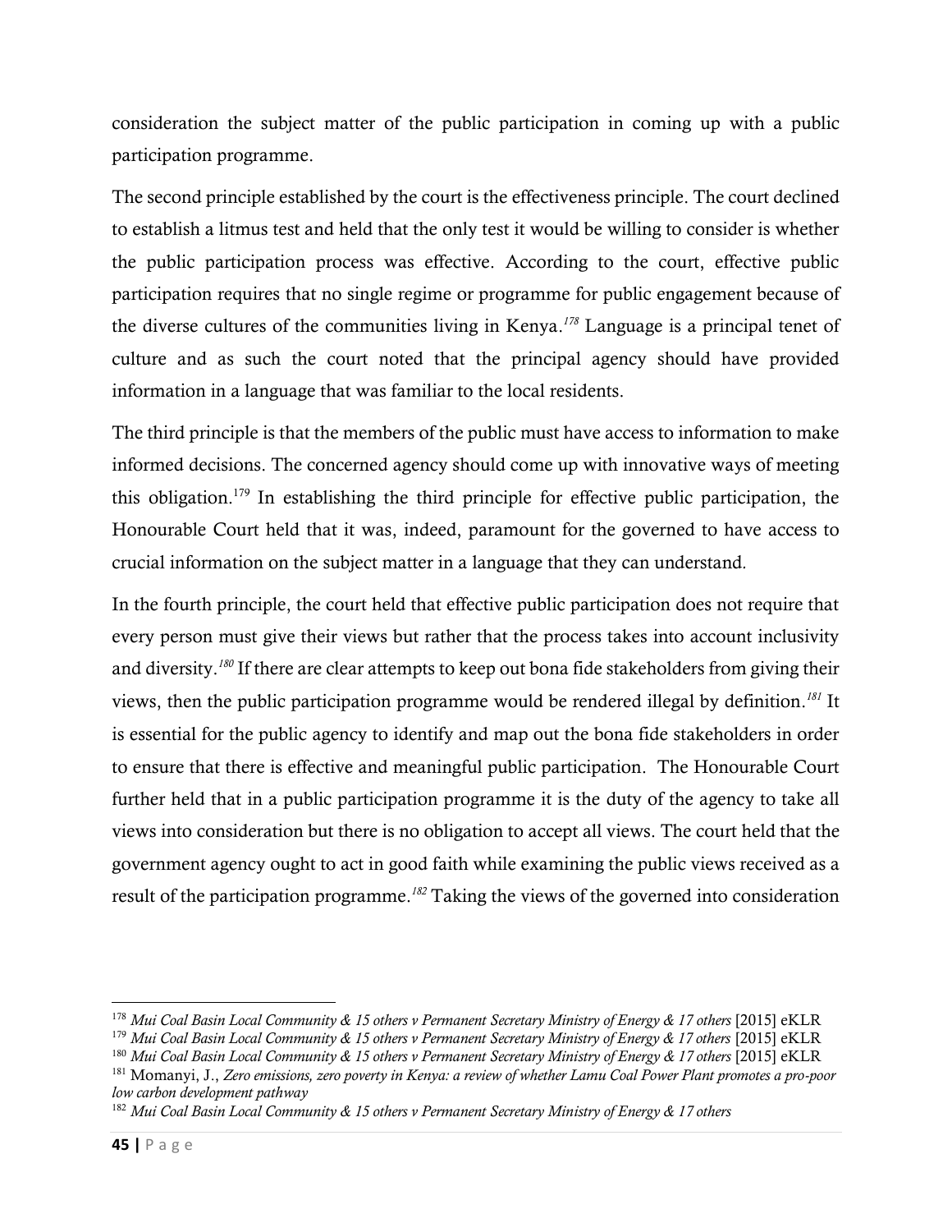consideration the subject matter of the public participation in coming up with a public participation programme.

The second principle established by the court is the effectiveness principle. The court declined to establish a litmus test and held that the only test it would be willing to consider is whether the public participation process was effective. According to the court, effective public participation requires that no single regime or programme for public engagement because of the diverse cultures of the communities living in Kenya.[178] Language is a principal tenet of culture and as such the court noted that the principal agency should have provided information in a language that was familiar to the local residents.

The third principle is that the members of the public must have access to information to make informed decisions. The concerned agency should come up with innovative ways of meeting this obligation.[179] In establishing the third principle for effective public participation, the Honourable Court held that it was, indeed, paramount for the governed to have access to crucial information on the subject matter in a language that they can understand.

In the fourth principle, the court held that effective public participation does not require that every person must give their views but rather that the process takes into account inclusivity and diversity.[180] If there are clear attempts to keep out bona fide stakeholders from giving their views, then the public participation programme would be rendered illegal by definition.[181] It is essential for the public agency to identify and map out the bona fide stakeholders in order to ensure that there is effective and meaningful public participation. The Honourable Court further held that in a public participation programme it is the duty of the agency to take all views into consideration but there is no obligation to accept all views. The court held that the government agency ought to act in good faith while examining the public views received as a result of the participation programme.[182] Taking the views of the governed into consideration

---

[178] *Mui Coal Basin Local Community & 15 others v Permanent Secretary Ministry of Energy & 17 others* [2015] eKLR

[179] *Mui Coal Basin Local Community & 15 others v Permanent Secretary Ministry of Energy & 17 others* [2015] eKLR

[180] *Mui Coal Basin Local Community & 15 others v Permanent Secretary Ministry of Energy & 17 others* [2015] eKLR

[181] Momanyi, J., *Zero emissions, zero poverty in Kenya: a review of whether Lamu Coal Power Plant promotes a pro-poor low carbon development pathway*

[182] *Mui Coal Basin Local Community & 15 others v Permanent Secretary Ministry of Energy & 17 others*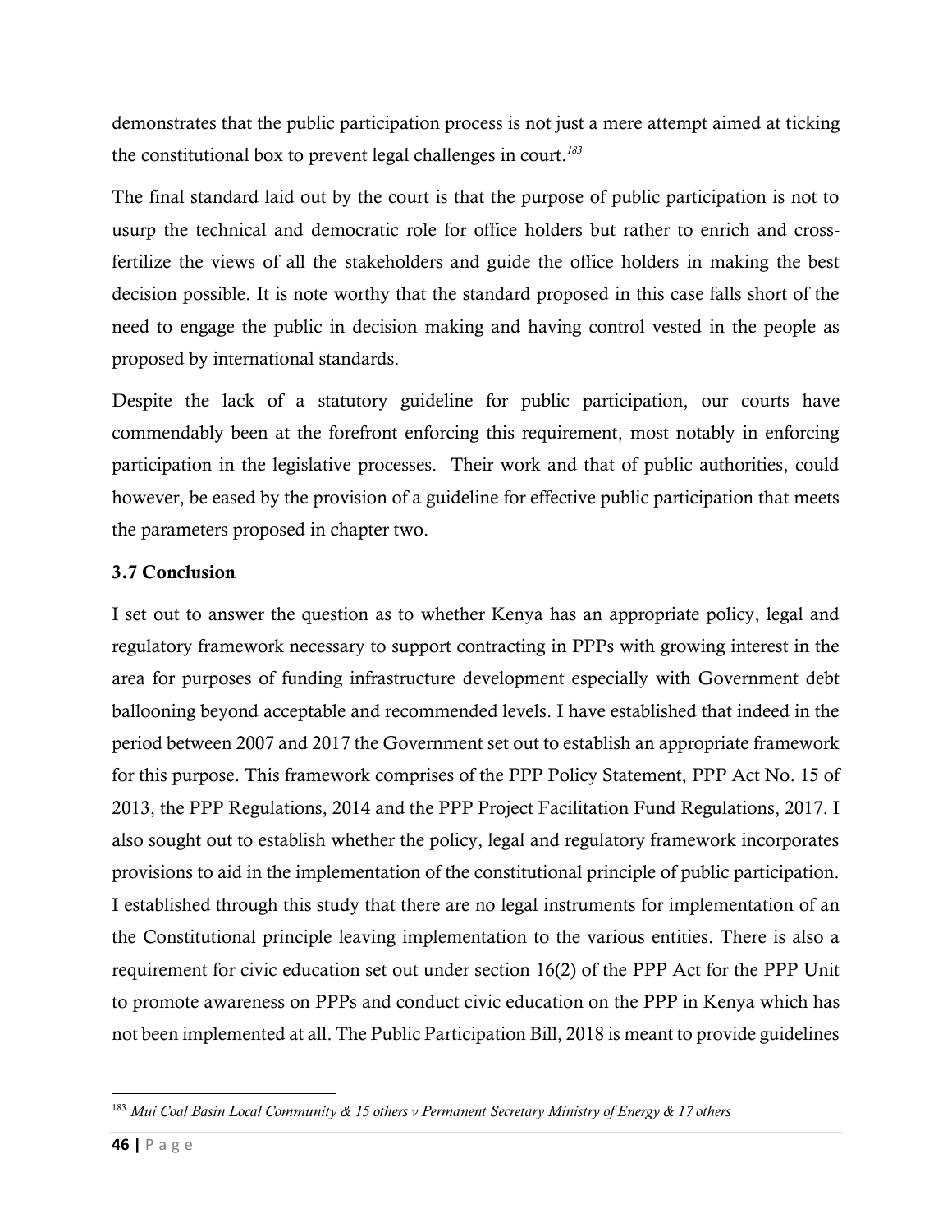demonstrates that the public participation process is not just a mere attempt aimed at ticking the constitutional box to prevent legal challenges in court.[183]

The final standard laid out by the court is that the purpose of public participation is not to usurp the technical and democratic role for office holders but rather to enrich and cross-fertilize the views of all the stakeholders and guide the office holders in making the best decision possible. It is note worthy that the standard proposed in this case falls short of the need to engage the public in decision making and having control vested in the people as proposed by international standards.

Despite the lack of a statutory guideline for public participation, our courts have commendably been at the forefront enforcing this requirement, most notably in enforcing participation in the legislative processes. Their work and that of public authorities, could however, be eased by the provision of a guideline for effective public participation that meets the parameters proposed in chapter two.

### 3.7 Conclusion

I set out to answer the question as to whether Kenya has an appropriate policy, legal and regulatory framework necessary to support contracting in PPPs with growing interest in the area for purposes of funding infrastructure development especially with Government debt ballooning beyond acceptable and recommended levels. I have established that indeed in the period between 2007 and 2017 the Government set out to establish an appropriate framework for this purpose. This framework comprises of the PPP Policy Statement, PPP Act No. 15 of 2013, the PPP Regulations, 2014 and the PPP Project Facilitation Fund Regulations, 2017. I also sought out to establish whether the policy, legal and regulatory framework incorporates provisions to aid in the implementation of the constitutional principle of public participation. I established through this study that there are no legal instruments for implementation of an the Constitutional principle leaving implementation to the various entities. There is also a requirement for civic education set out under section 16(2) of the PPP Act for the PPP Unit to promote awareness on PPPs and conduct civic education on the PPP in Kenya which has not been implemented at all. The Public Participation Bill, 2018 is meant to provide guidelines

---

[183] *Mui Coal Basin Local Community & 15 others v Permanent Secretary Ministry of Energy & 17 others*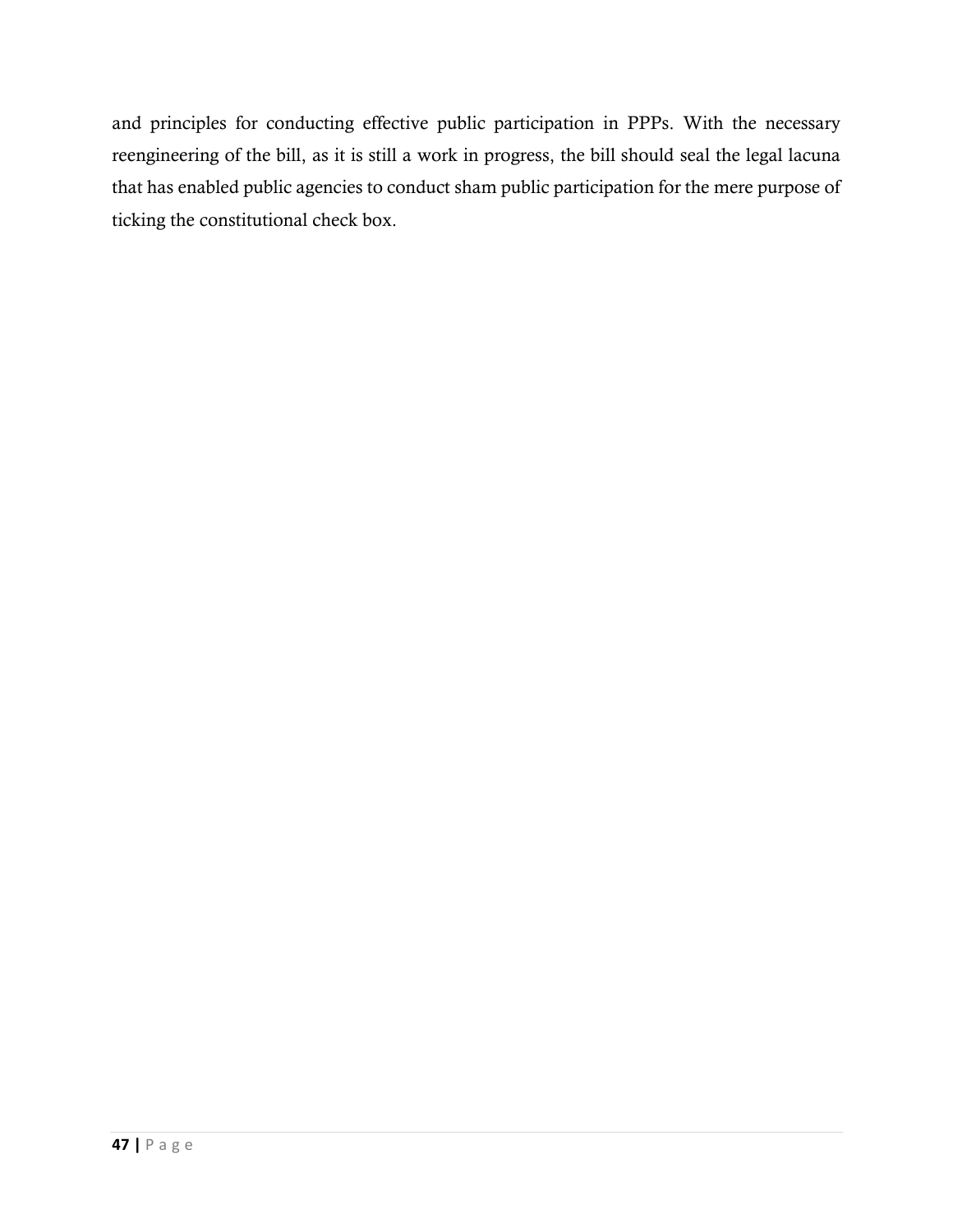and principles for conducting effective public participation in PPPs. With the necessary reengineering of the bill, as it is still a work in progress, the bill should seal the legal lacuna that has enabled public agencies to conduct sham public participation for the mere purpose of ticking the constitutional check box.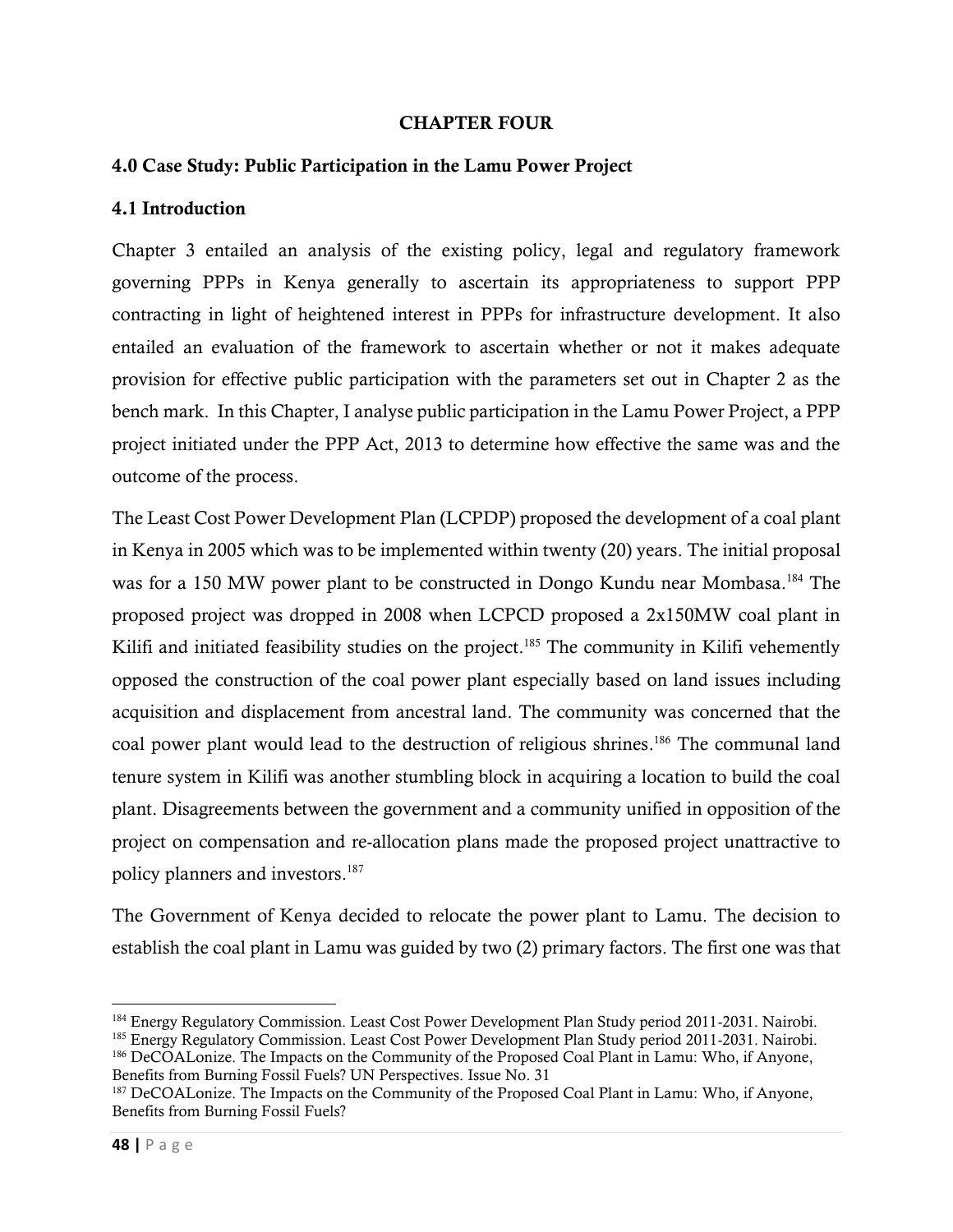# CHAPTER FOUR

## 4.0 Case Study: Public Participation in the Lamu Power Project

### 4.1 Introduction

Chapter 3 entailed an analysis of the existing policy, legal and regulatory framework governing PPPs in Kenya generally to ascertain its appropriateness to support PPP contracting in light of heightened interest in PPPs for infrastructure development. It also entailed an evaluation of the framework to ascertain whether or not it makes adequate provision for effective public participation with the parameters set out in Chapter 2 as the bench mark. In this Chapter, I analyse public participation in the Lamu Power Project, a PPP project initiated under the PPP Act, 2013 to determine how effective the same was and the outcome of the process.

The Least Cost Power Development Plan (LCPDP) proposed the development of a coal plant in Kenya in 2005 which was to be implemented within twenty (20) years. The initial proposal was for a 150 MW power plant to be constructed in Dongo Kundu near Mombasa.[184] The proposed project was dropped in 2008 when LCPCD proposed a 2x150MW coal plant in Kilifi and initiated feasibility studies on the project.[185] The community in Kilifi vehemently opposed the construction of the coal power plant especially based on land issues including acquisition and displacement from ancestral land. The community was concerned that the coal power plant would lead to the destruction of religious shrines.[186] The communal land tenure system in Kilifi was another stumbling block in acquiring a location to build the coal plant. Disagreements between the government and a community unified in opposition of the project on compensation and re-allocation plans made the proposed project unattractive to policy planners and investors.[187]

The Government of Kenya decided to relocate the power plant to Lamu. The decision to establish the coal plant in Lamu was guided by two (2) primary factors. The first one was that

---

[184] Energy Regulatory Commission. Least Cost Power Development Plan Study period 2011-2031. Nairobi.

[185] Energy Regulatory Commission. Least Cost Power Development Plan Study period 2011-2031. Nairobi.

[186] DeCOALonize. The Impacts on the Community of the Proposed Coal Plant in Lamu: Who, if Anyone, Benefits from Burning Fossil Fuels? UN Perspectives. Issue No. 31

[187] DeCOALonize. The Impacts on the Community of the Proposed Coal Plant in Lamu: Who, if Anyone, Benefits from Burning Fossil Fuels?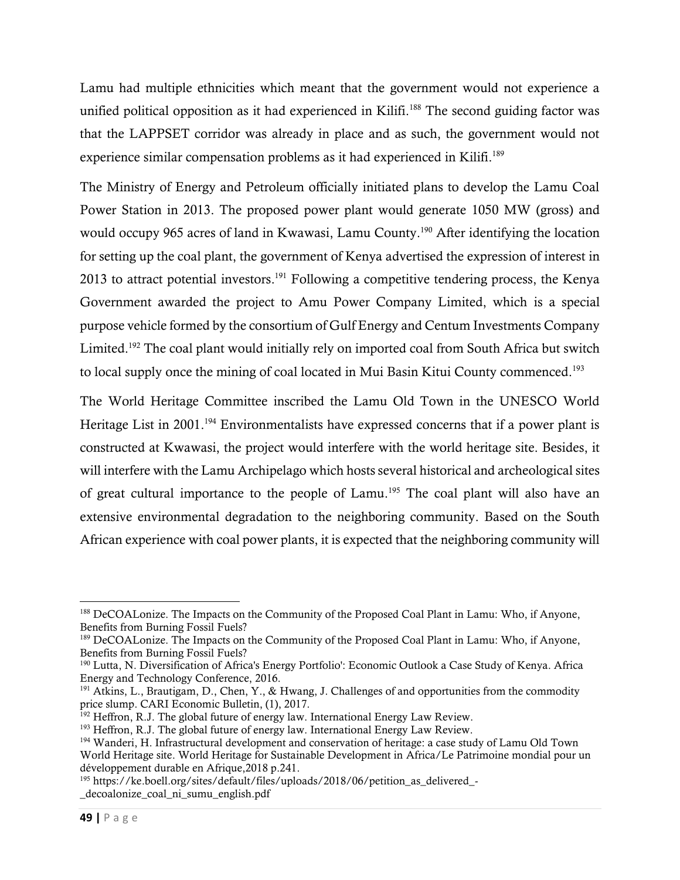Lamu had multiple ethnicities which meant that the government would not experience a unified political opposition as it had experienced in Kilifi.[188] The second guiding factor was that the LAPPSET corridor was already in place and as such, the government would not experience similar compensation problems as it had experienced in Kilifi.[189]

The Ministry of Energy and Petroleum officially initiated plans to develop the Lamu Coal Power Station in 2013. The proposed power plant would generate 1050 MW (gross) and would occupy 965 acres of land in Kwawasi, Lamu County.[190] After identifying the location for setting up the coal plant, the government of Kenya advertised the expression of interest in 2013 to attract potential investors.[191] Following a competitive tendering process, the Kenya Government awarded the project to Amu Power Company Limited, which is a special purpose vehicle formed by the consortium of Gulf Energy and Centum Investments Company Limited.[192] The coal plant would initially rely on imported coal from South Africa but switch to local supply once the mining of coal located in Mui Basin Kitui County commenced.[193]

The World Heritage Committee inscribed the Lamu Old Town in the UNESCO World Heritage List in 2001.[194] Environmentalists have expressed concerns that if a power plant is constructed at Kwawasi, the project would interfere with the world heritage site. Besides, it will interfere with the Lamu Archipelago which hosts several historical and archeological sites of great cultural importance to the people of Lamu.[195] The coal plant will also have an extensive environmental degradation to the neighboring community. Based on the South African experience with coal power plants, it is expected that the neighboring community will

---

[188] DeCOALonize. The Impacts on the Community of the Proposed Coal Plant in Lamu: Who, if Anyone, Benefits from Burning Fossil Fuels?

[189] DeCOALonize. The Impacts on the Community of the Proposed Coal Plant in Lamu: Who, if Anyone, Benefits from Burning Fossil Fuels?

[190] Lutta, N. Diversification of Africa's Energy Portfolio': Economic Outlook a Case Study of Kenya. Africa Energy and Technology Conference, 2016.

[191] Atkins, L., Brautigam, D., Chen, Y., & Hwang, J. Challenges of and opportunities from the commodity price slump. CARI Economic Bulletin, (1), 2017.

[192] Heffron, R.J. The global future of energy law. International Energy Law Review.

[193] Heffron, R.J. The global future of energy law. International Energy Law Review.

[194] Wanderi, H. Infrastructural development and conservation of heritage: a case study of Lamu Old Town World Heritage site. World Heritage for Sustainable Development in Africa/Le Patrimoine mondial pour un développement durable en Afrique,2018 p.241.

[195] https://ke.boell.org/sites/default/files/uploads/2018/06/petition_as_delivered_-_decoalonize_coal_ni_sumu_english.pdf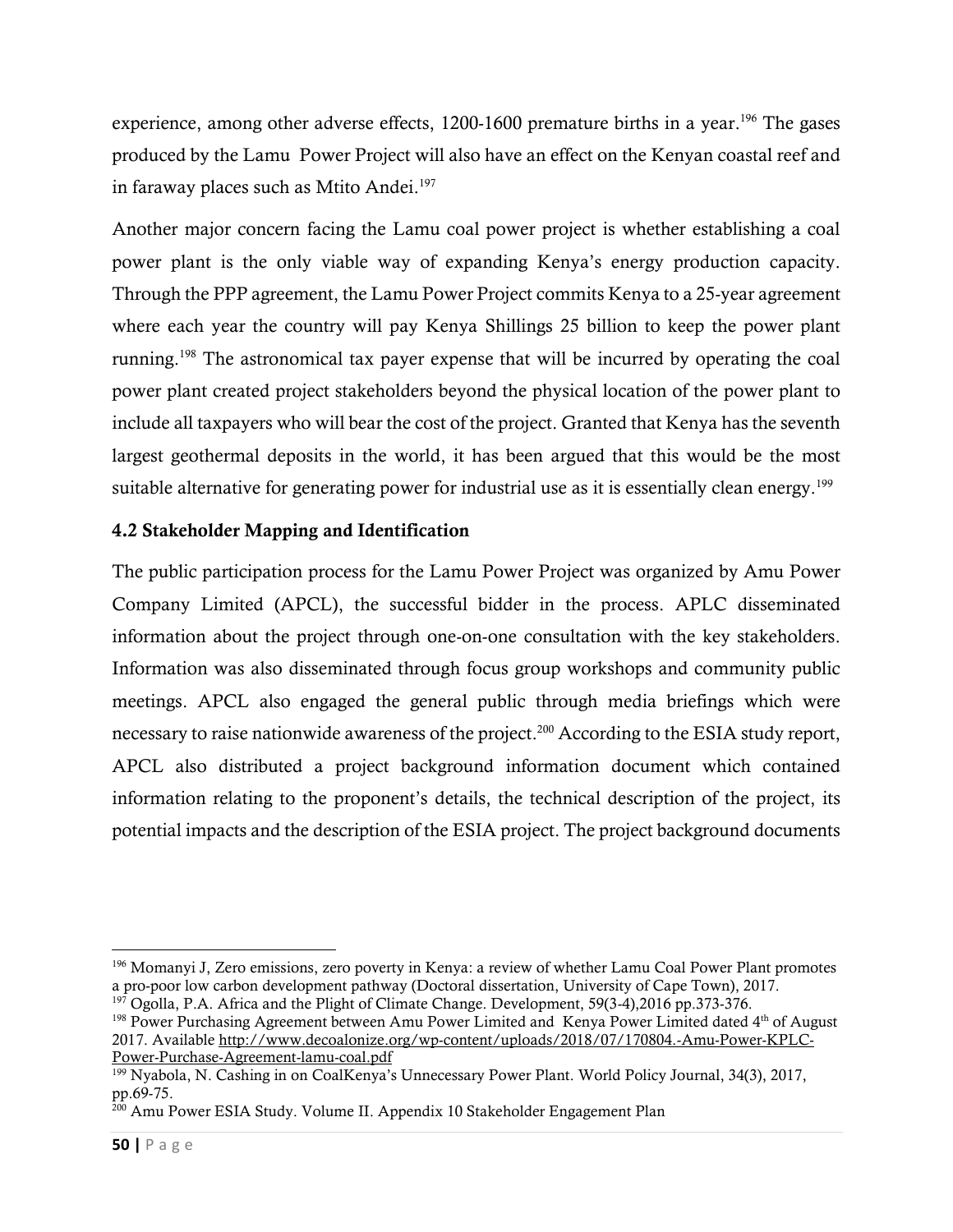experience, among other adverse effects, 1200-1600 premature births in a year.[196] The gases produced by the Lamu Power Project will also have an effect on the Kenyan coastal reef and in faraway places such as Mtito Andei.[197]

Another major concern facing the Lamu coal power project is whether establishing a coal power plant is the only viable way of expanding Kenya's energy production capacity. Through the PPP agreement, the Lamu Power Project commits Kenya to a 25-year agreement where each year the country will pay Kenya Shillings 25 billion to keep the power plant running.[198] The astronomical tax payer expense that will be incurred by operating the coal power plant created project stakeholders beyond the physical location of the power plant to include all taxpayers who will bear the cost of the project. Granted that Kenya has the seventh largest geothermal deposits in the world, it has been argued that this would be the most suitable alternative for generating power for industrial use as it is essentially clean energy.[199]

### 4.2 Stakeholder Mapping and Identification

The public participation process for the Lamu Power Project was organized by Amu Power Company Limited (APCL), the successful bidder in the process. APLC disseminated information about the project through one-on-one consultation with the key stakeholders. Information was also disseminated through focus group workshops and community public meetings. APCL also engaged the general public through media briefings which were necessary to raise nationwide awareness of the project.[200] According to the ESIA study report, APCL also distributed a project background information document which contained information relating to the proponent's details, the technical description of the project, its potential impacts and the description of the ESIA project. The project background documents

---

[196] Momanyi J, Zero emissions, zero poverty in Kenya: a review of whether Lamu Coal Power Plant promotes a pro-poor low carbon development pathway (Doctoral dissertation, University of Cape Town), 2017.

[197] Ogolla, P.A. Africa and the Plight of Climate Change. Development, 59(3-4),2016 pp.373-376.

[198] Power Purchasing Agreement between Amu Power Limited and Kenya Power Limited dated 4th of August 2017. Available http://www.decoalonize.org/wp-content/uploads/2018/07/170804.-Amu-Power-KPLC-Power-Purchase-Agreement-lamu-coal.pdf

[199] Nyabola, N. Cashing in on CoalKenya's Unnecessary Power Plant. World Policy Journal, 34(3), 2017, pp.69-75.

[200] Amu Power ESIA Study. Volume II. Appendix 10 Stakeholder Engagement Plan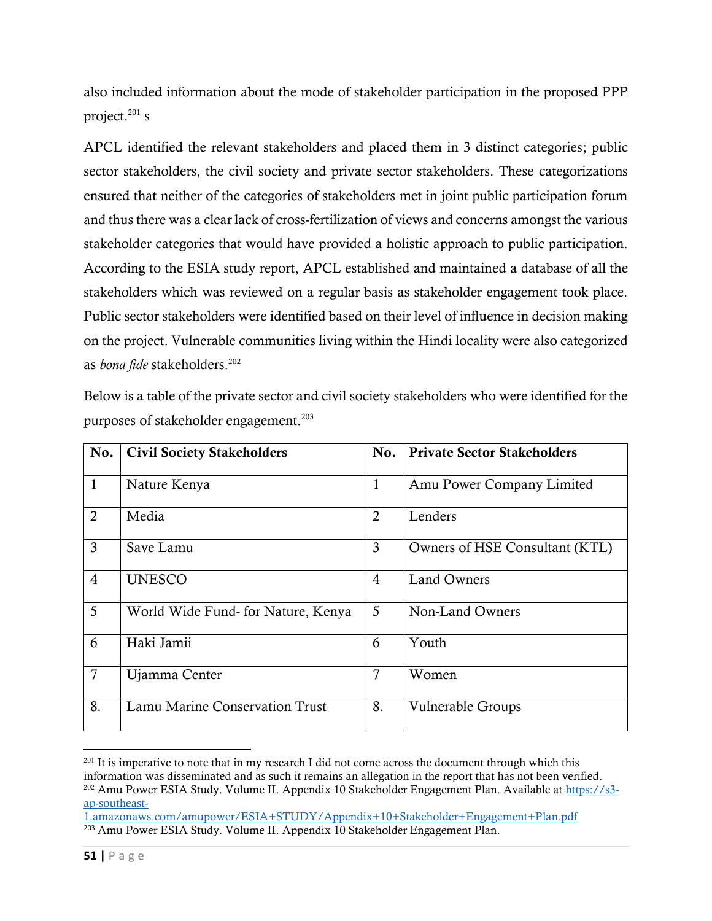also included information about the mode of stakeholder participation in the proposed PPP project.[201] s

APCL identified the relevant stakeholders and placed them in 3 distinct categories; public sector stakeholders, the civil society and private sector stakeholders. These categorizations ensured that neither of the categories of stakeholders met in joint public participation forum and thus there was a clear lack of cross-fertilization of views and concerns amongst the various stakeholder categories that would have provided a holistic approach to public participation. According to the ESIA study report, APCL established and maintained a database of all the stakeholders which was reviewed on a regular basis as stakeholder engagement took place. Public sector stakeholders were identified based on their level of influence in decision making on the project. Vulnerable communities living within the Hindi locality were also categorized as *bona fide* stakeholders.[202]

Below is a table of the private sector and civil society stakeholders who were identified for the purposes of stakeholder engagement.[203]

| No. | Civil Society Stakeholders | No. | Private Sector Stakeholders |
|---|---|---|---|
| 1 | Nature Kenya | 1 | Amu Power Company Limited |
| 2 | Media | 2 | Lenders |
| 3 | Save Lamu | 3 | Owners of HSE Consultant (KTL) |
| 4 | UNESCO | 4 | Land Owners |
| 5 | World Wide Fund- for Nature, Kenya | 5 | Non-Land Owners |
| 6 | Haki Jamii | 6 | Youth |
| 7 | Ujamma Center | 7 | Women |
| 8. | Lamu Marine Conservation Trust | 8. | Vulnerable Groups |

[201] It is imperative to note that in my research I did not come across the document through which this information was disseminated and as such it remains an allegation in the report that has not been verified.

[202] Amu Power ESIA Study. Volume II. Appendix 10 Stakeholder Engagement Plan. Available at https://s3-ap-southeast-1.amazonaws.com/amupower/ESIA+STUDY/Appendix+10+Stakeholder+Engagement+Plan.pdf

[203] Amu Power ESIA Study. Volume II. Appendix 10 Stakeholder Engagement Plan.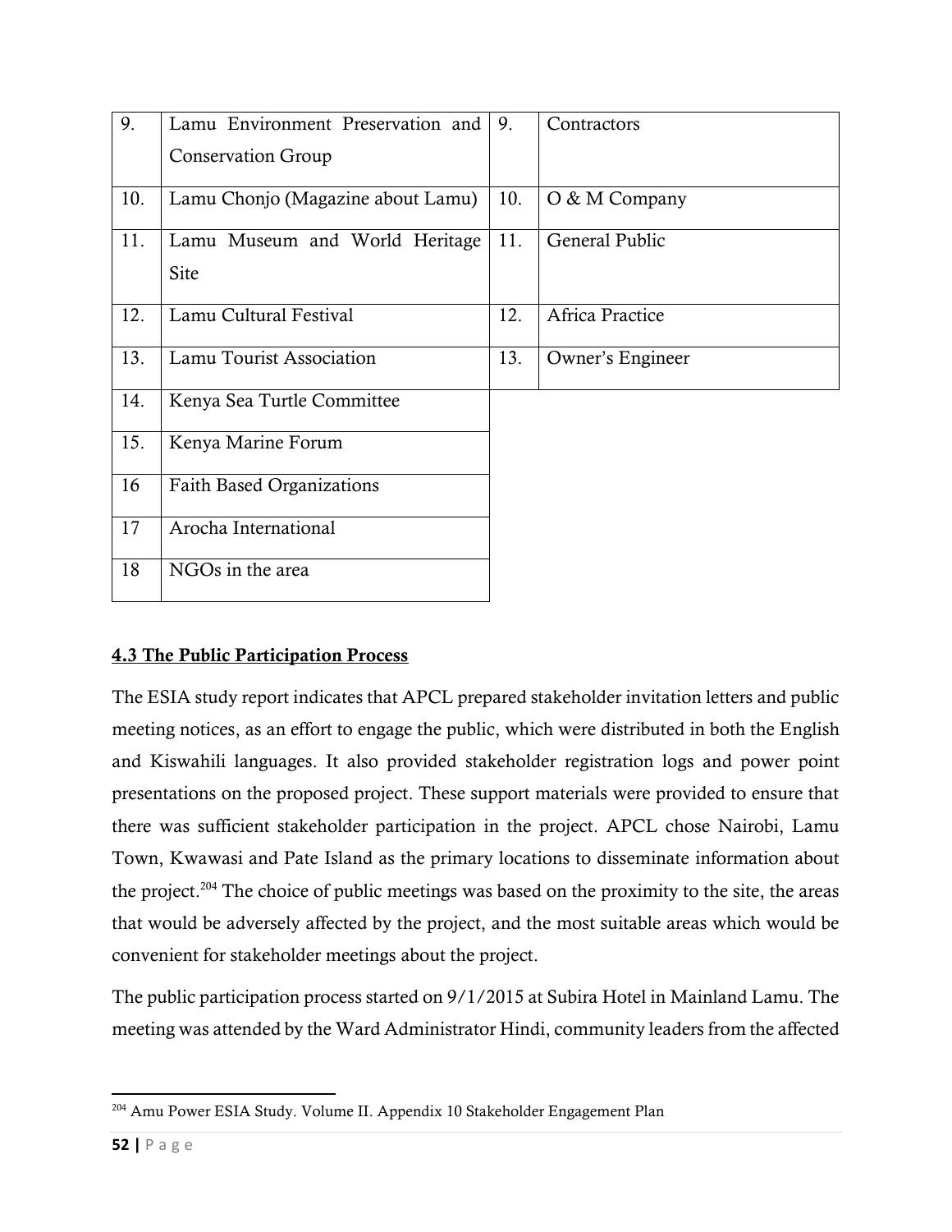| | | | |
|---|---|---|---|
| 9. | Lamu Environment Preservation and Conservation Group | 9. | Contractors |
| 10. | Lamu Chonjo (Magazine about Lamu) | 10. | O & M Company |
| 11. | Lamu Museum and World Heritage Site | 11. | General Public |
| 12. | Lamu Cultural Festival | 12. | Africa Practice |
| 13. | Lamu Tourist Association | 13. | Owner's Engineer |
| 14. | Kenya Sea Turtle Committee | | |
| 15. | Kenya Marine Forum | | |
| 16 | Faith Based Organizations | | |
| 17 | Arocha International | | |
| 18 | NGOs in the area | | |

## 4.3 The Public Participation Process

The ESIA study report indicates that APCL prepared stakeholder invitation letters and public meeting notices, as an effort to engage the public, which were distributed in both the English and Kiswahili languages. It also provided stakeholder registration logs and power point presentations on the proposed project. These support materials were provided to ensure that there was sufficient stakeholder participation in the project. APCL chose Nairobi, Lamu Town, Kwawasi and Pate Island as the primary locations to disseminate information about the project.[204] The choice of public meetings was based on the proximity to the site, the areas that would be adversely affected by the project, and the most suitable areas which would be convenient for stakeholder meetings about the project.

The public participation process started on 9/1/2015 at Subira Hotel in Mainland Lamu. The meeting was attended by the Ward Administrator Hindi, community leaders from the affected

[204] Amu Power ESIA Study. Volume II. Appendix 10 Stakeholder Engagement Plan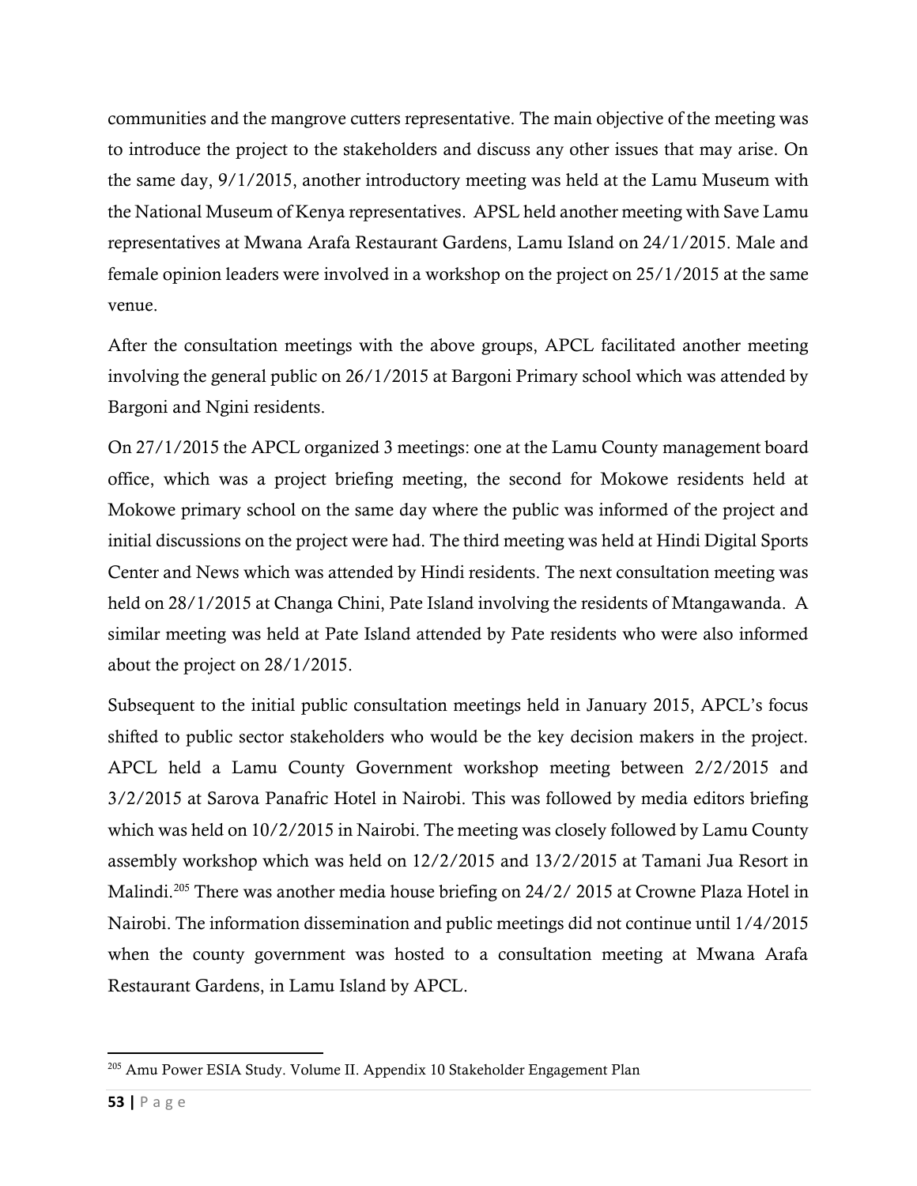communities and the mangrove cutters representative. The main objective of the meeting was to introduce the project to the stakeholders and discuss any other issues that may arise. On the same day, 9/1/2015, another introductory meeting was held at the Lamu Museum with the National Museum of Kenya representatives. APSL held another meeting with Save Lamu representatives at Mwana Arafa Restaurant Gardens, Lamu Island on 24/1/2015. Male and female opinion leaders were involved in a workshop on the project on 25/1/2015 at the same venue.

After the consultation meetings with the above groups, APCL facilitated another meeting involving the general public on 26/1/2015 at Bargoni Primary school which was attended by Bargoni and Ngini residents.

On 27/1/2015 the APCL organized 3 meetings: one at the Lamu County management board office, which was a project briefing meeting, the second for Mokowe residents held at Mokowe primary school on the same day where the public was informed of the project and initial discussions on the project were had. The third meeting was held at Hindi Digital Sports Center and News which was attended by Hindi residents. The next consultation meeting was held on 28/1/2015 at Changa Chini, Pate Island involving the residents of Mtangawanda. A similar meeting was held at Pate Island attended by Pate residents who were also informed about the project on 28/1/2015.

Subsequent to the initial public consultation meetings held in January 2015, APCL's focus shifted to public sector stakeholders who would be the key decision makers in the project. APCL held a Lamu County Government workshop meeting between 2/2/2015 and 3/2/2015 at Sarova Panafric Hotel in Nairobi. This was followed by media editors briefing which was held on 10/2/2015 in Nairobi. The meeting was closely followed by Lamu County assembly workshop which was held on 12/2/2015 and 13/2/2015 at Tamani Jua Resort in Malindi.[205] There was another media house briefing on 24/2/ 2015 at Crowne Plaza Hotel in Nairobi. The information dissemination and public meetings did not continue until 1/4/2015 when the county government was hosted to a consultation meeting at Mwana Arafa Restaurant Gardens, in Lamu Island by APCL.

[205] Amu Power ESIA Study. Volume II. Appendix 10 Stakeholder Engagement Plan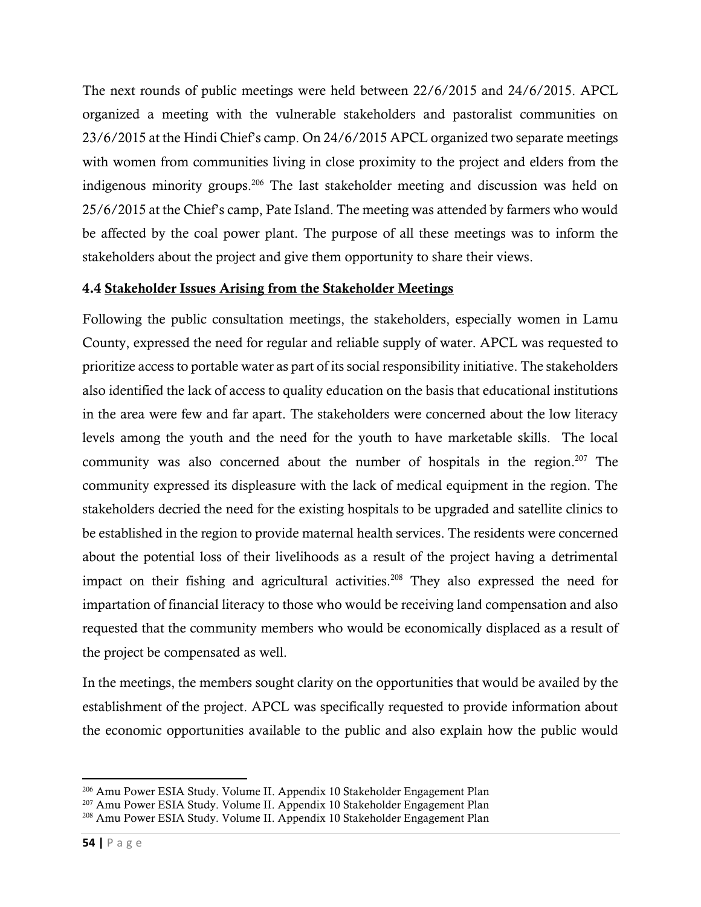The next rounds of public meetings were held between 22/6/2015 and 24/6/2015. APCL organized a meeting with the vulnerable stakeholders and pastoralist communities on 23/6/2015 at the Hindi Chief's camp. On 24/6/2015 APCL organized two separate meetings with women from communities living in close proximity to the project and elders from the indigenous minority groups.[206] The last stakeholder meeting and discussion was held on 25/6/2015 at the Chief's camp, Pate Island. The meeting was attended by farmers who would be affected by the coal power plant. The purpose of all these meetings was to inform the stakeholders about the project and give them opportunity to share their views.

### 4.4 Stakeholder Issues Arising from the Stakeholder Meetings

Following the public consultation meetings, the stakeholders, especially women in Lamu County, expressed the need for regular and reliable supply of water. APCL was requested to prioritize access to portable water as part of its social responsibility initiative. The stakeholders also identified the lack of access to quality education on the basis that educational institutions in the area were few and far apart. The stakeholders were concerned about the low literacy levels among the youth and the need for the youth to have marketable skills. The local community was also concerned about the number of hospitals in the region.[207] The community expressed its displeasure with the lack of medical equipment in the region. The stakeholders decried the need for the existing hospitals to be upgraded and satellite clinics to be established in the region to provide maternal health services. The residents were concerned about the potential loss of their livelihoods as a result of the project having a detrimental impact on their fishing and agricultural activities.[208] They also expressed the need for impartation of financial literacy to those who would be receiving land compensation and also requested that the community members who would be economically displaced as a result of the project be compensated as well.

In the meetings, the members sought clarity on the opportunities that would be availed by the establishment of the project. APCL was specifically requested to provide information about the economic opportunities available to the public and also explain how the public would

---

[206] Amu Power ESIA Study. Volume II. Appendix 10 Stakeholder Engagement Plan

[207] Amu Power ESIA Study. Volume II. Appendix 10 Stakeholder Engagement Plan

[208] Amu Power ESIA Study. Volume II. Appendix 10 Stakeholder Engagement Plan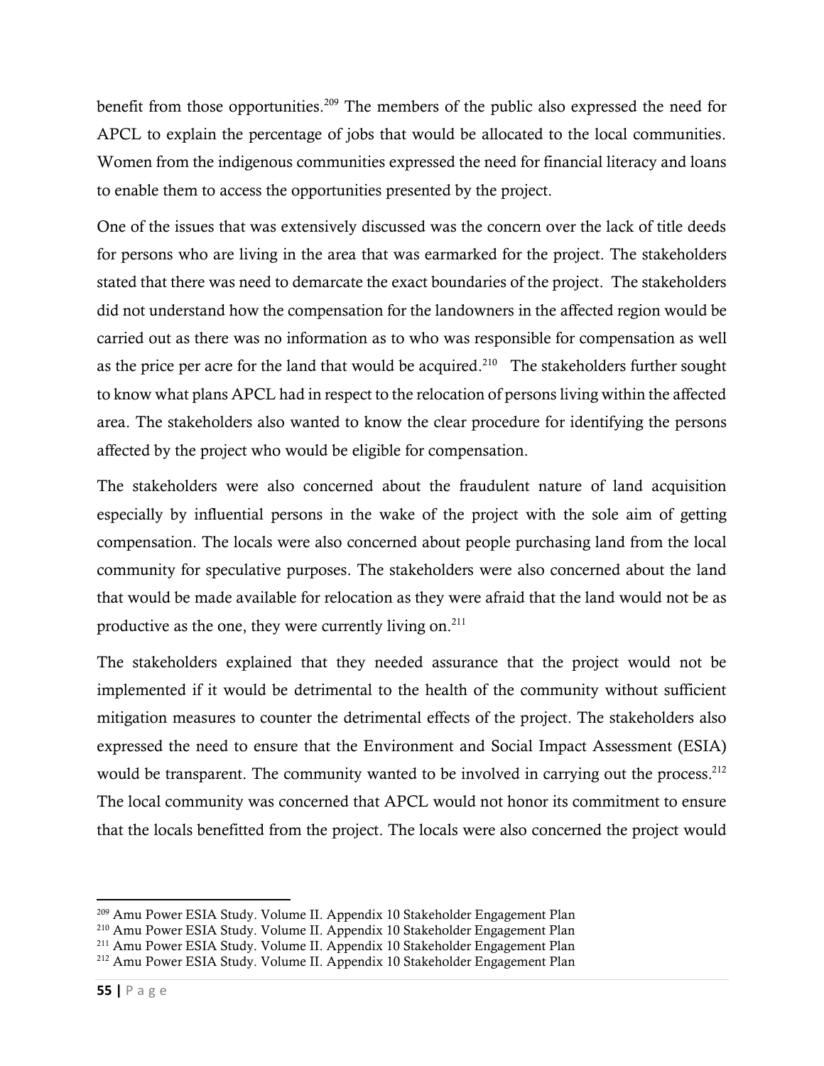benefit from those opportunities.[209] The members of the public also expressed the need for APCL to explain the percentage of jobs that would be allocated to the local communities. Women from the indigenous communities expressed the need for financial literacy and loans to enable them to access the opportunities presented by the project.

One of the issues that was extensively discussed was the concern over the lack of title deeds for persons who are living in the area that was earmarked for the project. The stakeholders stated that there was need to demarcate the exact boundaries of the project. The stakeholders did not understand how the compensation for the landowners in the affected region would be carried out as there was no information as to who was responsible for compensation as well as the price per acre for the land that would be acquired.[210] The stakeholders further sought to know what plans APCL had in respect to the relocation of persons living within the affected area. The stakeholders also wanted to know the clear procedure for identifying the persons affected by the project who would be eligible for compensation.

The stakeholders were also concerned about the fraudulent nature of land acquisition especially by influential persons in the wake of the project with the sole aim of getting compensation. The locals were also concerned about people purchasing land from the local community for speculative purposes. The stakeholders were also concerned about the land that would be made available for relocation as they were afraid that the land would not be as productive as the one, they were currently living on.[211]

The stakeholders explained that they needed assurance that the project would not be implemented if it would be detrimental to the health of the community without sufficient mitigation measures to counter the detrimental effects of the project. The stakeholders also expressed the need to ensure that the Environment and Social Impact Assessment (ESIA) would be transparent. The community wanted to be involved in carrying out the process.[212] The local community was concerned that APCL would not honor its commitment to ensure that the locals benefitted from the project. The locals were also concerned the project would

[209] Amu Power ESIA Study. Volume II. Appendix 10 Stakeholder Engagement Plan
[210] Amu Power ESIA Study. Volume II. Appendix 10 Stakeholder Engagement Plan
[211] Amu Power ESIA Study. Volume II. Appendix 10 Stakeholder Engagement Plan
[212] Amu Power ESIA Study. Volume II. Appendix 10 Stakeholder Engagement Plan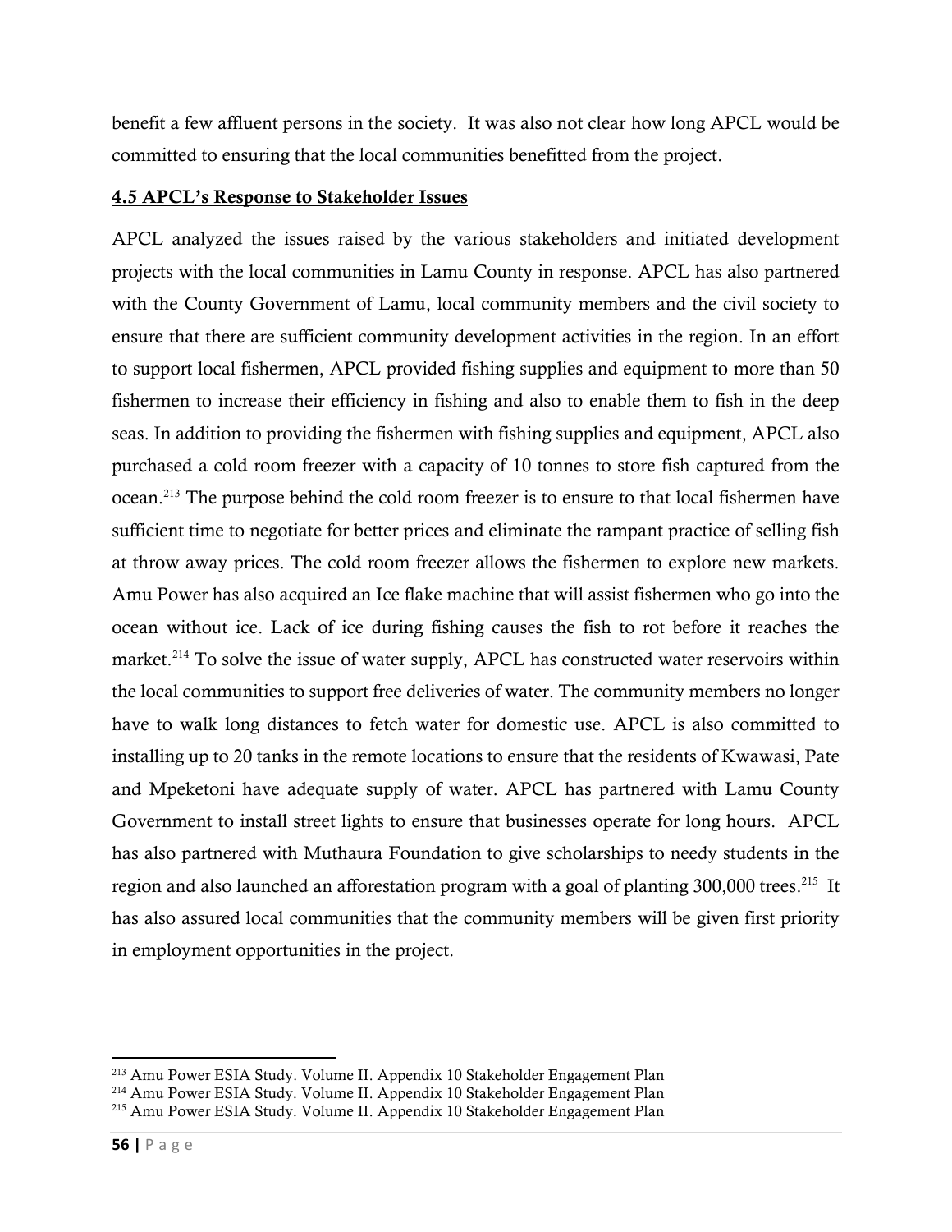benefit a few affluent persons in the society. It was also not clear how long APCL would be committed to ensuring that the local communities benefitted from the project.

### 4.5 APCL's Response to Stakeholder Issues

APCL analyzed the issues raised by the various stakeholders and initiated development projects with the local communities in Lamu County in response. APCL has also partnered with the County Government of Lamu, local community members and the civil society to ensure that there are sufficient community development activities in the region. In an effort to support local fishermen, APCL provided fishing supplies and equipment to more than 50 fishermen to increase their efficiency in fishing and also to enable them to fish in the deep seas. In addition to providing the fishermen with fishing supplies and equipment, APCL also purchased a cold room freezer with a capacity of 10 tonnes to store fish captured from the ocean.[213] The purpose behind the cold room freezer is to ensure to that local fishermen have sufficient time to negotiate for better prices and eliminate the rampant practice of selling fish at throw away prices. The cold room freezer allows the fishermen to explore new markets. Amu Power has also acquired an Ice flake machine that will assist fishermen who go into the ocean without ice. Lack of ice during fishing causes the fish to rot before it reaches the market.[214] To solve the issue of water supply, APCL has constructed water reservoirs within the local communities to support free deliveries of water. The community members no longer have to walk long distances to fetch water for domestic use. APCL is also committed to installing up to 20 tanks in the remote locations to ensure that the residents of Kwawasi, Pate and Mpeketoni have adequate supply of water. APCL has partnered with Lamu County Government to install street lights to ensure that businesses operate for long hours. APCL has also partnered with Muthaura Foundation to give scholarships to needy students in the region and also launched an afforestation program with a goal of planting 300,000 trees.[215] It has also assured local communities that the community members will be given first priority in employment opportunities in the project.

---

[213] Amu Power ESIA Study. Volume II. Appendix 10 Stakeholder Engagement Plan

[214] Amu Power ESIA Study. Volume II. Appendix 10 Stakeholder Engagement Plan

[215] Amu Power ESIA Study. Volume II. Appendix 10 Stakeholder Engagement Plan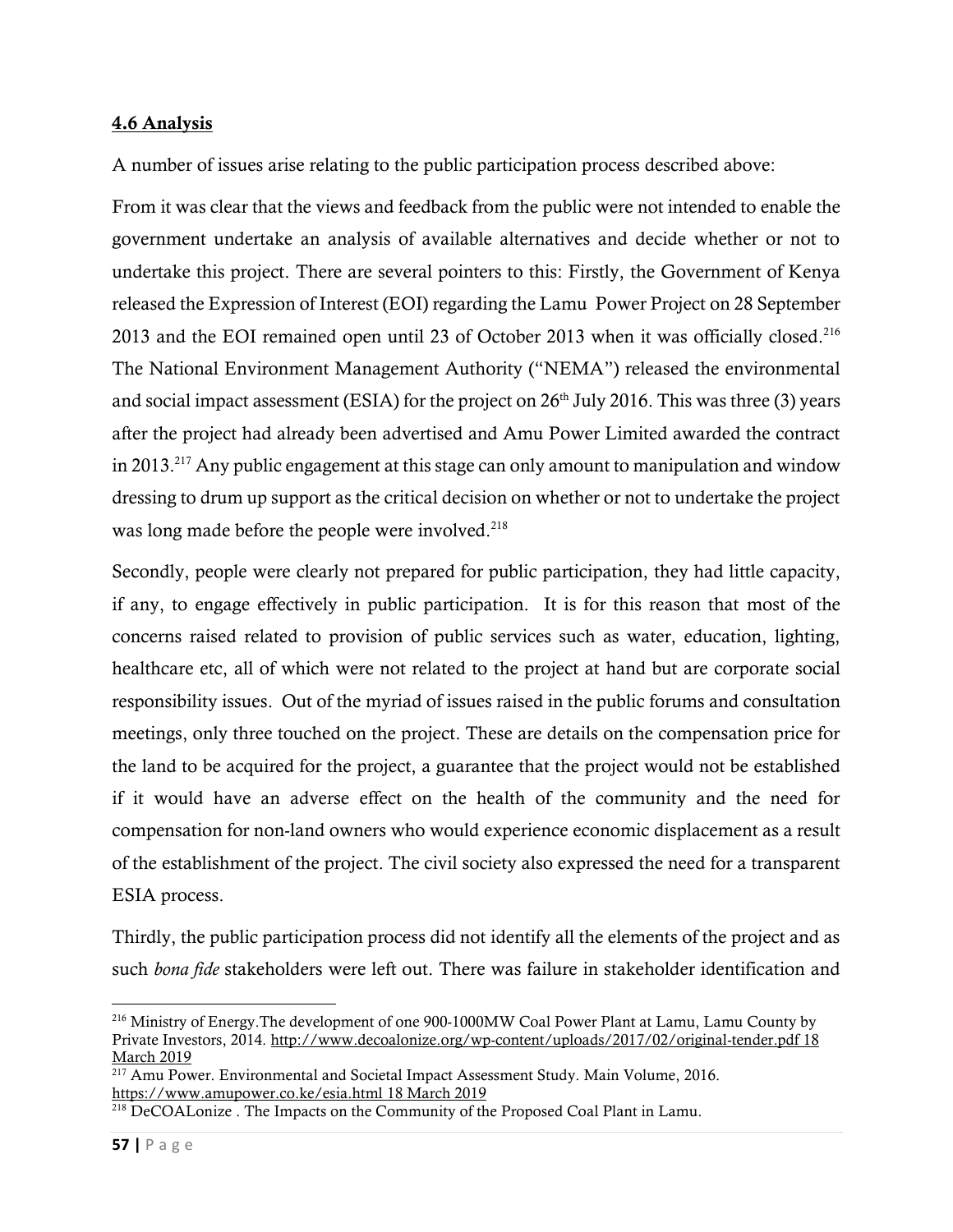## 4.6 Analysis

A number of issues arise relating to the public participation process described above:

From it was clear that the views and feedback from the public were not intended to enable the government undertake an analysis of available alternatives and decide whether or not to undertake this project. There are several pointers to this: Firstly, the Government of Kenya released the Expression of Interest (EOI) regarding the Lamu Power Project on 28 September 2013 and the EOI remained open until 23 of October 2013 when it was officially closed.[216] The National Environment Management Authority ("NEMA") released the environmental and social impact assessment (ESIA) for the project on 26th July 2016. This was three (3) years after the project had already been advertised and Amu Power Limited awarded the contract in 2013.[217] Any public engagement at this stage can only amount to manipulation and window dressing to drum up support as the critical decision on whether or not to undertake the project was long made before the people were involved.[218]

Secondly, people were clearly not prepared for public participation, they had little capacity, if any, to engage effectively in public participation. It is for this reason that most of the concerns raised related to provision of public services such as water, education, lighting, healthcare etc, all of which were not related to the project at hand but are corporate social responsibility issues. Out of the myriad of issues raised in the public forums and consultation meetings, only three touched on the project. These are details on the compensation price for the land to be acquired for the project, a guarantee that the project would not be established if it would have an adverse effect on the health of the community and the need for compensation for non-land owners who would experience economic displacement as a result of the establishment of the project. The civil society also expressed the need for a transparent ESIA process.

Thirdly, the public participation process did not identify all the elements of the project and as such *bona fide* stakeholders were left out. There was failure in stakeholder identification and

---

[216] Ministry of Energy.The development of one 900-1000MW Coal Power Plant at Lamu, Lamu County by Private Investors, 2014. http://www.decoalonize.org/wp-content/uploads/2017/02/original-tender.pdf 18 March 2019

[217] Amu Power. Environmental and Societal Impact Assessment Study. Main Volume, 2016. https://www.amupower.co.ke/esia.html 18 March 2019

[218] DeCOALonize . The Impacts on the Community of the Proposed Coal Plant in Lamu.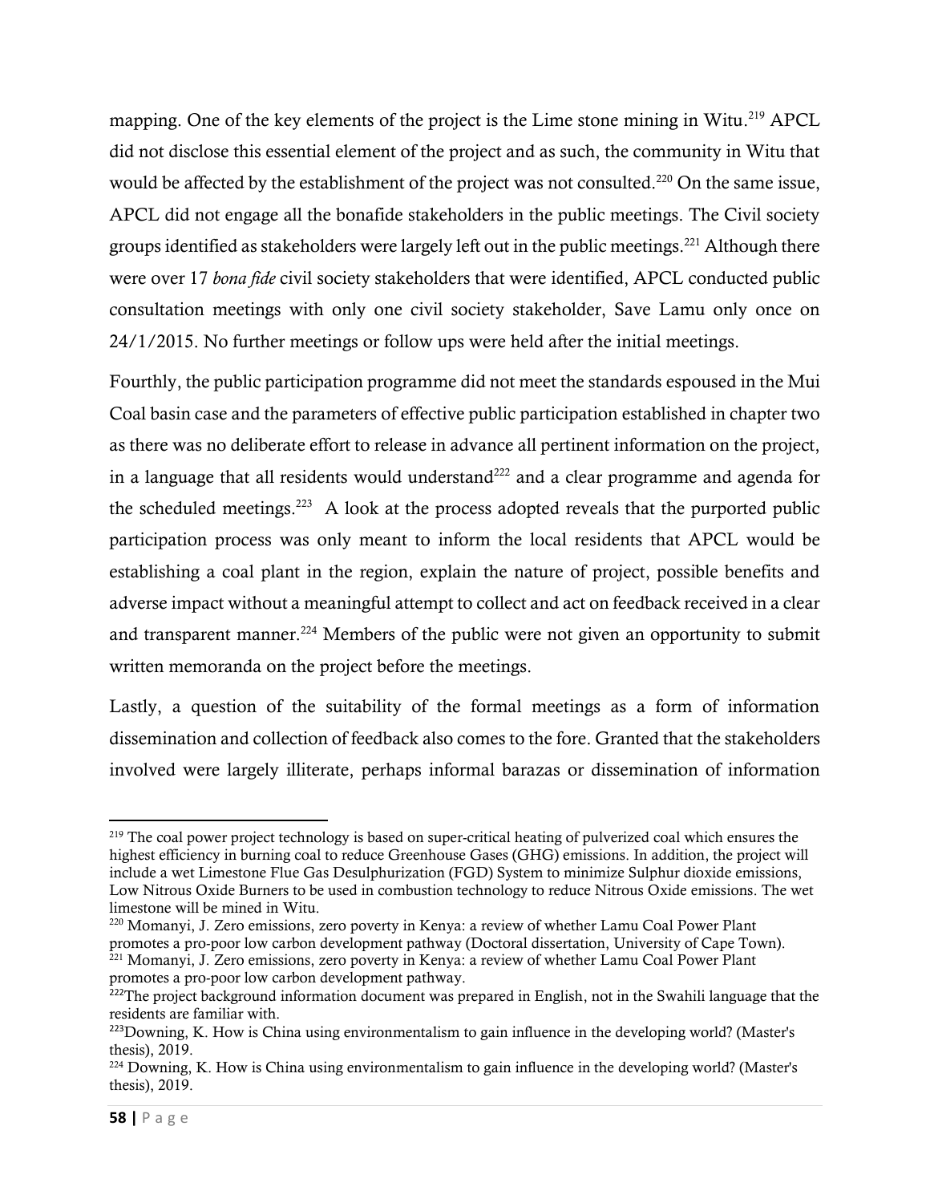mapping. One of the key elements of the project is the Lime stone mining in Witu.[219] APCL did not disclose this essential element of the project and as such, the community in Witu that would be affected by the establishment of the project was not consulted.[220] On the same issue, APCL did not engage all the bonafide stakeholders in the public meetings. The Civil society groups identified as stakeholders were largely left out in the public meetings.[221] Although there were over 17 *bona fide* civil society stakeholders that were identified, APCL conducted public consultation meetings with only one civil society stakeholder, Save Lamu only once on 24/1/2015. No further meetings or follow ups were held after the initial meetings.

Fourthly, the public participation programme did not meet the standards espoused in the Mui Coal basin case and the parameters of effective public participation established in chapter two as there was no deliberate effort to release in advance all pertinent information on the project, in a language that all residents would understand[222] and a clear programme and agenda for the scheduled meetings.[223] A look at the process adopted reveals that the purported public participation process was only meant to inform the local residents that APCL would be establishing a coal plant in the region, explain the nature of project, possible benefits and adverse impact without a meaningful attempt to collect and act on feedback received in a clear and transparent manner.[224] Members of the public were not given an opportunity to submit written memoranda on the project before the meetings.

Lastly, a question of the suitability of the formal meetings as a form of information dissemination and collection of feedback also comes to the fore. Granted that the stakeholders involved were largely illiterate, perhaps informal barazas or dissemination of information

---

[219] The coal power project technology is based on super-critical heating of pulverized coal which ensures the highest efficiency in burning coal to reduce Greenhouse Gases (GHG) emissions. In addition, the project will include a wet Limestone Flue Gas Desulphurization (FGD) System to minimize Sulphur dioxide emissions, Low Nitrous Oxide Burners to be used in combustion technology to reduce Nitrous Oxide emissions. The wet limestone will be mined in Witu.

[220] Momanyi, J. Zero emissions, zero poverty in Kenya: a review of whether Lamu Coal Power Plant promotes a pro-poor low carbon development pathway (Doctoral dissertation, University of Cape Town).

[221] Momanyi, J. Zero emissions, zero poverty in Kenya: a review of whether Lamu Coal Power Plant promotes a pro-poor low carbon development pathway.

[222] The project background information document was prepared in English, not in the Swahili language that the residents are familiar with.

[223] Downing, K. How is China using environmentalism to gain influence in the developing world? (Master's thesis), 2019.

[224] Downing, K. How is China using environmentalism to gain influence in the developing world? (Master's thesis), 2019.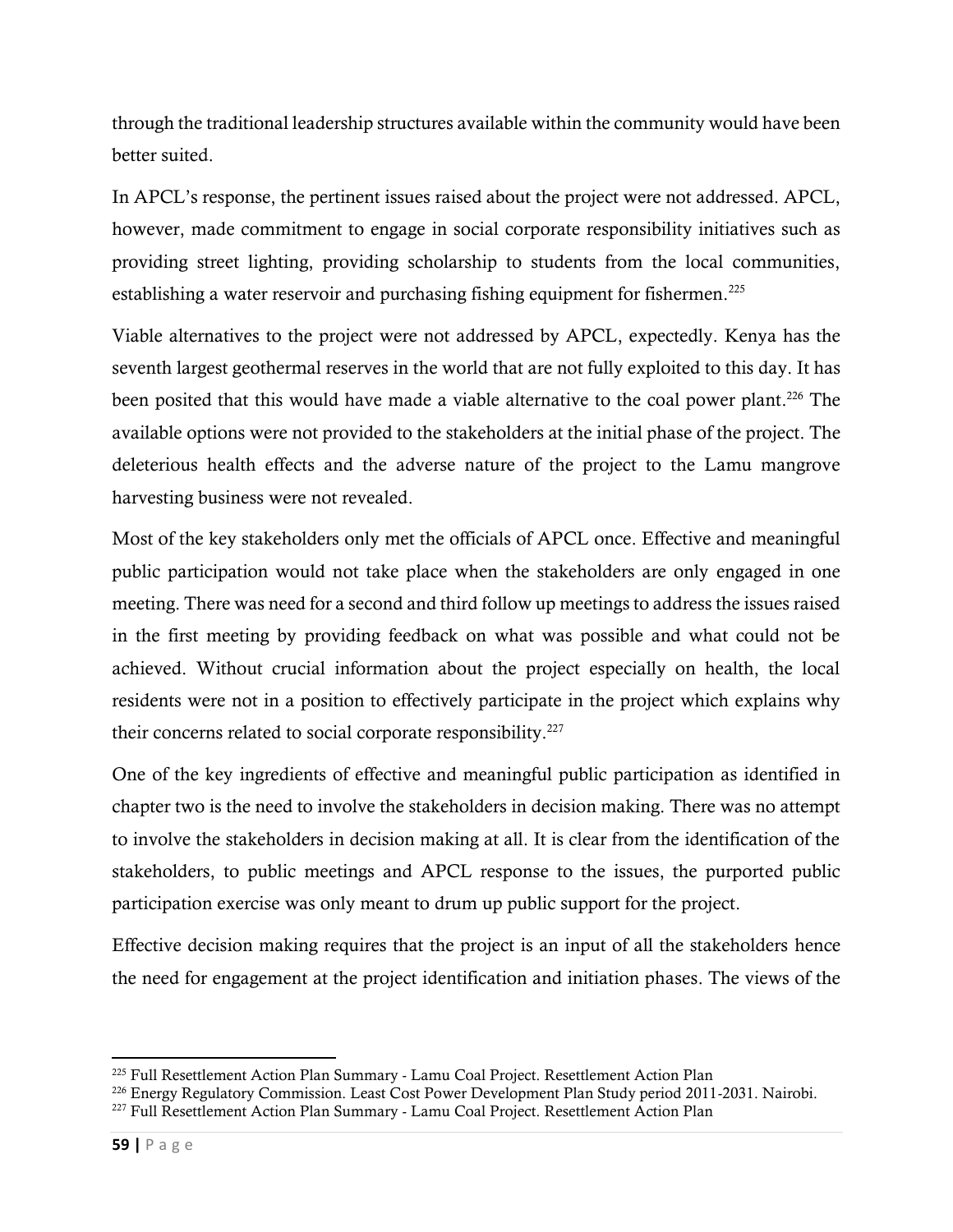through the traditional leadership structures available within the community would have been better suited.

In APCL's response, the pertinent issues raised about the project were not addressed. APCL, however, made commitment to engage in social corporate responsibility initiatives such as providing street lighting, providing scholarship to students from the local communities, establishing a water reservoir and purchasing fishing equipment for fishermen.[225]

Viable alternatives to the project were not addressed by APCL, expectedly. Kenya has the seventh largest geothermal reserves in the world that are not fully exploited to this day. It has been posited that this would have made a viable alternative to the coal power plant.[226] The available options were not provided to the stakeholders at the initial phase of the project. The deleterious health effects and the adverse nature of the project to the Lamu mangrove harvesting business were not revealed.

Most of the key stakeholders only met the officials of APCL once. Effective and meaningful public participation would not take place when the stakeholders are only engaged in one meeting. There was need for a second and third follow up meetings to address the issues raised in the first meeting by providing feedback on what was possible and what could not be achieved. Without crucial information about the project especially on health, the local residents were not in a position to effectively participate in the project which explains why their concerns related to social corporate responsibility.[227]

One of the key ingredients of effective and meaningful public participation as identified in chapter two is the need to involve the stakeholders in decision making. There was no attempt to involve the stakeholders in decision making at all. It is clear from the identification of the stakeholders, to public meetings and APCL response to the issues, the purported public participation exercise was only meant to drum up public support for the project.

Effective decision making requires that the project is an input of all the stakeholders hence the need for engagement at the project identification and initiation phases. The views of the

---

[225] Full Resettlement Action Plan Summary - Lamu Coal Project. Resettlement Action Plan

[226] Energy Regulatory Commission. Least Cost Power Development Plan Study period 2011-2031. Nairobi.

[227] Full Resettlement Action Plan Summary - Lamu Coal Project. Resettlement Action Plan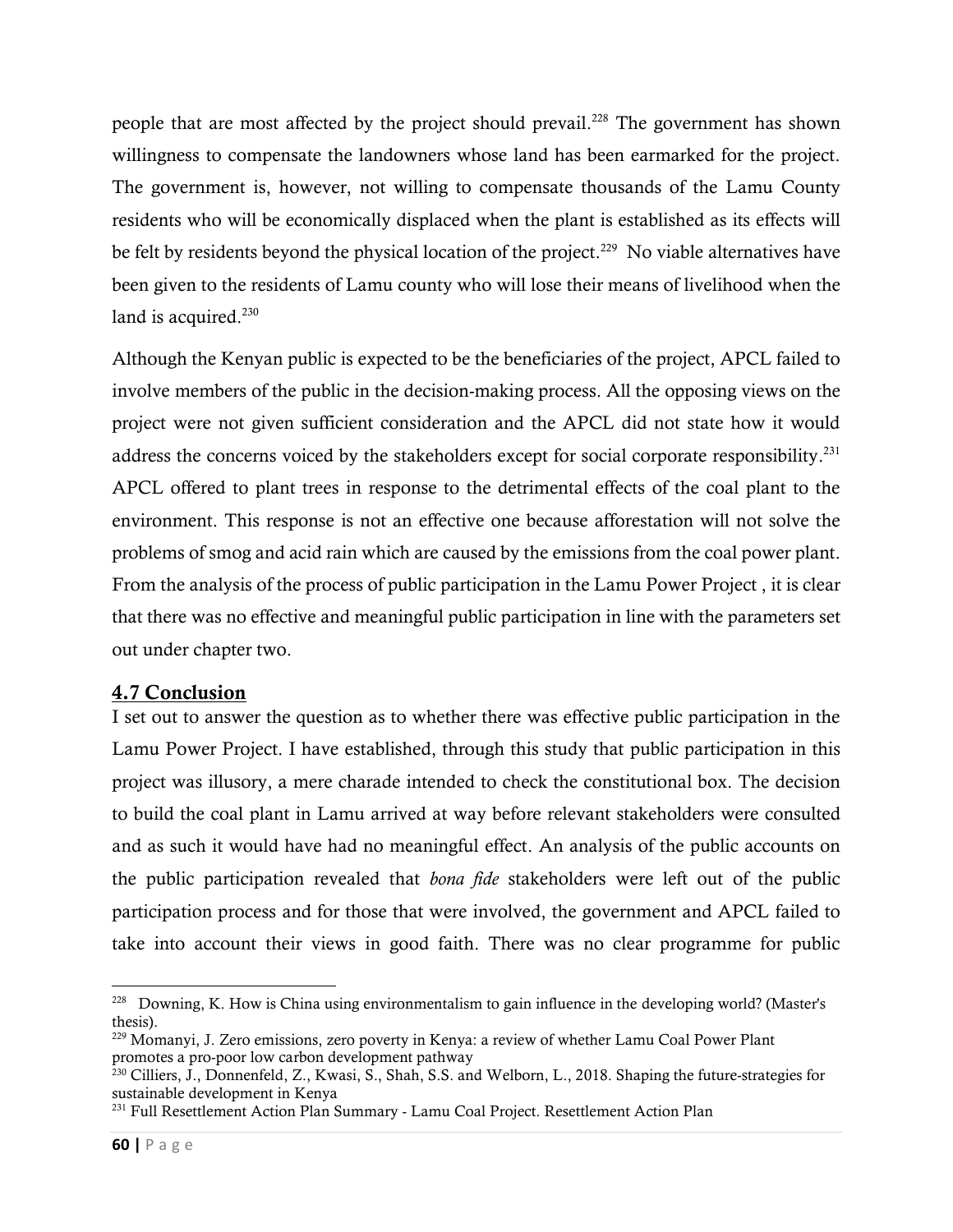people that are most affected by the project should prevail.[228] The government has shown willingness to compensate the landowners whose land has been earmarked for the project. The government is, however, not willing to compensate thousands of the Lamu County residents who will be economically displaced when the plant is established as its effects will be felt by residents beyond the physical location of the project.[229] No viable alternatives have been given to the residents of Lamu county who will lose their means of livelihood when the land is acquired.[230]

Although the Kenyan public is expected to be the beneficiaries of the project, APCL failed to involve members of the public in the decision-making process. All the opposing views on the project were not given sufficient consideration and the APCL did not state how it would address the concerns voiced by the stakeholders except for social corporate responsibility.[231] APCL offered to plant trees in response to the detrimental effects of the coal plant to the environment. This response is not an effective one because afforestation will not solve the problems of smog and acid rain which are caused by the emissions from the coal power plant. From the analysis of the process of public participation in the Lamu Power Project , it is clear that there was no effective and meaningful public participation in line with the parameters set out under chapter two.

## 4.7 Conclusion

I set out to answer the question as to whether there was effective public participation in the Lamu Power Project. I have established, through this study that public participation in this project was illusory, a mere charade intended to check the constitutional box. The decision to build the coal plant in Lamu arrived at way before relevant stakeholders were consulted and as such it would have had no meaningful effect. An analysis of the public accounts on the public participation revealed that *bona fide* stakeholders were left out of the public participation process and for those that were involved, the government and APCL failed to take into account their views in good faith. There was no clear programme for public

---

[228] Downing, K. How is China using environmentalism to gain influence in the developing world? (Master's thesis).

[229] Momanyi, J. Zero emissions, zero poverty in Kenya: a review of whether Lamu Coal Power Plant promotes a pro-poor low carbon development pathway

[230] Cilliers, J., Donnenfeld, Z., Kwasi, S., Shah, S.S. and Welborn, L., 2018. Shaping the future-strategies for sustainable development in Kenya

[231] Full Resettlement Action Plan Summary - Lamu Coal Project. Resettlement Action Plan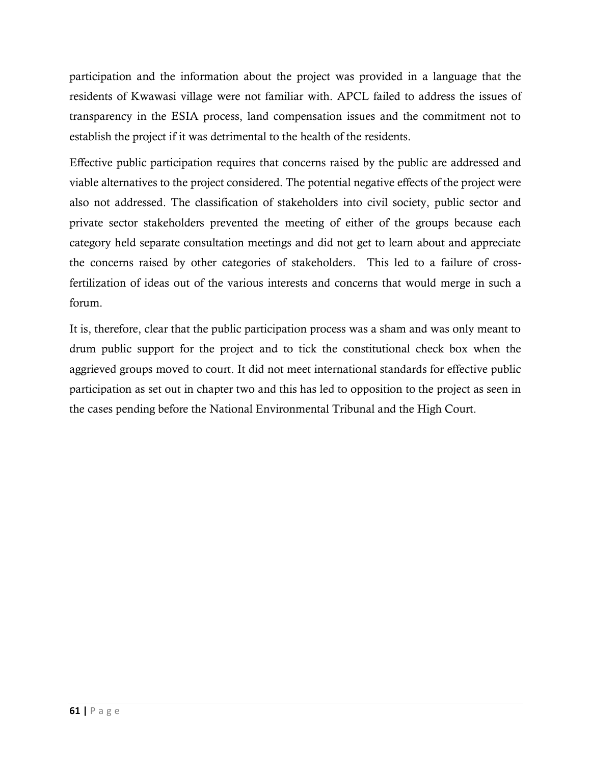participation and the information about the project was provided in a language that the residents of Kwawasi village were not familiar with. APCL failed to address the issues of transparency in the ESIA process, land compensation issues and the commitment not to establish the project if it was detrimental to the health of the residents.

Effective public participation requires that concerns raised by the public are addressed and viable alternatives to the project considered. The potential negative effects of the project were also not addressed. The classification of stakeholders into civil society, public sector and private sector stakeholders prevented the meeting of either of the groups because each category held separate consultation meetings and did not get to learn about and appreciate the concerns raised by other categories of stakeholders. This led to a failure of cross-fertilization of ideas out of the various interests and concerns that would merge in such a forum.

It is, therefore, clear that the public participation process was a sham and was only meant to drum public support for the project and to tick the constitutional check box when the aggrieved groups moved to court. It did not meet international standards for effective public participation as set out in chapter two and this has led to opposition to the project as seen in the cases pending before the National Environmental Tribunal and the High Court.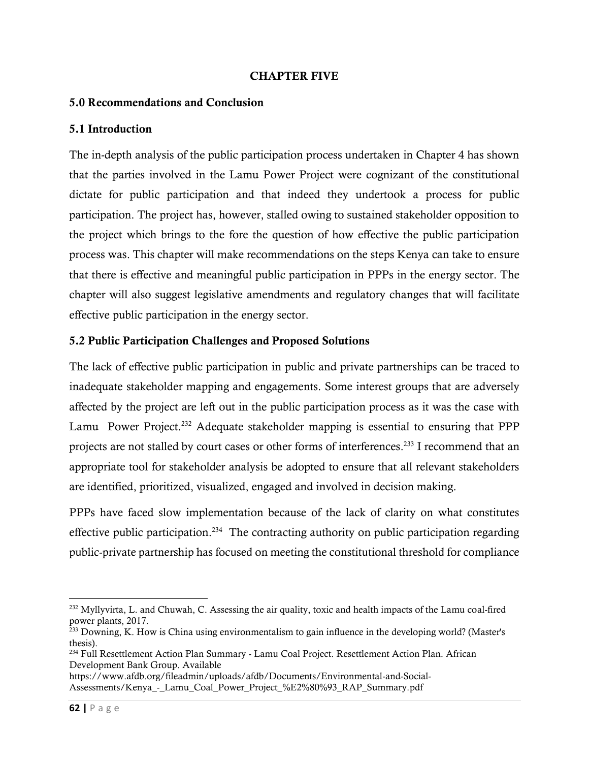# CHAPTER FIVE

## 5.0 Recommendations and Conclusion

### 5.1 Introduction

The in-depth analysis of the public participation process undertaken in Chapter 4 has shown that the parties involved in the Lamu Power Project were cognizant of the constitutional dictate for public participation and that indeed they undertook a process for public participation. The project has, however, stalled owing to sustained stakeholder opposition to the project which brings to the fore the question of how effective the public participation process was. This chapter will make recommendations on the steps Kenya can take to ensure that there is effective and meaningful public participation in PPPs in the energy sector. The chapter will also suggest legislative amendments and regulatory changes that will facilitate effective public participation in the energy sector.

### 5.2 Public Participation Challenges and Proposed Solutions

The lack of effective public participation in public and private partnerships can be traced to inadequate stakeholder mapping and engagements. Some interest groups that are adversely affected by the project are left out in the public participation process as it was the case with Lamu Power Project.[232] Adequate stakeholder mapping is essential to ensuring that PPP projects are not stalled by court cases or other forms of interferences.[233] I recommend that an appropriate tool for stakeholder analysis be adopted to ensure that all relevant stakeholders are identified, prioritized, visualized, engaged and involved in decision making.

PPPs have faced slow implementation because of the lack of clarity on what constitutes effective public participation.[234] The contracting authority on public participation regarding public-private partnership has focused on meeting the constitutional threshold for compliance

---

[232] Myllyvirta, L. and Chuwah, C. Assessing the air quality, toxic and health impacts of the Lamu coal-fired power plants, 2017.

[233] Downing, K. How is China using environmentalism to gain influence in the developing world? (Master's thesis).

[234] Full Resettlement Action Plan Summary - Lamu Coal Project. Resettlement Action Plan. African Development Bank Group. Available https://www.afdb.org/fileadmin/uploads/afdb/Documents/Environmental-and-Social-Assessments/Kenya_-_Lamu_Coal_Power_Project_%E2%80%93_RAP_Summary.pdf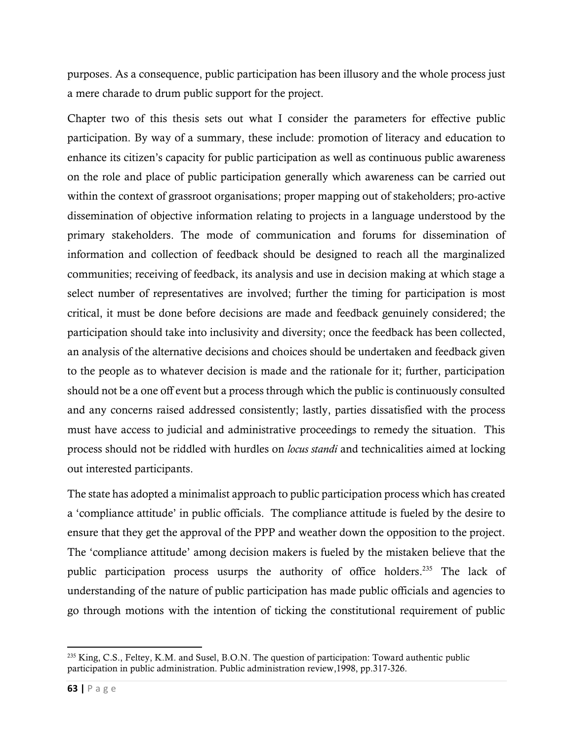purposes. As a consequence, public participation has been illusory and the whole process just a mere charade to drum public support for the project.

Chapter two of this thesis sets out what I consider the parameters for effective public participation. By way of a summary, these include: promotion of literacy and education to enhance its citizen's capacity for public participation as well as continuous public awareness on the role and place of public participation generally which awareness can be carried out within the context of grassroot organisations; proper mapping out of stakeholders; pro-active dissemination of objective information relating to projects in a language understood by the primary stakeholders. The mode of communication and forums for dissemination of information and collection of feedback should be designed to reach all the marginalized communities; receiving of feedback, its analysis and use in decision making at which stage a select number of representatives are involved; further the timing for participation is most critical, it must be done before decisions are made and feedback genuinely considered; the participation should take into inclusivity and diversity; once the feedback has been collected, an analysis of the alternative decisions and choices should be undertaken and feedback given to the people as to whatever decision is made and the rationale for it; further, participation should not be a one off event but a process through which the public is continuously consulted and any concerns raised addressed consistently; lastly, parties dissatisfied with the process must have access to judicial and administrative proceedings to remedy the situation. This process should not be riddled with hurdles on *locus standi* and technicalities aimed at locking out interested participants.

The state has adopted a minimalist approach to public participation process which has created a 'compliance attitude' in public officials. The compliance attitude is fueled by the desire to ensure that they get the approval of the PPP and weather down the opposition to the project. The 'compliance attitude' among decision makers is fueled by the mistaken believe that the public participation process usurps the authority of office holders.[235] The lack of understanding of the nature of public participation has made public officials and agencies to go through motions with the intention of ticking the constitutional requirement of public

---

[235] King, C.S., Feltey, K.M. and Susel, B.O.N. The question of participation: Toward authentic public participation in public administration. Public administration review,1998, pp.317-326.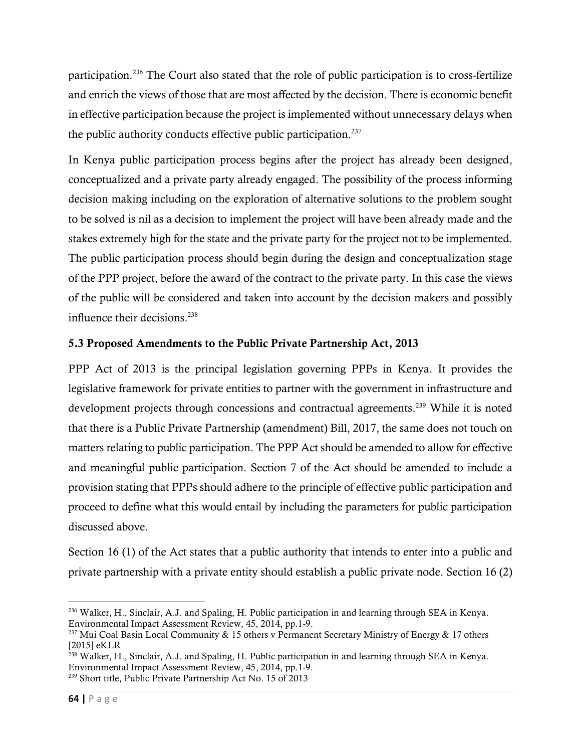participation.[236] The Court also stated that the role of public participation is to cross-fertilize and enrich the views of those that are most affected by the decision. There is economic benefit in effective participation because the project is implemented without unnecessary delays when the public authority conducts effective public participation.[237]

In Kenya public participation process begins after the project has already been designed, conceptualized and a private party already engaged. The possibility of the process informing decision making including on the exploration of alternative solutions to the problem sought to be solved is nil as a decision to implement the project will have been already made and the stakes extremely high for the state and the private party for the project not to be implemented. The public participation process should begin during the design and conceptualization stage of the PPP project, before the award of the contract to the private party. In this case the views of the public will be considered and taken into account by the decision makers and possibly influence their decisions.[238]

### 5.3 Proposed Amendments to the Public Private Partnership Act, 2013

PPP Act of 2013 is the principal legislation governing PPPs in Kenya. It provides the legislative framework for private entities to partner with the government in infrastructure and development projects through concessions and contractual agreements.[239] While it is noted that there is a Public Private Partnership (amendment) Bill, 2017, the same does not touch on matters relating to public participation. The PPP Act should be amended to allow for effective and meaningful public participation. Section 7 of the Act should be amended to include a provision stating that PPPs should adhere to the principle of effective public participation and proceed to define what this would entail by including the parameters for public participation discussed above.

Section 16 (1) of the Act states that a public authority that intends to enter into a public and private partnership with a private entity should establish a public private node. Section 16 (2)

---

[236] Walker, H., Sinclair, A.J. and Spaling, H. Public participation in and learning through SEA in Kenya. Environmental Impact Assessment Review, 45, 2014, pp.1-9.

[237] Mui Coal Basin Local Community & 15 others v Permanent Secretary Ministry of Energy & 17 others [2015] eKLR

[238] Walker, H., Sinclair, A.J. and Spaling, H. Public participation in and learning through SEA in Kenya. Environmental Impact Assessment Review, 45, 2014, pp.1-9.

[239] Short title, Public Private Partnership Act No. 15 of 2013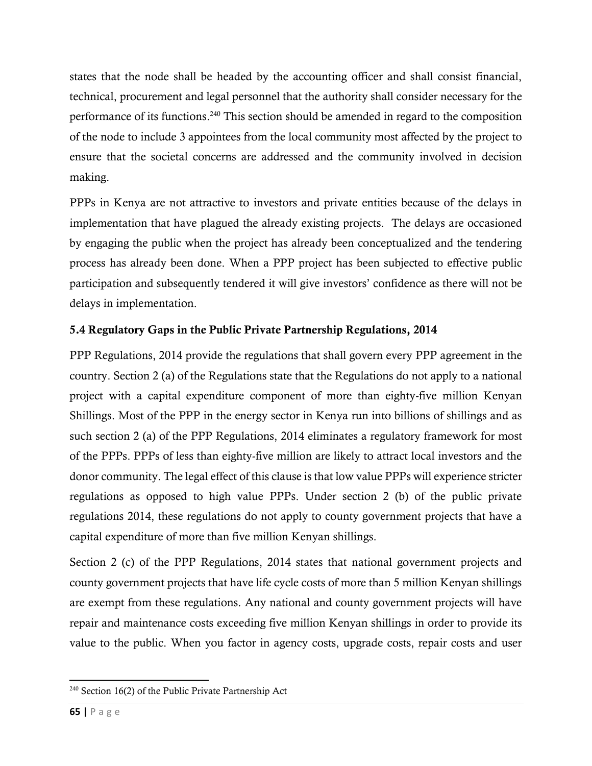states that the node shall be headed by the accounting officer and shall consist financial, technical, procurement and legal personnel that the authority shall consider necessary for the performance of its functions.[240] This section should be amended in regard to the composition of the node to include 3 appointees from the local community most affected by the project to ensure that the societal concerns are addressed and the community involved in decision making.

PPPs in Kenya are not attractive to investors and private entities because of the delays in implementation that have plagued the already existing projects. The delays are occasioned by engaging the public when the project has already been conceptualized and the tendering process has already been done. When a PPP project has been subjected to effective public participation and subsequently tendered it will give investors' confidence as there will not be delays in implementation.

### 5.4 Regulatory Gaps in the Public Private Partnership Regulations, 2014

PPP Regulations, 2014 provide the regulations that shall govern every PPP agreement in the country. Section 2 (a) of the Regulations state that the Regulations do not apply to a national project with a capital expenditure component of more than eighty-five million Kenyan Shillings. Most of the PPP in the energy sector in Kenya run into billions of shillings and as such section 2 (a) of the PPP Regulations, 2014 eliminates a regulatory framework for most of the PPPs. PPPs of less than eighty-five million are likely to attract local investors and the donor community. The legal effect of this clause is that low value PPPs will experience stricter regulations as opposed to high value PPPs. Under section 2 (b) of the public private regulations 2014, these regulations do not apply to county government projects that have a capital expenditure of more than five million Kenyan shillings.

Section 2 (c) of the PPP Regulations, 2014 states that national government projects and county government projects that have life cycle costs of more than 5 million Kenyan shillings are exempt from these regulations. Any national and county government projects will have repair and maintenance costs exceeding five million Kenyan shillings in order to provide its value to the public. When you factor in agency costs, upgrade costs, repair costs and user

[240] Section 16(2) of the Public Private Partnership Act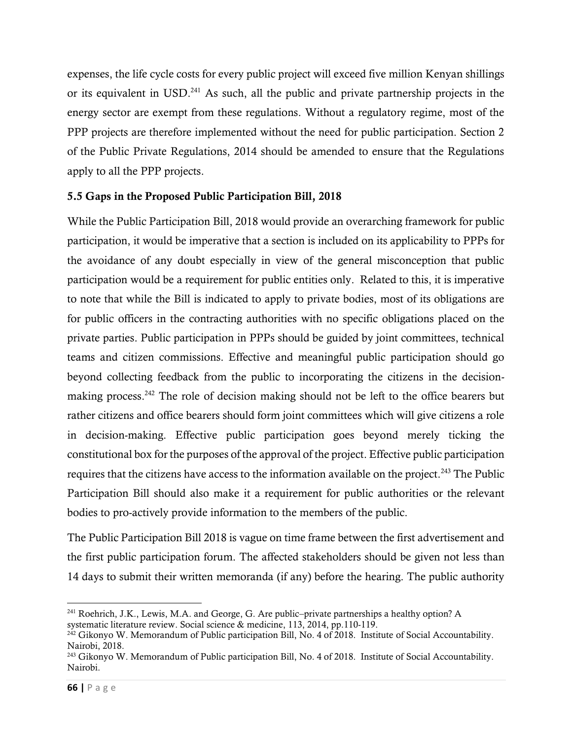expenses, the life cycle costs for every public project will exceed five million Kenyan shillings or its equivalent in USD.[241] As such, all the public and private partnership projects in the energy sector are exempt from these regulations. Without a regulatory regime, most of the PPP projects are therefore implemented without the need for public participation. Section 2 of the Public Private Regulations, 2014 should be amended to ensure that the Regulations apply to all the PPP projects.

### 5.5 Gaps in the Proposed Public Participation Bill, 2018

While the Public Participation Bill, 2018 would provide an overarching framework for public participation, it would be imperative that a section is included on its applicability to PPPs for the avoidance of any doubt especially in view of the general misconception that public participation would be a requirement for public entities only. Related to this, it is imperative to note that while the Bill is indicated to apply to private bodies, most of its obligations are for public officers in the contracting authorities with no specific obligations placed on the private parties. Public participation in PPPs should be guided by joint committees, technical teams and citizen commissions. Effective and meaningful public participation should go beyond collecting feedback from the public to incorporating the citizens in the decision-making process.[242] The role of decision making should not be left to the office bearers but rather citizens and office bearers should form joint committees which will give citizens a role in decision-making. Effective public participation goes beyond merely ticking the constitutional box for the purposes of the approval of the project. Effective public participation requires that the citizens have access to the information available on the project.[243] The Public Participation Bill should also make it a requirement for public authorities or the relevant bodies to pro-actively provide information to the members of the public.

The Public Participation Bill 2018 is vague on time frame between the first advertisement and the first public participation forum. The affected stakeholders should be given not less than 14 days to submit their written memoranda (if any) before the hearing. The public authority

---

[241] Roehrich, J.K., Lewis, M.A. and George, G. Are public–private partnerships a healthy option? A systematic literature review. Social science & medicine, 113, 2014, pp.110-119.

[242] Gikonyo W. Memorandum of Public participation Bill, No. 4 of 2018. Institute of Social Accountability. Nairobi, 2018.

[243] Gikonyo W. Memorandum of Public participation Bill, No. 4 of 2018. Institute of Social Accountability. Nairobi.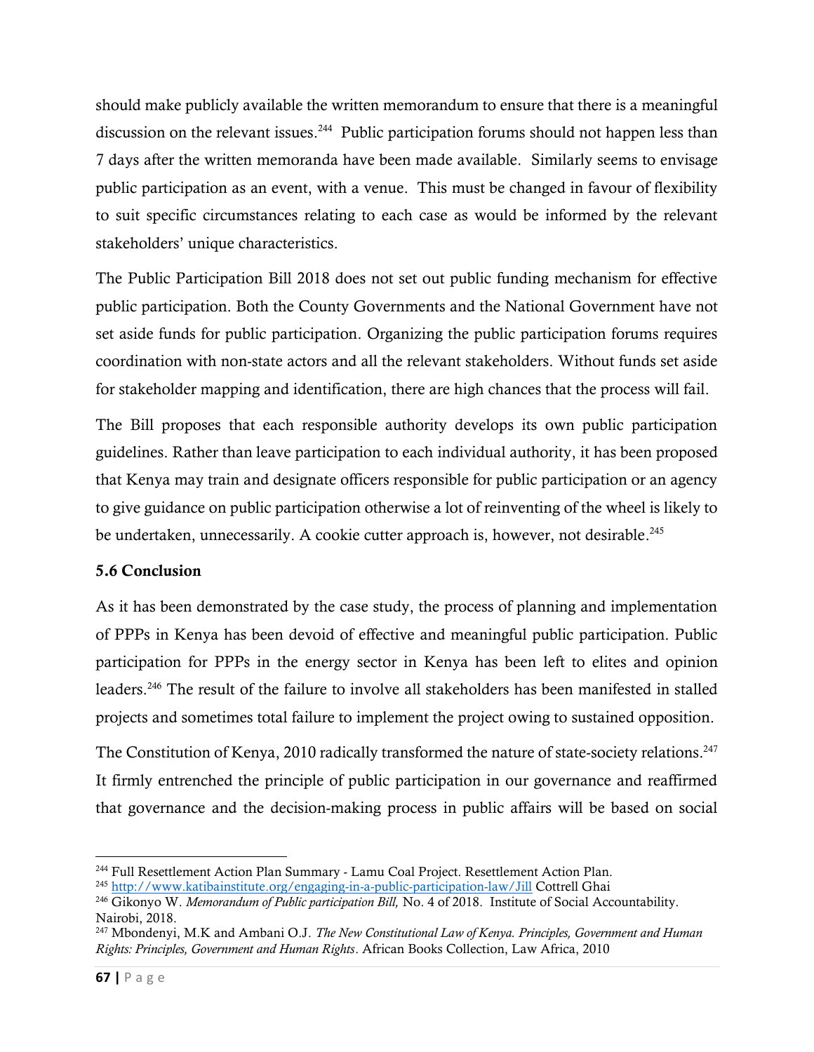should make publicly available the written memorandum to ensure that there is a meaningful discussion on the relevant issues.[244] Public participation forums should not happen less than 7 days after the written memoranda have been made available. Similarly seems to envisage public participation as an event, with a venue. This must be changed in favour of flexibility to suit specific circumstances relating to each case as would be informed by the relevant stakeholders' unique characteristics.

The Public Participation Bill 2018 does not set out public funding mechanism for effective public participation. Both the County Governments and the National Government have not set aside funds for public participation. Organizing the public participation forums requires coordination with non-state actors and all the relevant stakeholders. Without funds set aside for stakeholder mapping and identification, there are high chances that the process will fail.

The Bill proposes that each responsible authority develops its own public participation guidelines. Rather than leave participation to each individual authority, it has been proposed that Kenya may train and designate officers responsible for public participation or an agency to give guidance on public participation otherwise a lot of reinventing of the wheel is likely to be undertaken, unnecessarily. A cookie cutter approach is, however, not desirable.[245]

## 5.6 Conclusion

As it has been demonstrated by the case study, the process of planning and implementation of PPPs in Kenya has been devoid of effective and meaningful public participation. Public participation for PPPs in the energy sector in Kenya has been left to elites and opinion leaders.[246] The result of the failure to involve all stakeholders has been manifested in stalled projects and sometimes total failure to implement the project owing to sustained opposition.

The Constitution of Kenya, 2010 radically transformed the nature of state-society relations.[247] It firmly entrenched the principle of public participation in our governance and reaffirmed that governance and the decision-making process in public affairs will be based on social

---

[244] Full Resettlement Action Plan Summary - Lamu Coal Project. Resettlement Action Plan.

[245] http://www.katibainstitute.org/engaging-in-a-public-participation-law/Jill Cottrell Ghai

[246] Gikonyo W. *Memorandum of Public participation Bill,* No. 4 of 2018. Institute of Social Accountability. Nairobi, 2018.

[247] Mbondenyi, M.K and Ambani O.J. *The New Constitutional Law of Kenya. Principles, Government and Human Rights: Principles, Government and Human Rights*. African Books Collection, Law Africa, 2010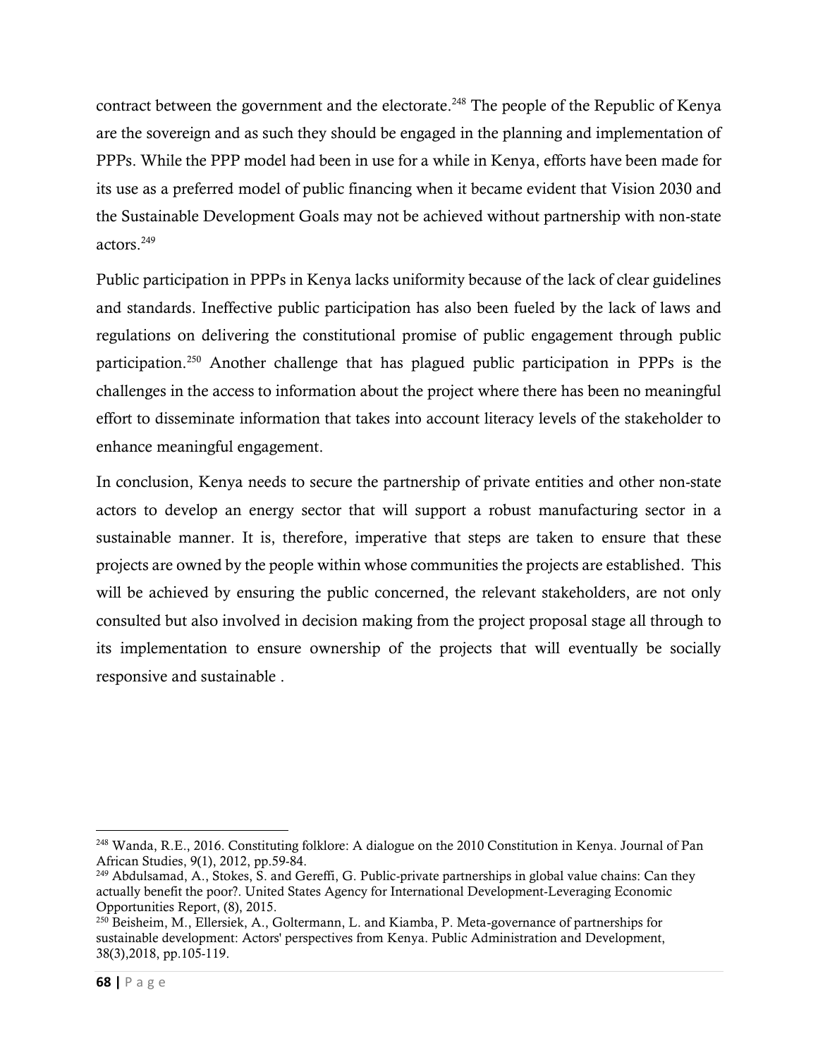contract between the government and the electorate.[248] The people of the Republic of Kenya are the sovereign and as such they should be engaged in the planning and implementation of PPPs. While the PPP model had been in use for a while in Kenya, efforts have been made for its use as a preferred model of public financing when it became evident that Vision 2030 and the Sustainable Development Goals may not be achieved without partnership with non-state actors.[249]

Public participation in PPPs in Kenya lacks uniformity because of the lack of clear guidelines and standards. Ineffective public participation has also been fueled by the lack of laws and regulations on delivering the constitutional promise of public engagement through public participation.[250] Another challenge that has plagued public participation in PPPs is the challenges in the access to information about the project where there has been no meaningful effort to disseminate information that takes into account literacy levels of the stakeholder to enhance meaningful engagement.

In conclusion, Kenya needs to secure the partnership of private entities and other non-state actors to develop an energy sector that will support a robust manufacturing sector in a sustainable manner. It is, therefore, imperative that steps are taken to ensure that these projects are owned by the people within whose communities the projects are established. This will be achieved by ensuring the public concerned, the relevant stakeholders, are not only consulted but also involved in decision making from the project proposal stage all through to its implementation to ensure ownership of the projects that will eventually be socially responsive and sustainable .

---

[248] Wanda, R.E., 2016. Constituting folklore: A dialogue on the 2010 Constitution in Kenya. Journal of Pan African Studies, 9(1), 2012, pp.59-84.

[249] Abdulsamad, A., Stokes, S. and Gereffi, G. Public-private partnerships in global value chains: Can they actually benefit the poor?. United States Agency for International Development-Leveraging Economic Opportunities Report, (8), 2015.

[250] Beisheim, M., Ellersiek, A., Goltermann, L. and Kiamba, P. Meta-governance of partnerships for sustainable development: Actors' perspectives from Kenya. Public Administration and Development, 38(3),2018, pp.105-119.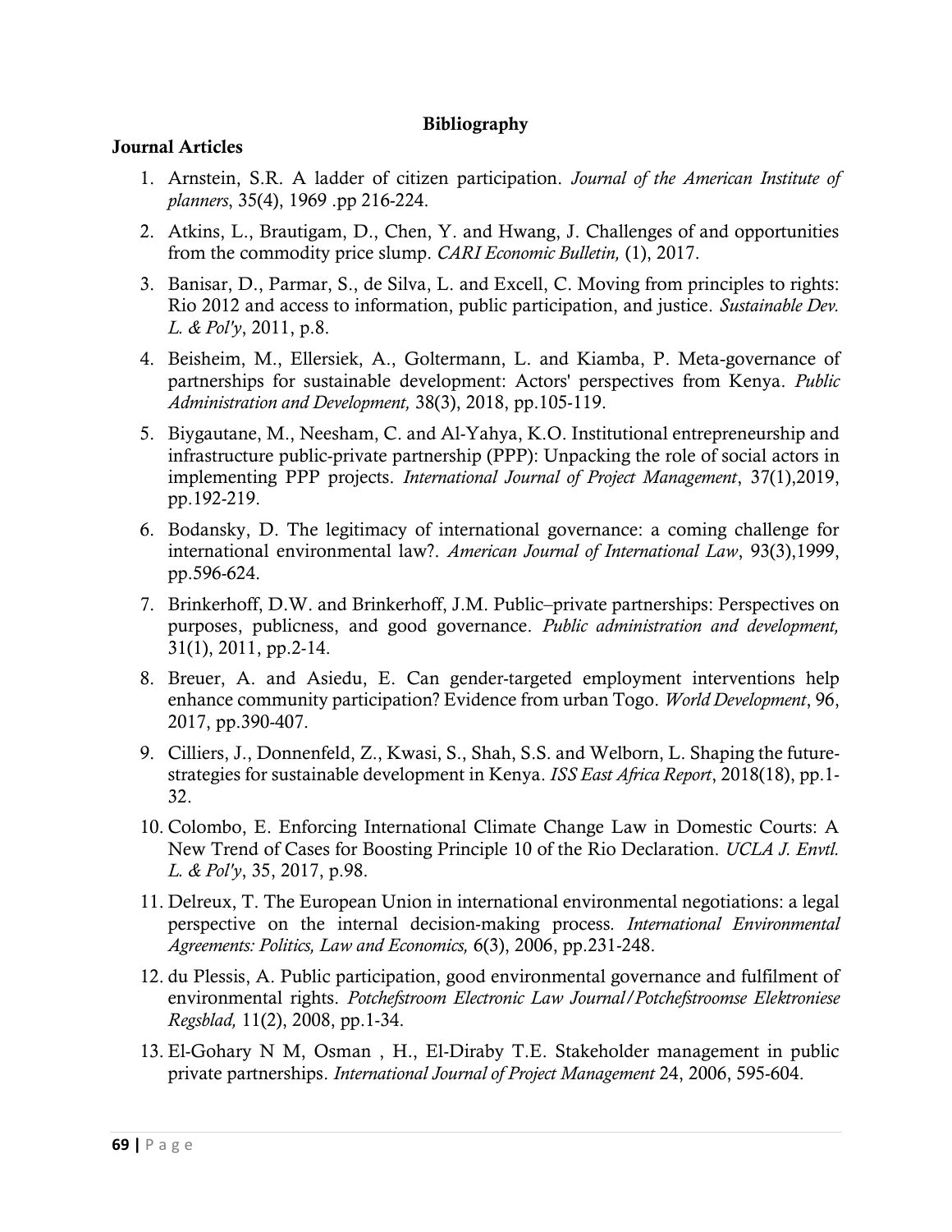**Bibliography**

**Journal Articles**

1. Arnstein, S.R. A ladder of citizen participation. *Journal of the American Institute of planners*, 35(4), 1969 .pp 216-224.
2. Atkins, L., Brautigam, D., Chen, Y. and Hwang, J. Challenges of and opportunities from the commodity price slump. *CARI Economic Bulletin,* (1), 2017.
3. Banisar, D., Parmar, S., de Silva, L. and Excell, C. Moving from principles to rights: Rio 2012 and access to information, public participation, and justice. *Sustainable Dev. L. & Pol'y*, 2011, p.8.
4. Beisheim, M., Ellersiek, A., Goltermann, L. and Kiamba, P. Meta-governance of partnerships for sustainable development: Actors' perspectives from Kenya. *Public Administration and Development,* 38(3), 2018, pp.105-119.
5. Biygautane, M., Neesham, C. and Al-Yahya, K.O. Institutional entrepreneurship and infrastructure public-private partnership (PPP): Unpacking the role of social actors in implementing PPP projects. *International Journal of Project Management*, 37(1),2019, pp.192-219.
6. Bodansky, D. The legitimacy of international governance: a coming challenge for international environmental law?. *American Journal of International Law*, 93(3),1999, pp.596-624.
7. Brinkerhoff, D.W. and Brinkerhoff, J.M. Public–private partnerships: Perspectives on purposes, publicness, and good governance. *Public administration and development,* 31(1), 2011, pp.2-14.
8. Breuer, A. and Asiedu, E. Can gender-targeted employment interventions help enhance community participation? Evidence from urban Togo. *World Development*, 96, 2017, pp.390-407.
9. Cilliers, J., Donnenfeld, Z., Kwasi, S., Shah, S.S. and Welborn, L. Shaping the future-strategies for sustainable development in Kenya. *ISS East Africa Report*, 2018(18), pp.1-32.
10. Colombo, E. Enforcing International Climate Change Law in Domestic Courts: A New Trend of Cases for Boosting Principle 10 of the Rio Declaration. *UCLA J. Envtl. L. & Pol'y*, 35, 2017, p.98.
11. Delreux, T. The European Union in international environmental negotiations: a legal perspective on the internal decision-making process*. International Environmental Agreements: Politics, Law and Economics,* 6(3), 2006, pp.231-248.
12. du Plessis, A. Public participation, good environmental governance and fulfilment of environmental rights. *Potchefstroom Electronic Law Journal/Potchefstroomse Elektroniese Regsblad,* 11(2), 2008, pp.1-34.
13. El-Gohary N M, Osman , H., El-Diraby T.E. Stakeholder management in public private partnerships. *International Journal of Project Management* 24, 2006, 595-604.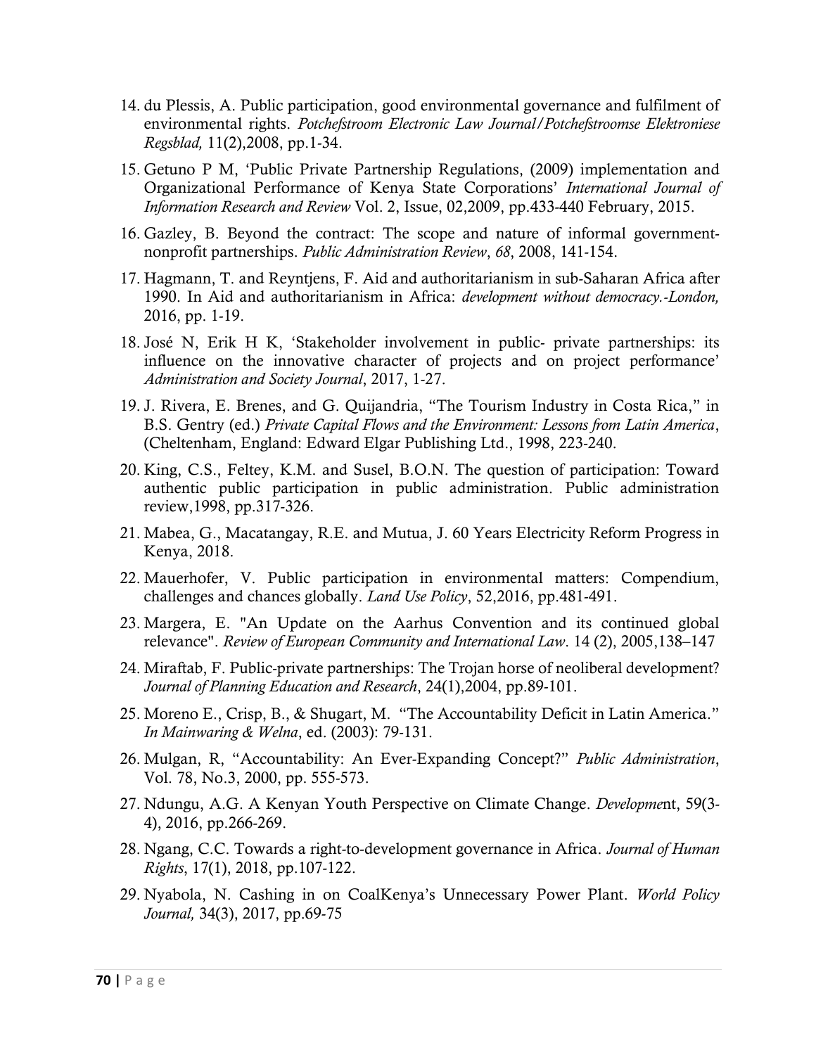14. du Plessis, A. Public participation, good environmental governance and fulfilment of environmental rights. *Potchefstroom Electronic Law Journal/Potchefstroomse Elektroniese Regsblad,* 11(2),2008, pp.1-34.
15. Getuno P M, 'Public Private Partnership Regulations, (2009) implementation and Organizational Performance of Kenya State Corporations' *International Journal of Information Research and Review* Vol. 2, Issue, 02,2009, pp.433-440 February, 2015.
16. Gazley, B. Beyond the contract: The scope and nature of informal government-nonprofit partnerships. *Public Administration Review*, *68*, 2008, 141-154.
17. Hagmann, T. and Reyntjens, F. Aid and authoritarianism in sub-Saharan Africa after 1990. In Aid and authoritarianism in Africa: *development without democracy.-London,* 2016, pp. 1-19.
18. José N, Erik H K, 'Stakeholder involvement in public- private partnerships: its influence on the innovative character of projects and on project performance' *Administration and Society Journal*, 2017, 1-27.
19. J. Rivera, E. Brenes, and G. Quijandria, "The Tourism Industry in Costa Rica," in B.S. Gentry (ed.) *Private Capital Flows and the Environment: Lessons from Latin America*, (Cheltenham, England: Edward Elgar Publishing Ltd., 1998, 223-240.
20. King, C.S., Feltey, K.M. and Susel, B.O.N. The question of participation: Toward authentic public participation in public administration. Public administration review,1998, pp.317-326.
21. Mabea, G., Macatangay, R.E. and Mutua, J. 60 Years Electricity Reform Progress in Kenya, 2018.
22. Mauerhofer, V. Public participation in environmental matters: Compendium, challenges and chances globally. *Land Use Policy*, 52,2016, pp.481-491.
23. Margera, E. "An Update on the Aarhus Convention and its continued global relevance". *Review of European Community and International Law*. 14 (2), 2005,138–147
24. Miraftab, F. Public-private partnerships: The Trojan horse of neoliberal development? *Journal of Planning Education and Research*, 24(1),2004, pp.89-101.
25. Moreno E., Crisp, B., & Shugart, M. "The Accountability Deficit in Latin America." *In Mainwaring & Welna*, ed. (2003): 79-131.
26. Mulgan, R, "Accountability: An Ever-Expanding Concept?" *Public Administration*, Vol. 78, No.3, 2000, pp. 555-573.
27. Ndungu, A.G. A Kenyan Youth Perspective on Climate Change. *Developme*nt, 59(3-4), 2016, pp.266-269.
28. Ngang, C.C. Towards a right-to-development governance in Africa. *Journal of Human Rights*, 17(1), 2018, pp.107-122.
29. Nyabola, N. Cashing in on CoalKenya's Unnecessary Power Plant. *World Policy Journal,* 34(3), 2017, pp.69-75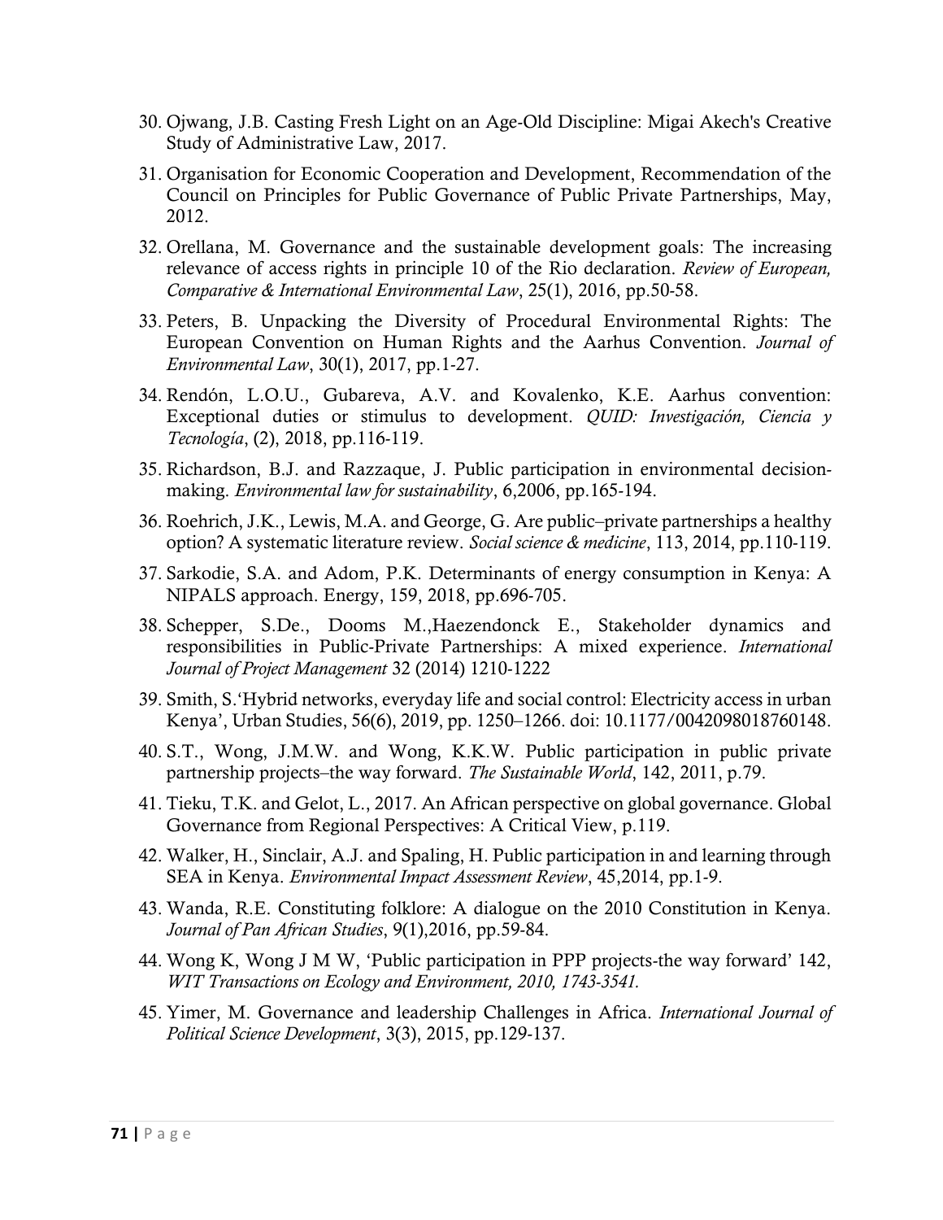30. Ojwang, J.B. Casting Fresh Light on an Age-Old Discipline: Migai Akech's Creative Study of Administrative Law, 2017.
31. Organisation for Economic Cooperation and Development, Recommendation of the Council on Principles for Public Governance of Public Private Partnerships, May, 2012.
32. Orellana, M. Governance and the sustainable development goals: The increasing relevance of access rights in principle 10 of the Rio declaration. *Review of European, Comparative & International Environmental Law*, 25(1), 2016, pp.50-58.
33. Peters, B. Unpacking the Diversity of Procedural Environmental Rights: The European Convention on Human Rights and the Aarhus Convention. *Journal of Environmental Law*, 30(1), 2017, pp.1-27.
34. Rendón, L.O.U., Gubareva, A.V. and Kovalenko, K.E. Aarhus convention: Exceptional duties or stimulus to development. *QUID: Investigación, Ciencia y Tecnología*, (2), 2018, pp.116-119.
35. Richardson, B.J. and Razzaque, J. Public participation in environmental decision-making. *Environmental law for sustainability*, 6,2006, pp.165-194.
36. Roehrich, J.K., Lewis, M.A. and George, G. Are public–private partnerships a healthy option? A systematic literature review. *Social science & medicine*, 113, 2014, pp.110-119.
37. Sarkodie, S.A. and Adom, P.K. Determinants of energy consumption in Kenya: A NIPALS approach. Energy, 159, 2018, pp.696-705.
38. Schepper, S.De., Dooms M.,Haezendonck E., Stakeholder dynamics and responsibilities in Public-Private Partnerships: A mixed experience. *International Journal of Project Management* 32 (2014) 1210-1222
39. Smith, S.'Hybrid networks, everyday life and social control: Electricity access in urban Kenya', Urban Studies, 56(6), 2019, pp. 1250–1266. doi: 10.1177/0042098018760148.
40. S.T., Wong, J.M.W. and Wong, K.K.W. Public participation in public private partnership projects–the way forward. *The Sustainable World*, 142, 2011, p.79.
41. Tieku, T.K. and Gelot, L., 2017. An African perspective on global governance. Global Governance from Regional Perspectives: A Critical View, p.119.
42. Walker, H., Sinclair, A.J. and Spaling, H. Public participation in and learning through SEA in Kenya. *Environmental Impact Assessment Review*, 45,2014, pp.1-9.
43. Wanda, R.E. Constituting folklore: A dialogue on the 2010 Constitution in Kenya. *Journal of Pan African Studies*, 9(1),2016, pp.59-84.
44. Wong K, Wong J M W, 'Public participation in PPP projects-the way forward' 142, *WIT Transactions on Ecology and Environment, 2010, 1743-3541.*
45. Yimer, M. Governance and leadership Challenges in Africa. *International Journal of Political Science Development*, 3(3), 2015, pp.129-137.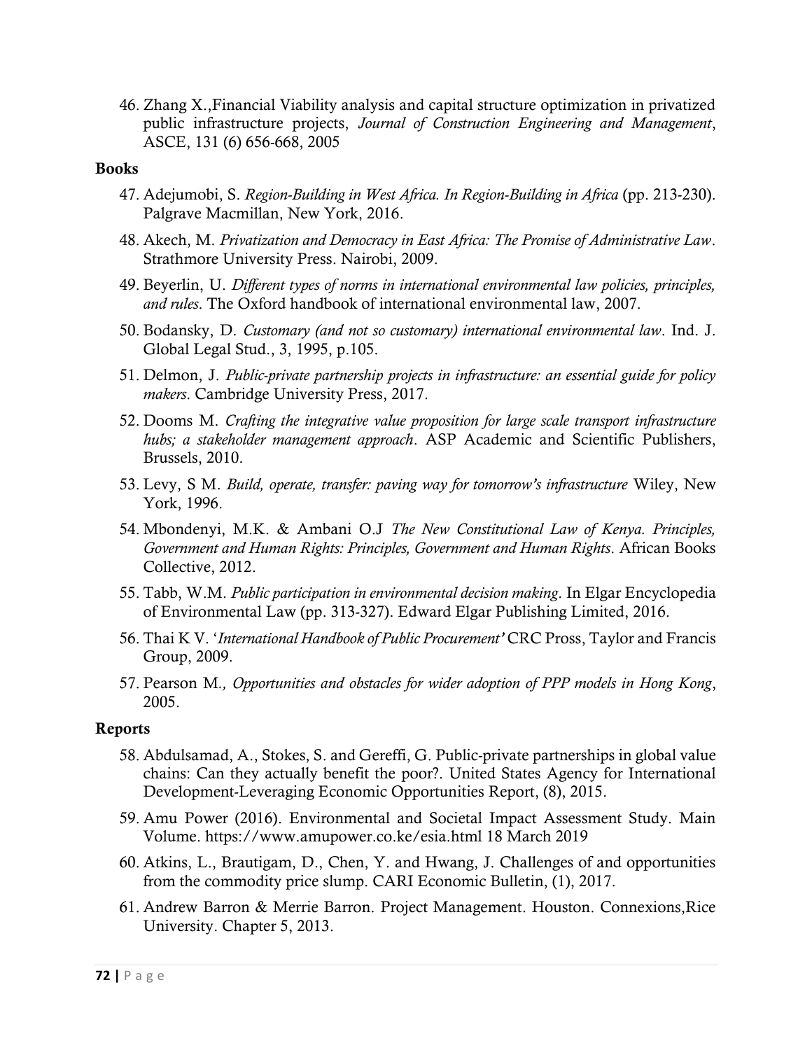46. Zhang X.,Financial Viability analysis and capital structure optimization in privatized public infrastructure projects, *Journal of Construction Engineering and Management*, ASCE, 131 (6) 656-668, 2005

**Books**

47. Adejumobi, S. *Region-Building in West Africa. In Region-Building in Africa* (pp. 213-230). Palgrave Macmillan, New York, 2016.
48. Akech, M. *Privatization and Democracy in East Africa: The Promise of Administrative Law*. Strathmore University Press. Nairobi, 2009.
49. Beyerlin, U. *Different types of norms in international environmental law policies, principles, and rules*. The Oxford handbook of international environmental law, 2007.
50. Bodansky, D. *Customary (and not so customary) international environmental law*. Ind. J. Global Legal Stud., 3, 1995, p.105.
51. Delmon, J. *Public-private partnership projects in infrastructure: an essential guide for policy makers*. Cambridge University Press, 2017.
52. Dooms M. *Crafting the integrative value proposition for large scale transport infrastructure hubs; a stakeholder management approach*. ASP Academic and Scientific Publishers, Brussels, 2010.
53. Levy, S M. *Build, operate, transfer: paving way for tomorrow's infrastructure* Wiley, New York, 1996.
54. Mbondenyi, M.K. & Ambani O.J *The New Constitutional Law of Kenya. Principles, Government and Human Rights: Principles, Government and Human Rights*. African Books Collective, 2012.
55. Tabb, W.M. *Public participation in environmental decision making*. In Elgar Encyclopedia of Environmental Law (pp. 313-327). Edward Elgar Publishing Limited, 2016.
56. Thai K V. '*International Handbook of Public Procurement'* CRC Pross, Taylor and Francis Group, 2009.
57. Pearson M*., Opportunities and obstacles for wider adoption of PPP models in Hong Kong*, 2005.

**Reports**

58. Abdulsamad, A., Stokes, S. and Gereffi, G. Public-private partnerships in global value chains: Can they actually benefit the poor?. United States Agency for International Development-Leveraging Economic Opportunities Report, (8), 2015.
59. Amu Power (2016). Environmental and Societal Impact Assessment Study. Main Volume. https://www.amupower.co.ke/esia.html 18 March 2019
60. Atkins, L., Brautigam, D., Chen, Y. and Hwang, J. Challenges of and opportunities from the commodity price slump. CARI Economic Bulletin, (1), 2017.
61. Andrew Barron & Merrie Barron. Project Management. Houston. Connexions,Rice University. Chapter 5, 2013.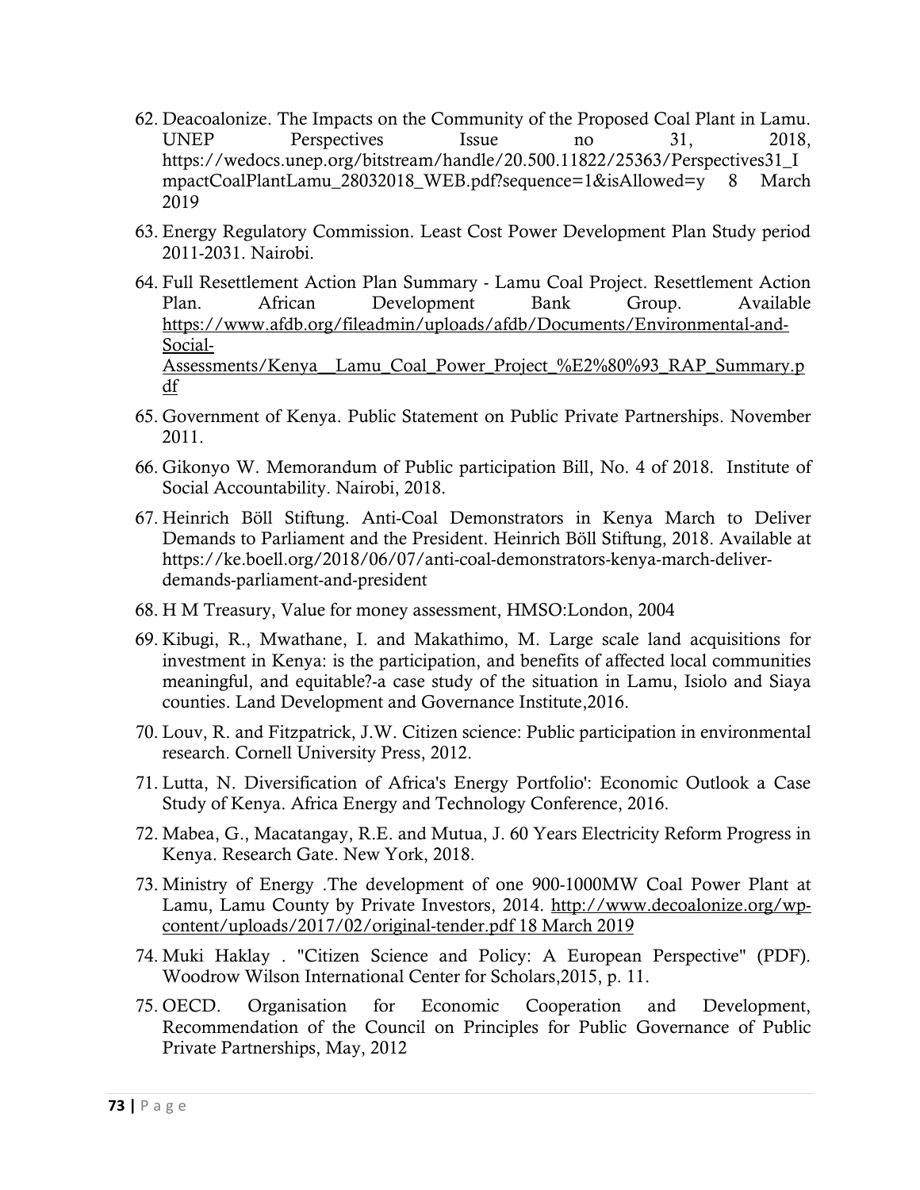62. Deacoalonize. The Impacts on the Community of the Proposed Coal Plant in Lamu. UNEP Perspectives Issue no 31, 2018, https://wedocs.unep.org/bitstream/handle/20.500.11822/25363/Perspectives31_ImpactCoalPlantLamu_28032018_WEB.pdf?sequence=1&isAllowed=y 8 March 2019

63. Energy Regulatory Commission. Least Cost Power Development Plan Study period 2011-2031. Nairobi.

64. Full Resettlement Action Plan Summary - Lamu Coal Project. Resettlement Action Plan. African Development Bank Group. Available https://www.afdb.org/fileadmin/uploads/afdb/Documents/Environmental-and-Social-Assessments/Kenya__Lamu_Coal_Power_Project_%E2%80%93_RAP_Summary.pdf

65. Government of Kenya. Public Statement on Public Private Partnerships. November 2011.

66. Gikonyo W. Memorandum of Public participation Bill, No. 4 of 2018. Institute of Social Accountability. Nairobi, 2018.

67. Heinrich Böll Stiftung. Anti-Coal Demonstrators in Kenya March to Deliver Demands to Parliament and the President. Heinrich Böll Stiftung, 2018. Available at https://ke.boell.org/2018/06/07/anti-coal-demonstrators-kenya-march-deliver-demands-parliament-and-president

68. H M Treasury, Value for money assessment, HMSO:London, 2004

69. Kibugi, R., Mwathane, I. and Makathimo, M. Large scale land acquisitions for investment in Kenya: is the participation, and benefits of affected local communities meaningful, and equitable?-a case study of the situation in Lamu, Isiolo and Siaya counties. Land Development and Governance Institute,2016.

70. Louv, R. and Fitzpatrick, J.W. Citizen science: Public participation in environmental research. Cornell University Press, 2012.

71. Lutta, N. Diversification of Africa's Energy Portfolio': Economic Outlook a Case Study of Kenya. Africa Energy and Technology Conference, 2016.

72. Mabea, G., Macatangay, R.E. and Mutua, J. 60 Years Electricity Reform Progress in Kenya. Research Gate. New York, 2018.

73. Ministry of Energy .The development of one 900-1000MW Coal Power Plant at Lamu, Lamu County by Private Investors, 2014. http://www.decoalonize.org/wp-content/uploads/2017/02/original-tender.pdf 18 March 2019

74. Muki Haklay . "Citizen Science and Policy: A European Perspective" (PDF). Woodrow Wilson International Center for Scholars,2015, p. 11.

75. OECD. Organisation for Economic Cooperation and Development, Recommendation of the Council on Principles for Public Governance of Public Private Partnerships, May, 2012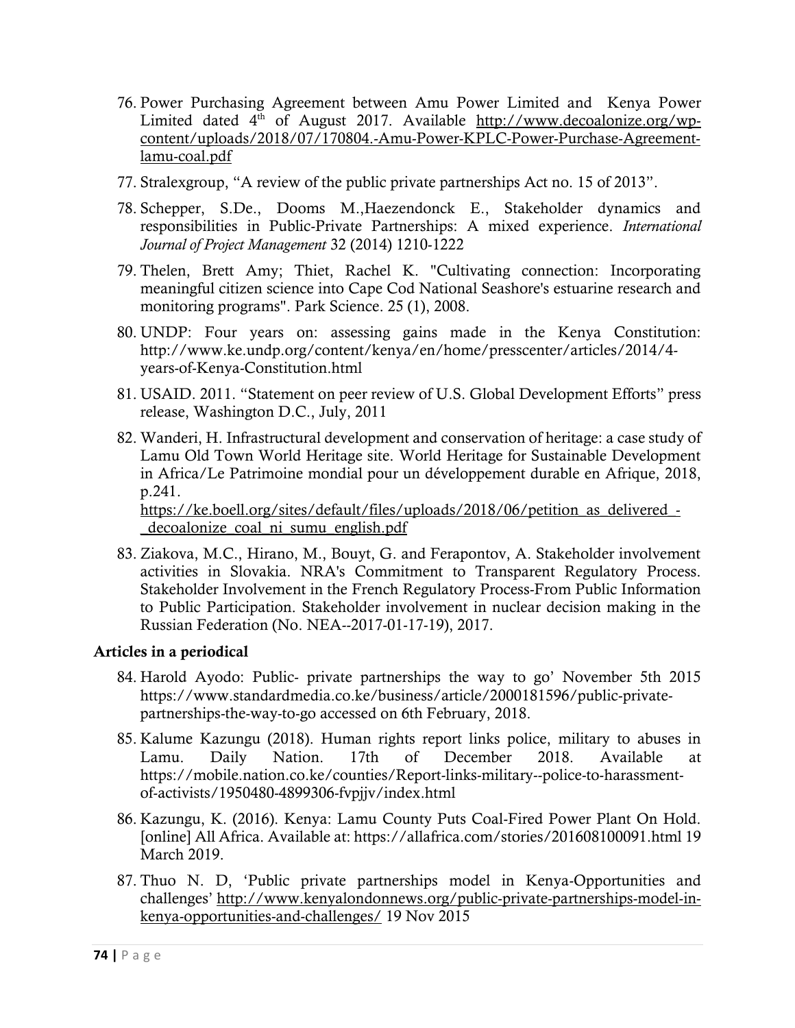76. Power Purchasing Agreement between Amu Power Limited and Kenya Power Limited dated 4th of August 2017. Available http://www.decoalonize.org/wp-content/uploads/2018/07/170804.-Amu-Power-KPLC-Power-Purchase-Agreement-lamu-coal.pdf

77. Stralexgroup, "A review of the public private partnerships Act no. 15 of 2013".

78. Schepper, S.De., Dooms M.,Haezendonck E., Stakeholder dynamics and responsibilities in Public-Private Partnerships: A mixed experience. *International Journal of Project Management* 32 (2014) 1210-1222

79. Thelen, Brett Amy; Thiet, Rachel K. "Cultivating connection: Incorporating meaningful citizen science into Cape Cod National Seashore's estuarine research and monitoring programs". Park Science. 25 (1), 2008.

80. UNDP: Four years on: assessing gains made in the Kenya Constitution: http://www.ke.undp.org/content/kenya/en/home/presscenter/articles/2014/4-years-of-Kenya-Constitution.html

81. USAID. 2011. "Statement on peer review of U.S. Global Development Efforts" press release, Washington D.C., July, 2011

82. Wanderi, H. Infrastructural development and conservation of heritage: a case study of Lamu Old Town World Heritage site. World Heritage for Sustainable Development in Africa/Le Patrimoine mondial pour un développement durable en Afrique, 2018, p.241.
https://ke.boell.org/sites/default/files/uploads/2018/06/petition_as_delivered_-_decoalonize_coal_ni_sumu_english.pdf

83. Ziakova, M.C., Hirano, M., Bouyt, G. and Ferapontov, A. Stakeholder involvement activities in Slovakia. NRA's Commitment to Transparent Regulatory Process. Stakeholder Involvement in the French Regulatory Process-From Public Information to Public Participation. Stakeholder involvement in nuclear decision making in the Russian Federation (No. NEA--2017-01-17-19), 2017.

**Articles in a periodical**

84. Harold Ayodo: Public- private partnerships the way to go' November 5th 2015 https://www.standardmedia.co.ke/business/article/2000181596/public-private-partnerships-the-way-to-go accessed on 6th February, 2018.

85. Kalume Kazungu (2018). Human rights report links police, military to abuses in Lamu. Daily Nation. 17th of December 2018. Available at https://mobile.nation.co.ke/counties/Report-links-military--police-to-harassment-of-activists/1950480-4899306-fvpjjv/index.html

86. Kazungu, K. (2016). Kenya: Lamu County Puts Coal-Fired Power Plant On Hold. [online] All Africa. Available at: https://allafrica.com/stories/201608100091.html 19 March 2019.

87. Thuo N. D, 'Public private partnerships model in Kenya-Opportunities and challenges' http://www.kenyalondonnews.org/public-private-partnerships-model-in-kenya-opportunities-and-challenges/ 19 Nov 2015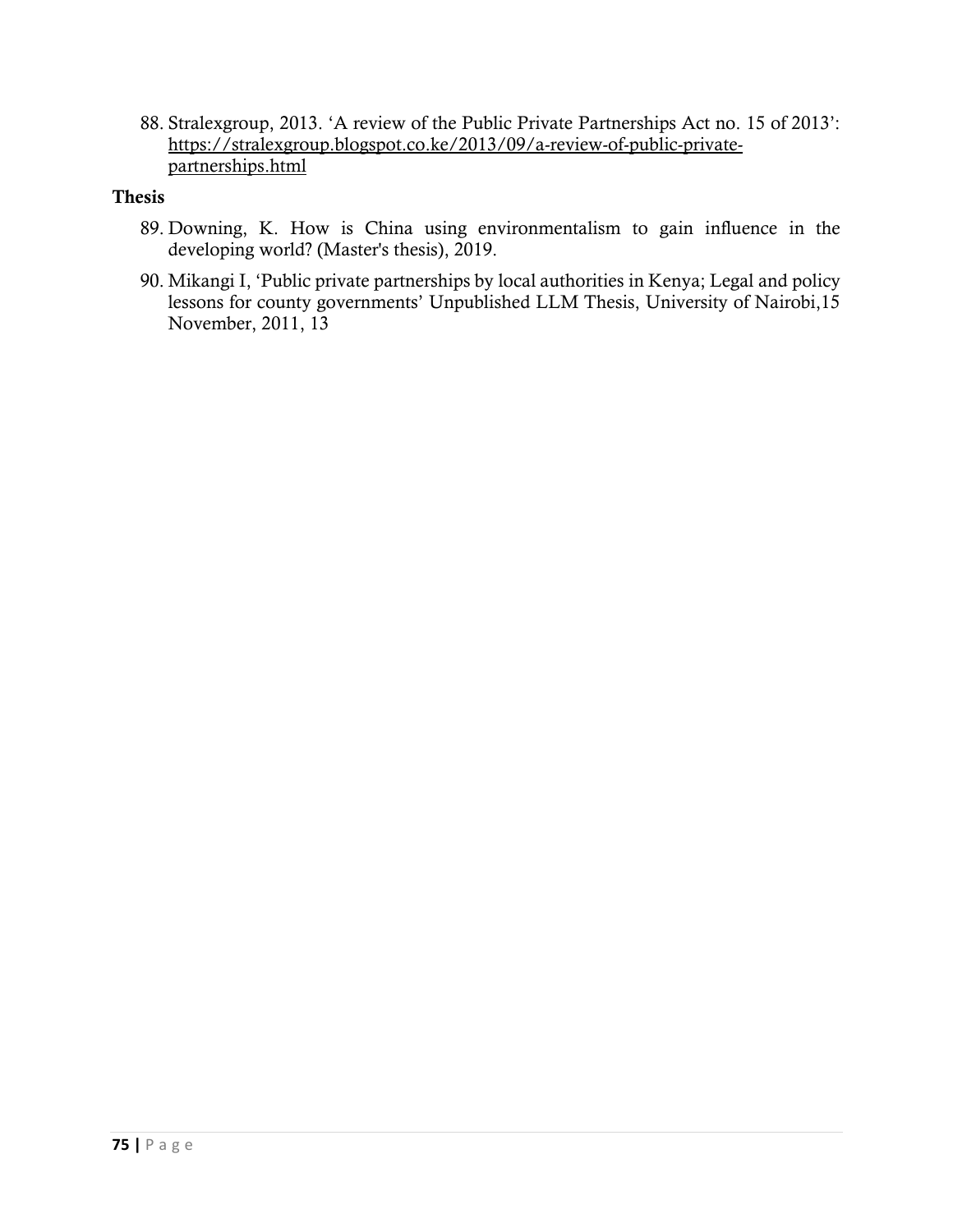88. Stralexgroup, 2013. 'A review of the Public Private Partnerships Act no. 15 of 2013': [https://stralexgroup.blogspot.co.ke/2013/09/a-review-of-public-private-partnerships.html](https://stralexgroup.blogspot.co.ke/2013/09/a-review-of-public-private-partnerships.html)

**Thesis**

89. Downing, K. How is China using environmentalism to gain influence in the developing world? (Master's thesis), 2019.
90. Mikangi I, 'Public private partnerships by local authorities in Kenya; Legal and policy lessons for county governments' Unpublished LLM Thesis, University of Nairobi,15 November, 2011, 13